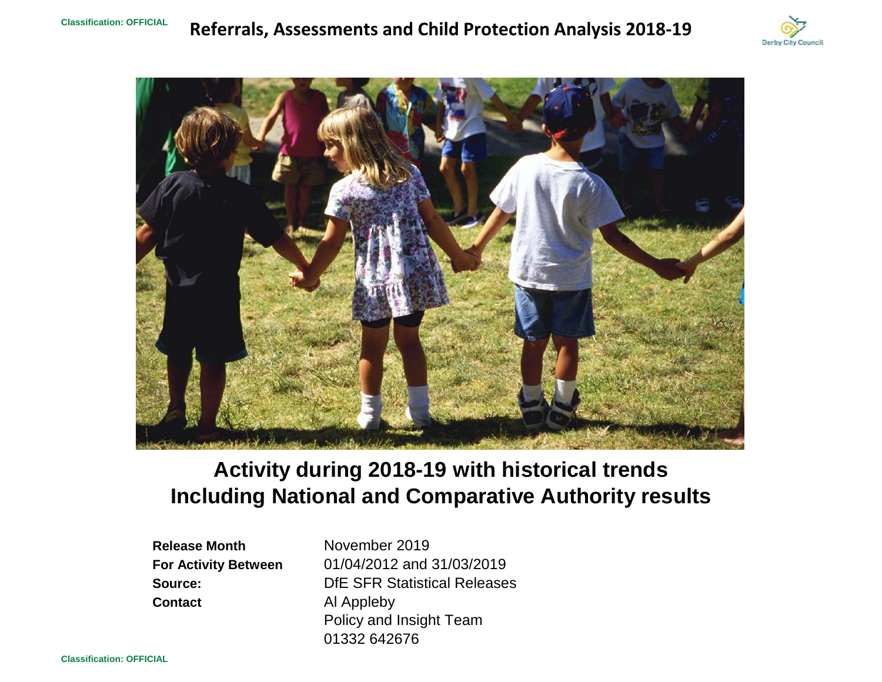# Referrals, Assessments and Child Protection Analysis 2018-19

## Activity during 2018-19 with historical trends
## Including National and Comparative Authority results

| | |
|---|---|
| **Release Month** | November 2019 |
| **For Activity Between** | 01/04/2012 and 31/03/2019 |
| **Source:** | DfE SFR Statistical Releases |
| **Contact** | Al Appleby<br>Policy and Insight Team<br>01332 642676 |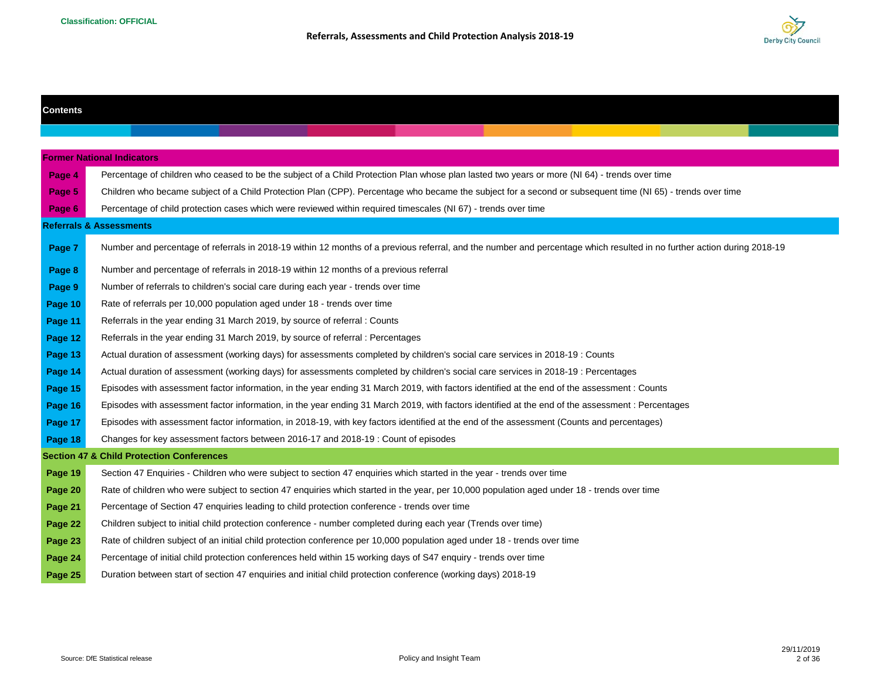Classification: OFFICIAL

# Referrals, Assessments and Child Protection Analysis 2018-19

## Contents

### Former National Indicators

| Page | Description |
| --- | --- |
| Page 4 | Percentage of children who ceased to be the subject of a Child Protection Plan whose plan lasted two years or more (NI 64) - trends over time |
| Page 5 | Children who became subject of a Child Protection Plan (CPP). Percentage who became the subject for a second or subsequent time (NI 65) - trends over time |
| Page 6 | Percentage of child protection cases which were reviewed within required timescales (NI 67) - trends over time |

### Referrals & Assessments

| Page | Description |
| --- | --- |
| Page 7 | Number and percentage of referrals in 2018-19 within 12 months of a previous referral, and the number and percentage which resulted in no further action during 2018-19 |
| Page 8 | Number and percentage of referrals in 2018-19 within 12 months of a previous referral |
| Page 9 | Number of referrals to children's social care during each year - trends over time |
| Page 10 | Rate of referrals per 10,000 population aged under 18 - trends over time |
| Page 11 | Referrals in the year ending 31 March 2019, by source of referral : Counts |
| Page 12 | Referrals in the year ending 31 March 2019, by source of referral : Percentages |
| Page 13 | Actual duration of assessment (working days) for assessments completed by children's social care services in 2018-19 : Counts |
| Page 14 | Actual duration of assessment (working days) for assessments completed by children's social care services in 2018-19 : Percentages |
| Page 15 | Episodes with assessment factor information, in the year ending 31 March 2019, with factors identified at the end of the assessment : Counts |
| Page 16 | Episodes with assessment factor information, in the year ending 31 March 2019, with factors identified at the end of the assessment : Percentages |
| Page 17 | Episodes with assessment factor information, in 2018-19, with key factors identified at the end of the assessment (Counts and percentages) |
| Page 18 | Changes for key assessment factors between 2016-17 and 2018-19 : Count of episodes |

### Section 47 & Child Protection Conferences

| Page | Description |
| --- | --- |
| Page 19 | Section 47 Enquiries - Children who were subject to section 47 enquiries which started in the year - trends over time |
| Page 20 | Rate of children who were subject to section 47 enquiries which started in the year, per 10,000 population aged under 18 - trends over time |
| Page 21 | Percentage of Section 47 enquiries leading to child protection conference - trends over time |
| Page 22 | Children subject to initial child protection conference - number completed during each year (Trends over time) |
| Page 23 | Rate of children subject of an initial child protection conference per 10,000 population aged under 18 - trends over time |
| Page 24 | Percentage of initial child protection conferences held within 15 working days of S47 enquiry - trends over time |
| Page 25 | Duration between start of section 47 enquiries and initial child protection conference (working days) 2018-19 |

Source: DfE Statistical release

Policy and Insight Team

29/11/2019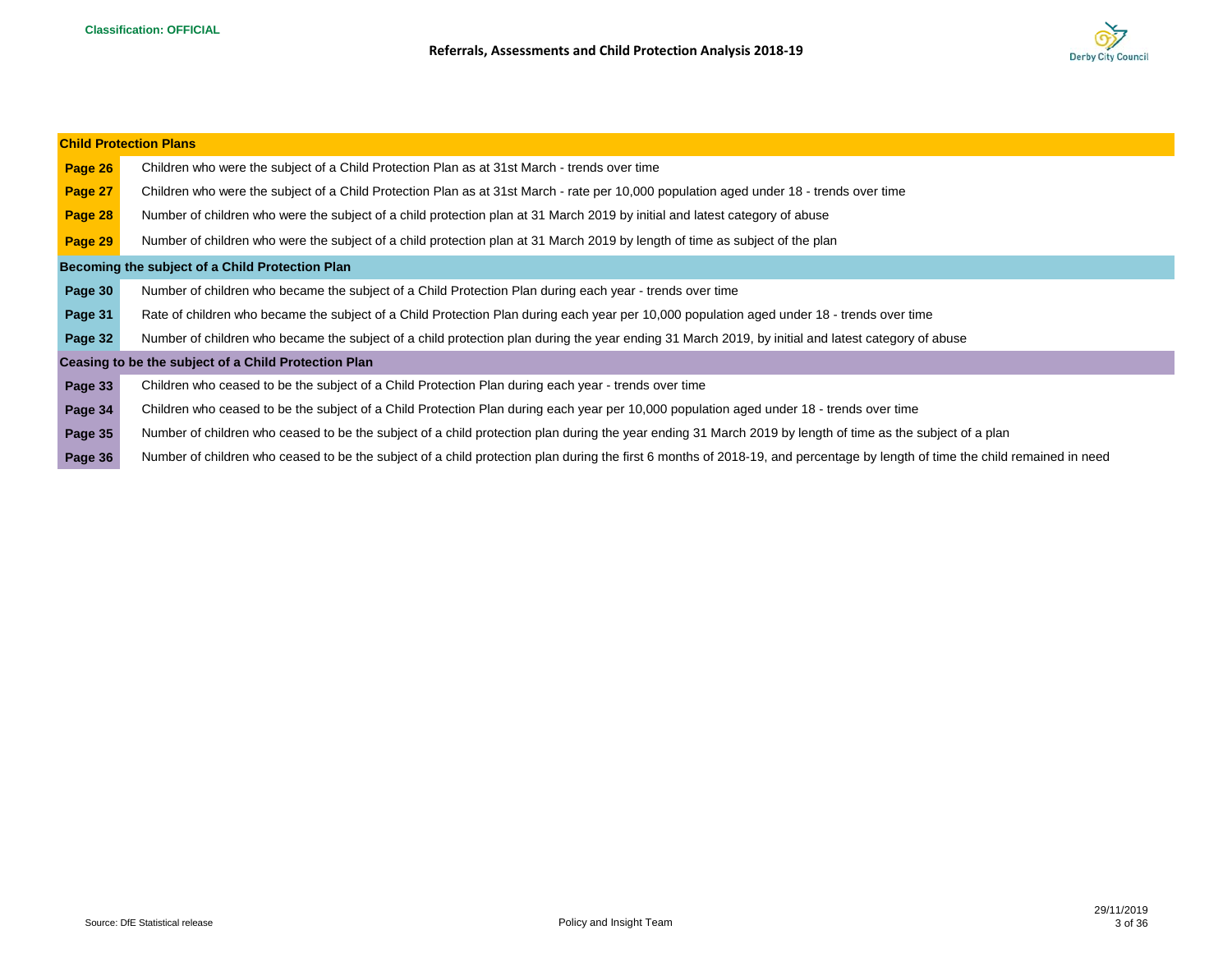## Child Protection Plans

| | |
|---|---|
| **Page 26** | Children who were the subject of a Child Protection Plan as at 31st March - trends over time |
| **Page 27** | Children who were the subject of a Child Protection Plan as at 31st March - rate per 10,000 population aged under 18 - trends over time |
| **Page 28** | Number of children who were the subject of a child protection plan at 31 March 2019 by initial and latest category of abuse |
| **Page 29** | Number of children who were the subject of a child protection plan at 31 March 2019 by length of time as subject of the plan |

## Becoming the subject of a Child Protection Plan

| | |
|---|---|
| **Page 30** | Number of children who became the subject of a Child Protection Plan during each year - trends over time |
| **Page 31** | Rate of children who became the subject of a Child Protection Plan during each year per 10,000 population aged under 18 - trends over time |
| **Page 32** | Number of children who became the subject of a child protection plan during the year ending 31 March 2019, by initial and latest category of abuse |

## Ceasing to be the subject of a Child Protection Plan

| | |
|---|---|
| **Page 33** | Children who ceased to be the subject of a Child Protection Plan during each year - trends over time |
| **Page 34** | Children who ceased to be the subject of a Child Protection Plan during each year per 10,000 population aged under 18 - trends over time |
| **Page 35** | Number of children who ceased to be the subject of a child protection plan during the year ending 31 March 2019 by length of time as the subject of a plan |
| **Page 36** | Number of children who ceased to be the subject of a child protection plan during the first 6 months of 2018-19, and percentage by length of time the child remained in need |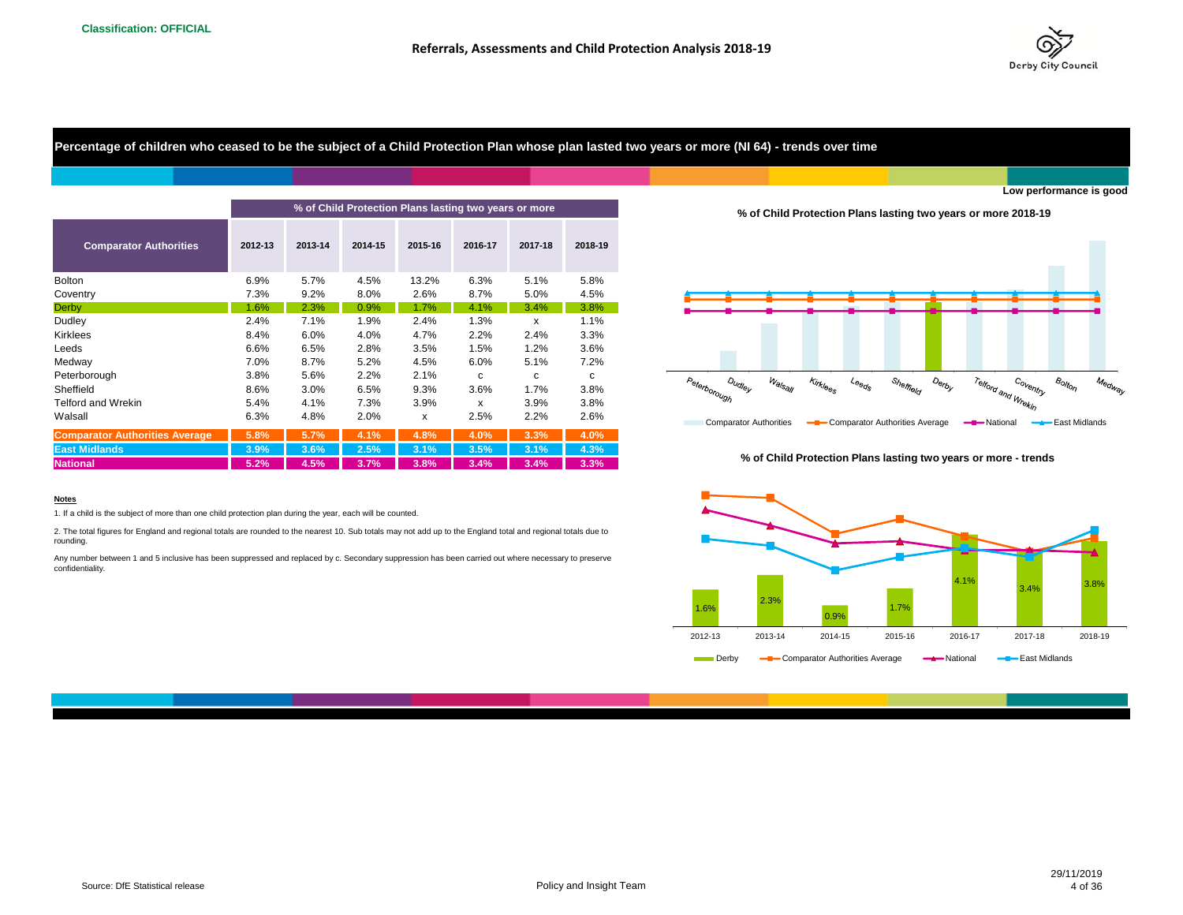Classification: OFFICIAL

## Percentage of children who ceased to be the subject of a Child Protection Plan whose plan lasted two years or more (NI 64) - trends over time

**Low performance is good**

| | % of Child Protection Plans lasting two years or more | | | | | | |
|---|---|---|---|---|---|---|---|
| **Comparator Authorities** | **2012-13** | **2013-14** | **2014-15** | **2015-16** | **2016-17** | **2017-18** | **2018-19** |
| Bolton | 6.9% | 5.7% | 4.5% | 13.2% | 6.3% | 5.1% | 5.8% |
| Coventry | 7.3% | 9.2% | 8.0% | 2.6% | 8.7% | 5.0% | 4.5% |
| Derby | 1.6% | 2.3% | 0.9% | 1.7% | 4.1% | 3.4% | 3.8% |
| Dudley | 2.4% | 7.1% | 1.9% | 2.4% | 1.3% | x | 1.1% |
| Kirklees | 8.4% | 6.0% | 4.0% | 4.7% | 2.2% | 2.4% | 3.3% |
| Leeds | 6.6% | 6.5% | 2.8% | 3.5% | 1.5% | 1.2% | 3.6% |
| Medway | 7.0% | 8.7% | 5.2% | 4.5% | 6.0% | 5.1% | 7.2% |
| Peterborough | 3.8% | 5.6% | 2.2% | 2.1% | c | c | c |
| Sheffield | 8.6% | 3.0% | 6.5% | 9.3% | 3.6% | 1.7% | 3.8% |
| Telford and Wrekin | 5.4% | 4.1% | 7.3% | 3.9% | x | 3.9% | 3.8% |
| Walsall | 6.3% | 4.8% | 2.0% | x | 2.5% | 2.2% | 2.6% |
| **Comparator Authorities Average** | **5.8%** | **5.7%** | **4.1%** | **4.8%** | **4.0%** | **3.3%** | **4.0%** |
| **East Midlands** | **3.9%** | **3.6%** | **2.5%** | **3.1%** | **3.5%** | **3.1%** | **4.3%** |
| **National** | **5.2%** | **4.5%** | **3.7%** | **3.8%** | **3.4%** | **3.4%** | **3.3%** |

**Notes**

1. If a child is the subject of more than one child protection plan during the year, each will be counted.

2. The total figures for England and regional totals are rounded to the nearest 10. Sub totals may not add up to the England total and regional totals due to rounding.

Any number between 1 and 5 inclusive has been suppressed and replaced by c. Secondary suppression has been carried out where necessary to preserve confidentiality.

**% of Child Protection Plans lasting two years or more 2018-19**

Peterborough, Dudley, Walsall, Kirklees, Leeds, Sheffield, Derby, Telford and Wrekin, Coventry, Bolton, Medway

Comparator Authorities | Comparator Authorities Average | National | East Midlands

**% of Child Protection Plans lasting two years or more - trends**

| 2012-13 | 2013-14 | 2014-15 | 2015-16 | 2016-17 | 2017-18 | 2018-19 |
|---|---|---|---|---|---|---|
| 1.6% | 2.3% | 0.9% | 1.7% | 4.1% | 3.4% | 3.8% |

Derby | Comparator Authorities Average | National | East Midlands

Source: DfE Statistical release

Policy and Insight Team

29/11/2019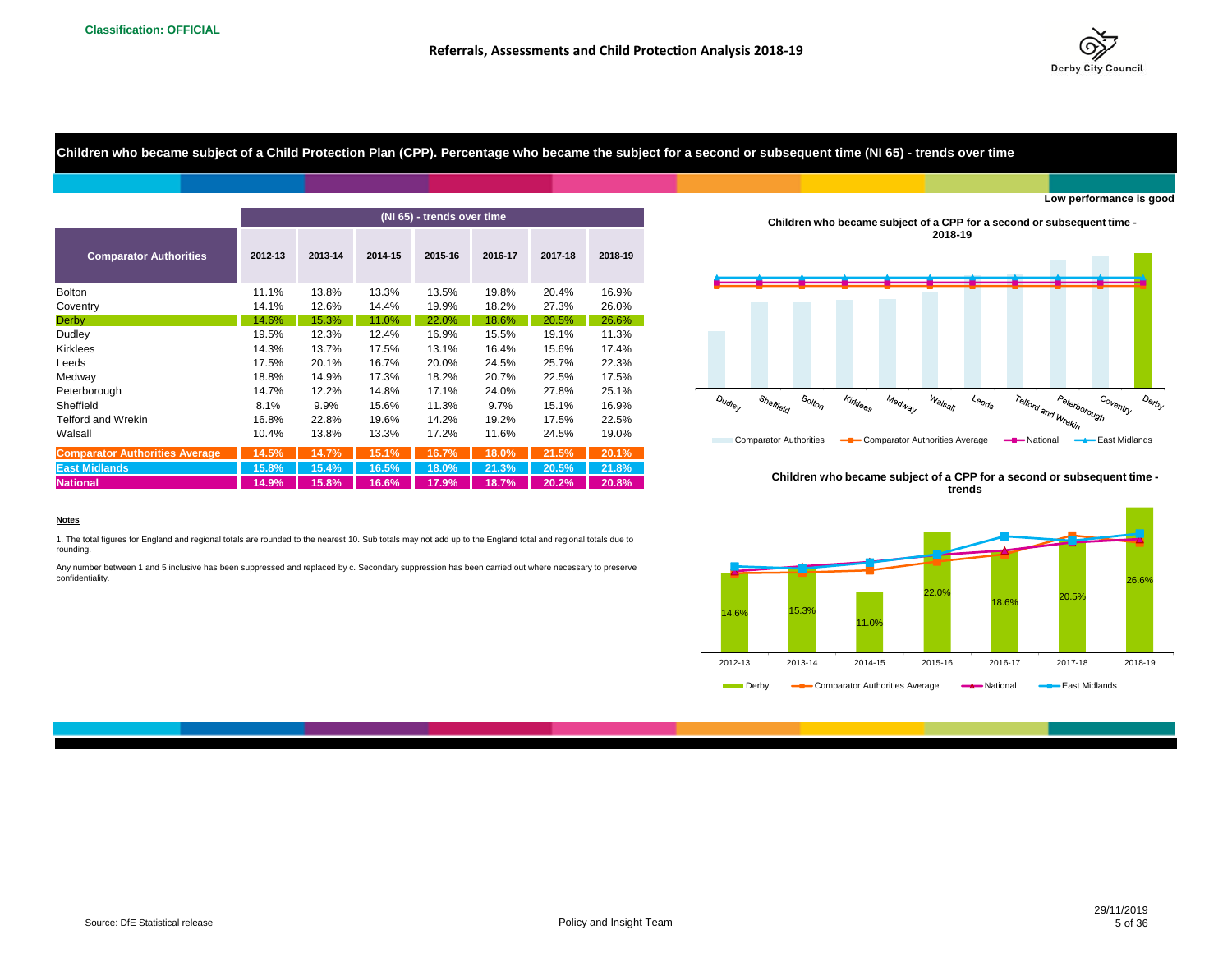Classification: OFFICIAL

## Children who became subject of a Child Protection Plan (CPP). Percentage who became the subject for a second or subsequent time (NI 65) - trends over time

Low performance is good

| Comparator Authorities | (NI 65) - trends over time 2012-13 | 2013-14 | 2014-15 | 2015-16 | 2016-17 | 2017-18 | 2018-19 |
|---|---|---|---|---|---|---|---|
| Bolton | 11.1% | 13.8% | 13.3% | 13.5% | 19.8% | 20.4% | 16.9% |
| Coventry | 14.1% | 12.6% | 14.4% | 19.9% | 18.2% | 27.3% | 26.0% |
| Derby | 14.6% | 15.3% | 11.0% | 22.0% | 18.6% | 20.5% | 26.6% |
| Dudley | 19.5% | 12.3% | 12.4% | 16.9% | 15.5% | 19.1% | 11.3% |
| Kirklees | 14.3% | 13.7% | 17.5% | 13.1% | 16.4% | 15.6% | 17.4% |
| Leeds | 17.5% | 20.1% | 16.7% | 20.0% | 24.5% | 25.7% | 22.3% |
| Medway | 18.8% | 14.9% | 17.3% | 18.2% | 20.7% | 22.5% | 17.5% |
| Peterborough | 14.7% | 12.2% | 14.8% | 17.1% | 24.0% | 27.8% | 25.1% |
| Sheffield | 8.1% | 9.9% | 15.6% | 11.3% | 9.7% | 15.1% | 16.9% |
| Telford and Wrekin | 16.8% | 22.8% | 19.6% | 14.2% | 19.2% | 17.5% | 22.5% |
| Walsall | 10.4% | 13.8% | 13.3% | 17.2% | 11.6% | 24.5% | 19.0% |
| **Comparator Authorities Average** | **14.5%** | **14.7%** | **15.1%** | **16.7%** | **18.0%** | **21.5%** | **20.1%** |
| **East Midlands** | **15.8%** | **15.4%** | **16.5%** | **18.0%** | **21.3%** | **20.5%** | **21.8%** |
| **National** | **14.9%** | **15.8%** | **16.6%** | **17.9%** | **18.7%** | **20.2%** | **20.8%** |

**Children who became subject of a CPP for a second or subsequent time - 2018-19**

Dudley, Sheffield, Bolton, Kirklees, Medway, Walsall, Leeds, Telford and Wrekin, Peterborough, Coventry, Derby

Comparator Authorities — Comparator Authorities Average — National — East Midlands

**Children who became subject of a CPP for a second or subsequent time - trends**

| | 2012-13 | 2013-14 | 2014-15 | 2015-16 | 2016-17 | 2017-18 | 2018-19 |
|---|---|---|---|---|---|---|---|
| Derby | 14.6% | 15.3% | 11.0% | 22.0% | 18.6% | 20.5% | 26.6% |

Derby — Comparator Authorities Average — National — East Midlands

**Notes**

1. The total figures for England and regional totals are rounded to the nearest 10. Sub totals may not add up to the England total and regional totals due to rounding.

Any number between 1 and 5 inclusive has been suppressed and replaced by c. Secondary suppression has been carried out where necessary to preserve confidentiality.

Source: DfE Statistical release

Policy and Insight Team

29/11/2019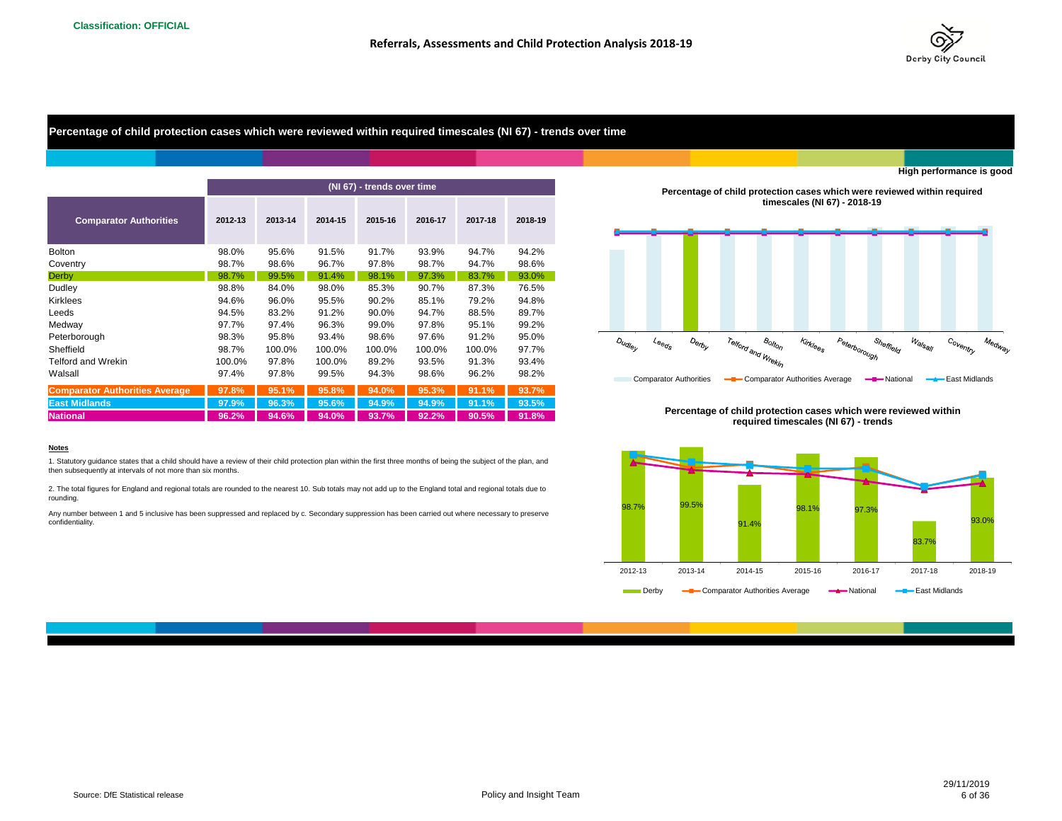**Classification: OFFICIAL**

## Referrals, Assessments and Child Protection Analysis 2018-19

### Percentage of child protection cases which were reviewed within required timescales (NI 67) - trends over time

High performance is good

| Comparator Authorities | (NI 67) - trends over time | | | | | | |
|---|---|---|---|---|---|---|---|
| | 2012-13 | 2013-14 | 2014-15 | 2015-16 | 2016-17 | 2017-18 | 2018-19 |
| Bolton | 98.0% | 95.6% | 91.5% | 91.7% | 93.9% | 94.7% | 94.2% |
| Coventry | 98.7% | 98.6% | 96.7% | 97.8% | 98.7% | 94.7% | 98.6% |
| Derby | 98.7% | 99.5% | 91.4% | 98.1% | 97.3% | 83.7% | 93.0% |
| Dudley | 98.8% | 84.0% | 98.0% | 85.3% | 90.7% | 87.3% | 76.5% |
| Kirklees | 94.6% | 96.0% | 95.5% | 90.2% | 85.1% | 79.2% | 94.8% |
| Leeds | 94.5% | 83.2% | 91.2% | 90.0% | 94.7% | 88.5% | 89.7% |
| Medway | 97.7% | 97.4% | 96.3% | 99.0% | 97.8% | 95.1% | 99.2% |
| Peterborough | 98.3% | 95.8% | 93.4% | 98.6% | 97.6% | 91.2% | 95.0% |
| Sheffield | 98.7% | 100.0% | 100.0% | 100.0% | 100.0% | 100.0% | 97.7% |
| Telford and Wrekin | 100.0% | 97.8% | 100.0% | 89.2% | 93.5% | 91.3% | 93.4% |
| Walsall | 97.4% | 97.8% | 99.5% | 94.3% | 98.6% | 96.2% | 98.2% |
| **Comparator Authorities Average** | **97.8%** | **95.1%** | **95.8%** | **94.0%** | **95.3%** | **91.1%** | **93.7%** |
| **East Midlands** | **97.9%** | **96.3%** | **95.6%** | **94.9%** | **94.9%** | **91.1%** | **93.5%** |
| **National** | **96.2%** | **94.6%** | **94.0%** | **93.7%** | **92.2%** | **90.5%** | **91.8%** |

**Percentage of child protection cases which were reviewed within required timescales (NI 67) - 2018-19**

Dudley, Leeds, Derby, Telford and Wrekin, Bolton, Kirklees, Peterborough, Sheffield, Walsall, Coventry, Medway

Comparator Authorities — Comparator Authorities Average — National — East Midlands

**Percentage of child protection cases which were reviewed within required timescales (NI 67) - trends**

| | 2012-13 | 2013-14 | 2014-15 | 2015-16 | 2016-17 | 2017-18 | 2018-19 |
|---|---|---|---|---|---|---|---|
| Derby | 98.7% | 99.5% | 91.4% | 98.1% | 97.3% | 83.7% | 93.0% |

Derby — Comparator Authorities Average — National — East Midlands

**Notes**

1. Statutory guidance states that a child should have a review of their child protection plan within the first three months of being the subject of the plan, and then subsequently at intervals of not more than six months.

2. The total figures for England and regional totals are rounded to the nearest 10. Sub totals may not add up to the England total and regional totals due to rounding.

Any number between 1 and 5 inclusive has been suppressed and replaced by c. Secondary suppression has been carried out where necessary to preserve confidentiality.

Source: DfE Statistical release

Policy and Insight Team

29/11/2019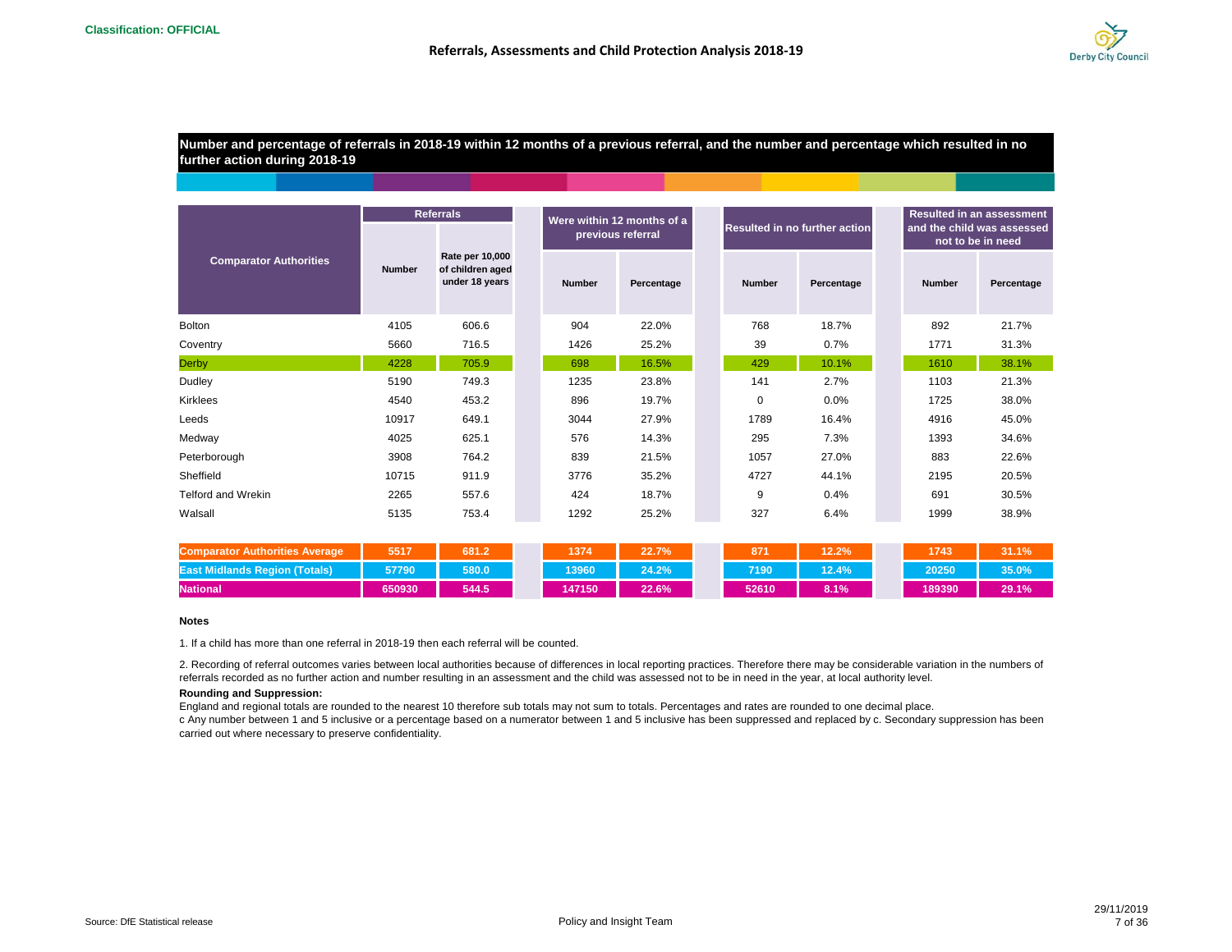Classification: OFFICIAL

## Referrals, Assessments and Child Protection Analysis 2018-19

### Number and percentage of referrals in 2018-19 within 12 months of a previous referral, and the number and percentage which resulted in no further action during 2018-19

| Comparator Authorities | Referrals | | Were within 12 months of a previous referral | | Resulted in no further action | | Resulted in an assessment and the child was assessed not to be in need | |
|---|---|---|---|---|---|---|---|---|
| | Number | Rate per 10,000 of children aged under 18 years | Number | Percentage | Number | Percentage | Number | Percentage |
| Bolton | 4105 | 606.6 | 904 | 22.0% | 768 | 18.7% | 892 | 21.7% |
| Coventry | 5660 | 716.5 | 1426 | 25.2% | 39 | 0.7% | 1771 | 31.3% |
| Derby | 4228 | 705.9 | 698 | 16.5% | 429 | 10.1% | 1610 | 38.1% |
| Dudley | 5190 | 749.3 | 1235 | 23.8% | 141 | 2.7% | 1103 | 21.3% |
| Kirklees | 4540 | 453.2 | 896 | 19.7% | 0 | 0.0% | 1725 | 38.0% |
| Leeds | 10917 | 649.1 | 3044 | 27.9% | 1789 | 16.4% | 4916 | 45.0% |
| Medway | 4025 | 625.1 | 576 | 14.3% | 295 | 7.3% | 1393 | 34.6% |
| Peterborough | 3908 | 764.2 | 839 | 21.5% | 1057 | 27.0% | 883 | 22.6% |
| Sheffield | 10715 | 911.9 | 3776 | 35.2% | 4727 | 44.1% | 2195 | 20.5% |
| Telford and Wrekin | 2265 | 557.6 | 424 | 18.7% | 9 | 0.4% | 691 | 30.5% |
| Walsall | 5135 | 753.4 | 1292 | 25.2% | 327 | 6.4% | 1999 | 38.9% |
| **Comparator Authorities Average** | **5517** | **681.2** | **1374** | **22.7%** | **871** | **12.2%** | **1743** | **31.1%** |
| **East Midlands Region (Totals)** | **57790** | **580.0** | **13960** | **24.2%** | **7190** | **12.4%** | **20250** | **35.0%** |
| **National** | **650930** | **544.5** | **147150** | **22.6%** | **52610** | **8.1%** | **189390** | **29.1%** |

**Notes**

1. If a child has more than one referral in 2018-19 then each referral will be counted.

2. Recording of referral outcomes varies between local authorities because of differences in local reporting practices. Therefore there may be considerable variation in the numbers of referrals recorded as no further action and number resulting in an assessment and the child was assessed not to be in need in the year, at local authority level.

**Rounding and Suppression:**

England and regional totals are rounded to the nearest 10 therefore sub totals may not sum to totals. Percentages and rates are rounded to one decimal place.

c Any number between 1 and 5 inclusive or a percentage based on a numerator between 1 and 5 inclusive has been suppressed and replaced by c. Secondary suppression has been carried out where necessary to preserve confidentiality.

Source: DfE Statistical release

Policy and Insight Team

29/11/2019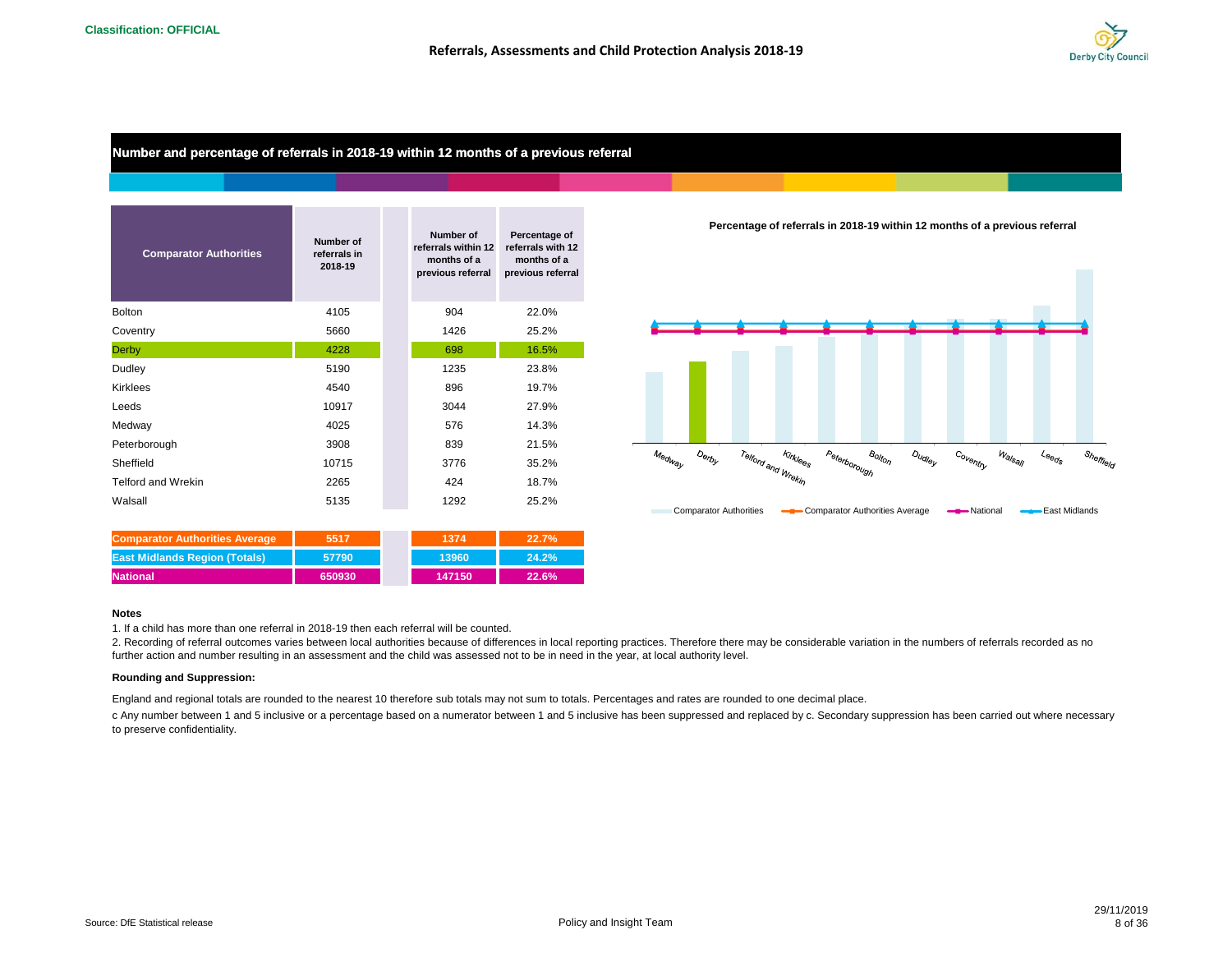## Number and percentage of referrals in 2018-19 within 12 months of a previous referral

| Comparator Authorities | Number of referrals in 2018-19 | | Number of referrals within 12 months of a previous referral | Percentage of referrals with 12 months of a previous referral |
|---|---|---|---|---|
| Bolton | 4105 | | 904 | 22.0% |
| Coventry | 5660 | | 1426 | 25.2% |
| Derby | 4228 | | 698 | 16.5% |
| Dudley | 5190 | | 1235 | 23.8% |
| Kirklees | 4540 | | 896 | 19.7% |
| Leeds | 10917 | | 3044 | 27.9% |
| Medway | 4025 | | 576 | 14.3% |
| Peterborough | 3908 | | 839 | 21.5% |
| Sheffield | 10715 | | 3776 | 35.2% |
| Telford and Wrekin | 2265 | | 424 | 18.7% |
| Walsall | 5135 | | 1292 | 25.2% |
| **Comparator Authorities Average** | **5517** | | **1374** | **22.7%** |
| **East Midlands Region (Totals)** | **57790** | | **13960** | **24.2%** |
| **National** | **650930** | | **147150** | **22.6%** |

**Percentage of referrals in 2018-19 within 12 months of a previous referral**

Medway, Derby, Telford and Wrekin, Kirklees, Peterborough, Bolton, Dudley, Coventry, Walsall, Leeds, Sheffield

Comparator Authorities — Comparator Authorities Average — National — East Midlands

**Notes**

1. If a child has more than one referral in 2018-19 then each referral will be counted.
2. Recording of referral outcomes varies between local authorities because of differences in local reporting practices. Therefore there may be considerable variation in the numbers of referrals recorded as no further action and number resulting in an assessment and the child was assessed not to be in need in the year, at local authority level.

**Rounding and Suppression:**

England and regional totals are rounded to the nearest 10 therefore sub totals may not sum to totals. Percentages and rates are rounded to one decimal place.

c Any number between 1 and 5 inclusive or a percentage based on a numerator between 1 and 5 inclusive has been suppressed and replaced by c. Secondary suppression has been carried out where necessary to preserve confidentiality.

Source: DfE Statistical release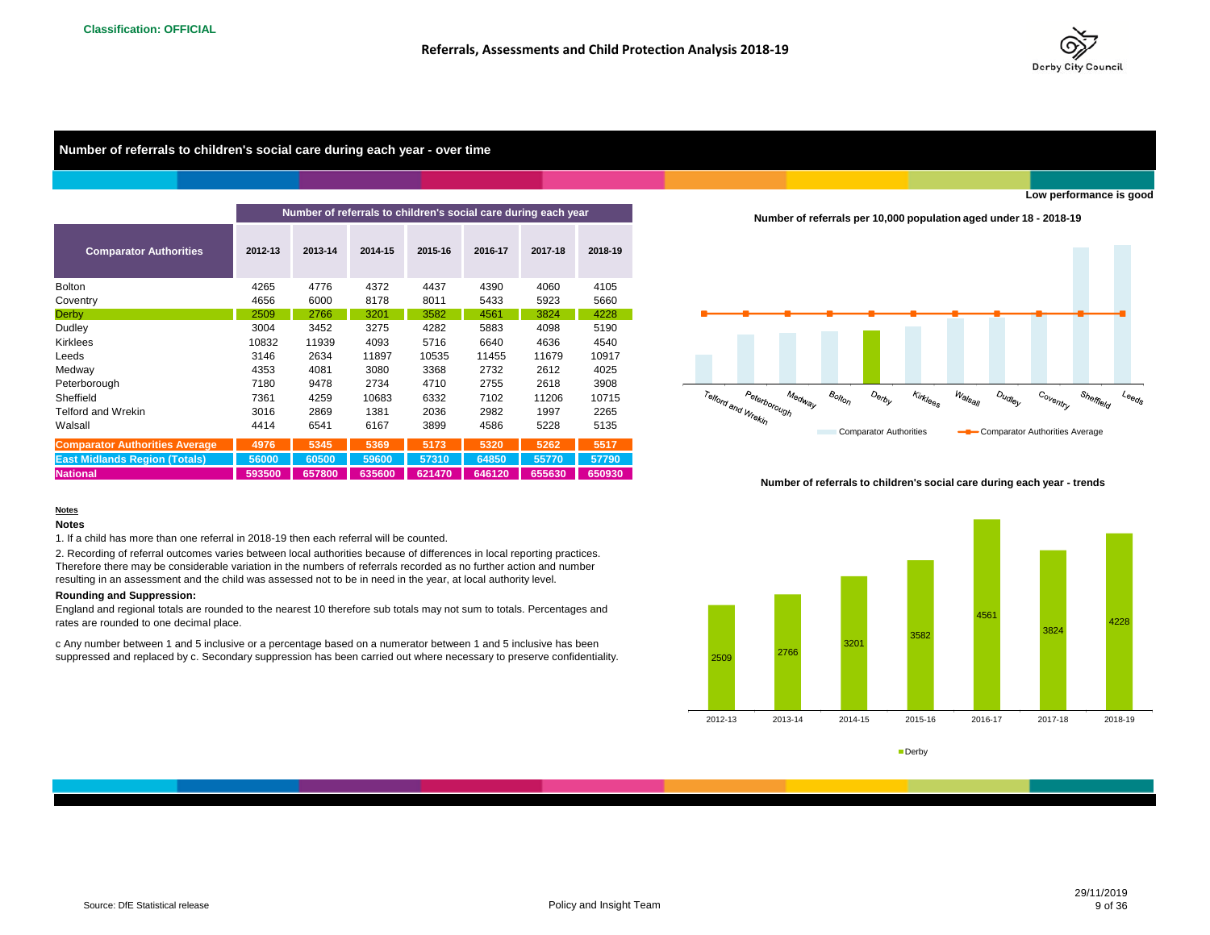Classification: OFFICIAL

## Number of referrals to children's social care during each year - over time

Low performance is good

| Comparator Authorities | Number of referrals to children's social care during each year | | | | | | |
|---|---|---|---|---|---|---|---|
| | 2012-13 | 2013-14 | 2014-15 | 2015-16 | 2016-17 | 2017-18 | 2018-19 |
| Bolton | 4265 | 4776 | 4372 | 4437 | 4390 | 4060 | 4105 |
| Coventry | 4656 | 6000 | 8178 | 8011 | 5433 | 5923 | 5660 |
| Derby | 2509 | 2766 | 3201 | 3582 | 4561 | 3824 | 4228 |
| Dudley | 3004 | 3452 | 3275 | 4282 | 5883 | 4098 | 5190 |
| Kirklees | 10832 | 11939 | 4093 | 5716 | 6640 | 4636 | 4540 |
| Leeds | 3146 | 2634 | 11897 | 10535 | 11455 | 11679 | 10917 |
| Medway | 4353 | 4081 | 3080 | 3368 | 2732 | 2612 | 4025 |
| Peterborough | 7180 | 9478 | 2734 | 4710 | 2755 | 2618 | 3908 |
| Sheffield | 7361 | 4259 | 10683 | 6332 | 7102 | 11206 | 10715 |
| Telford and Wrekin | 3016 | 2869 | 1381 | 2036 | 2982 | 1997 | 2265 |
| Walsall | 4414 | 6541 | 6167 | 3899 | 4586 | 5228 | 5135 |
| Comparator Authorities Average | 4976 | 5345 | 5369 | 5173 | 5320 | 5262 | 5517 |
| East Midlands Region (Totals) | 56000 | 60500 | 59600 | 57310 | 64850 | 55770 | 57790 |
| National | 593500 | 657800 | 635600 | 621470 | 646120 | 655630 | 650930 |

**Number of referrals per 10,000 population aged under 18 - 2018-19**

Telford and Wrekin, Peterborough, Medway, Bolton, Derby, Kirklees, Walsall, Dudley, Coventry, Sheffield, Leeds

Comparator Authorities — Comparator Authorities Average

**Number of referrals to children's social care during each year - trends**

| | 2012-13 | 2013-14 | 2014-15 | 2015-16 | 2016-17 | 2017-18 | 2018-19 |
|---|---|---|---|---|---|---|---|
| Derby | 2509 | 2766 | 3201 | 3582 | 4561 | 3824 | 4228 |

**Notes**

1. If a child has more than one referral in 2018-19 then each referral will be counted.
2. Recording of referral outcomes varies between local authorities because of differences in local reporting practices. Therefore there may be considerable variation in the numbers of referrals recorded as no further action and number resulting in an assessment and the child was assessed not to be in need in the year, at local authority level.

**Rounding and Suppression:**

England and regional totals are rounded to the nearest 10 therefore sub totals may not sum to totals. Percentages and rates are rounded to one decimal place.

c Any number between 1 and 5 inclusive or a percentage based on a numerator between 1 and 5 inclusive has been suppressed and replaced by c. Secondary suppression has been carried out where necessary to preserve confidentiality.

Source: DfE Statistical release

Policy and Insight Team

29/11/2019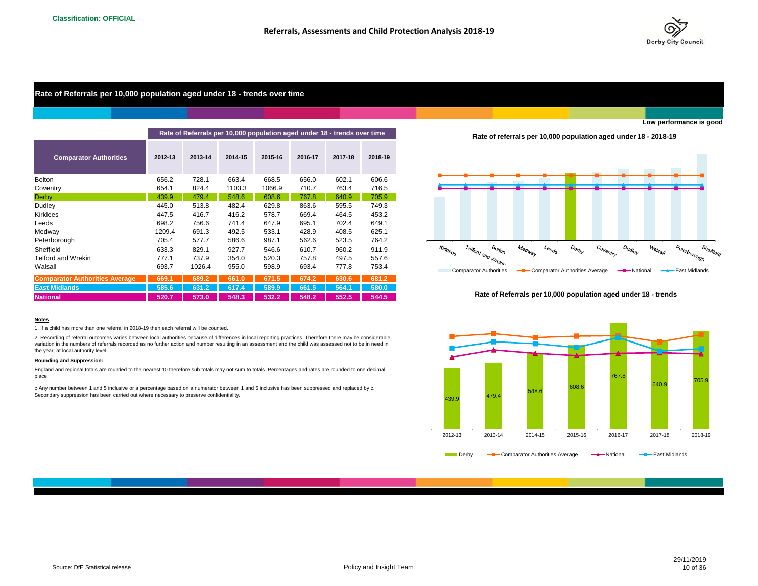Classification: OFFICIAL

## Rate of Referrals per 10,000 population aged under 18 - trends over time

Low performance is good

| Comparator Authorities | Rate of Referrals per 10,000 population aged under 18 - trends over time | | | | | | |
|---|---|---|---|---|---|---|---|
| | 2012-13 | 2013-14 | 2014-15 | 2015-16 | 2016-17 | 2017-18 | 2018-19 |
| Bolton | 656.2 | 728.1 | 663.4 | 668.5 | 656.0 | 602.1 | 606.6 |
| Coventry | 654.1 | 824.4 | 1103.3 | 1066.9 | 710.7 | 763.4 | 716.5 |
| Derby | 439.9 | 479.4 | 548.6 | 608.6 | 767.8 | 640.9 | 705.9 |
| Dudley | 445.0 | 513.8 | 482.4 | 629.8 | 863.6 | 595.5 | 749.3 |
| Kirklees | 447.5 | 416.7 | 416.2 | 578.7 | 669.4 | 464.5 | 453.2 |
| Leeds | 698.2 | 756.6 | 741.4 | 647.9 | 695.1 | 702.4 | 649.1 |
| Medway | 1209.4 | 691.3 | 492.5 | 533.1 | 428.9 | 408.5 | 625.1 |
| Peterborough | 705.4 | 577.7 | 586.6 | 987.1 | 562.6 | 523.5 | 764.2 |
| Sheffield | 633.3 | 829.1 | 927.7 | 546.6 | 610.7 | 960.2 | 911.9 |
| Telford and Wrekin | 777.1 | 737.9 | 354.0 | 520.3 | 757.8 | 497.5 | 557.6 |
| Walsall | 693.7 | 1026.4 | 955.0 | 598.9 | 693.4 | 777.8 | 753.4 |
| **Comparator Authorities Average** | **669.1** | **689.2** | **661.0** | **671.5** | **674.2** | **630.6** | **681.2** |
| **East Midlands** | **585.6** | **631.2** | **617.4** | **589.9** | **661.5** | **564.1** | **580.0** |
| **National** | **520.7** | **573.0** | **548.3** | **532.2** | **548.2** | **552.5** | **544.5** |

### Rate of referrals per 10,000 population aged under 18 - 2018-19

Kirklees, Telford and Wrekin, Bolton, Medway, Leeds, Derby, Coventry, Dudley, Walsall, Peterborough, Sheffield

Comparator Authorities | Comparator Authorities Average | National | East Midlands

### Rate of Referrals per 10,000 population aged under 18 - trends

| | 2012-13 | 2013-14 | 2014-15 | 2015-16 | 2016-17 | 2017-18 | 2018-19 |
|---|---|---|---|---|---|---|---|
| Derby | 439.9 | 479.4 | 548.6 | 608.6 | 767.8 | 640.9 | 705.9 |

Derby | Comparator Authorities Average | National | East Midlands

**Notes**

1. If a child has more than one referral in 2018-19 then each referral will be counted.

2. Recording of referral outcomes varies between local authorities because of differences in local reporting practices. Therefore there may be considerable variation in the numbers of referrals recorded as no further action and number resulting in an assessment and the child was assessed not to be in need in the year, at local authority level.

**Rounding and Suppression:**

England and regional totals are rounded to the nearest 10 therefore sub totals may not sum to totals. Percentages and rates are rounded to one decimal place.

c Any number between 1 and 5 inclusive or a percentage based on a numerator between 1 and 5 inclusive has been suppressed and replaced by c. Secondary suppression has been carried out where necessary to preserve confidentiality.

Source: DfE Statistical release

Policy and Insight Team

29/11/2019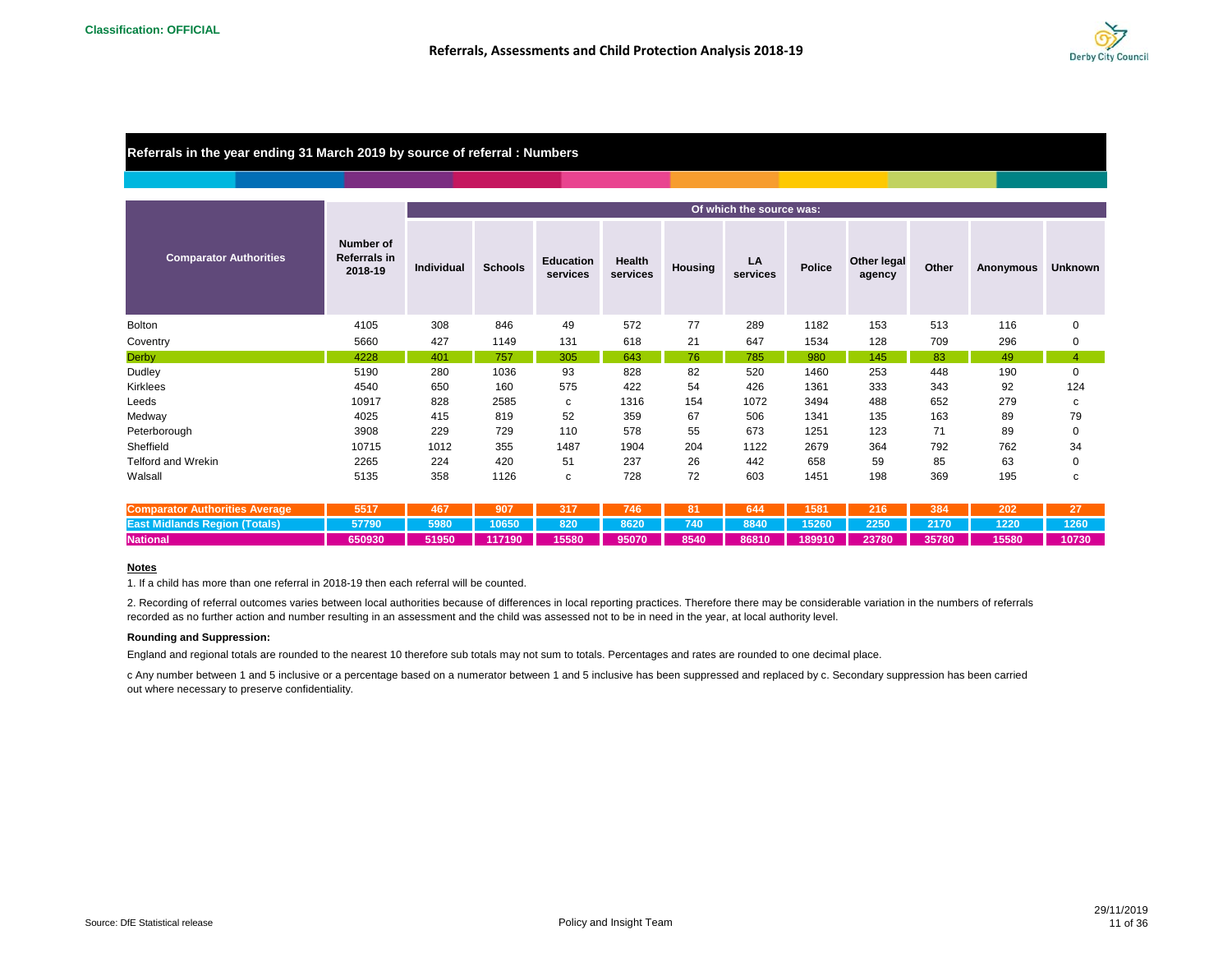**Classification: OFFICIAL**

## Referrals in the year ending 31 March 2019 by source of referral : Numbers

| Comparator Authorities | Number of Referrals in 2018-19 | Of which the source was: | | | | | | | | | | |
|---|---|---|---|---|---|---|---|---|---|---|---|---|
| | | Individual | Schools | Education services | Health services | Housing | LA services | Police | Other legal agency | Other | Anonymous | Unknown |
| Bolton | 4105 | 308 | 846 | 49 | 572 | 77 | 289 | 1182 | 153 | 513 | 116 | 0 |
| Coventry | 5660 | 427 | 1149 | 131 | 618 | 21 | 647 | 1534 | 128 | 709 | 296 | 0 |
| Derby | 4228 | 401 | 757 | 305 | 643 | 76 | 785 | 980 | 145 | 83 | 49 | 4 |
| Dudley | 5190 | 280 | 1036 | 93 | 828 | 82 | 520 | 1460 | 253 | 448 | 190 | 0 |
| Kirklees | 4540 | 650 | 160 | 575 | 422 | 54 | 426 | 1361 | 333 | 343 | 92 | 124 |
| Leeds | 10917 | 828 | 2585 | c | 1316 | 154 | 1072 | 3494 | 488 | 652 | 279 | c |
| Medway | 4025 | 415 | 819 | 52 | 359 | 67 | 506 | 1341 | 135 | 163 | 89 | 79 |
| Peterborough | 3908 | 229 | 729 | 110 | 578 | 55 | 673 | 1251 | 123 | 71 | 89 | 0 |
| Sheffield | 10715 | 1012 | 355 | 1487 | 1904 | 204 | 1122 | 2679 | 364 | 792 | 762 | 34 |
| Telford and Wrekin | 2265 | 224 | 420 | 51 | 237 | 26 | 442 | 658 | 59 | 85 | 63 | 0 |
| Walsall | 5135 | 358 | 1126 | c | 728 | 72 | 603 | 1451 | 198 | 369 | 195 | c |
| **Comparator Authorities Average** | **5517** | **467** | **907** | **317** | **746** | **81** | **644** | **1581** | **216** | **384** | **202** | **27** |
| **East Midlands Region (Totals)** | **57790** | **5980** | **10650** | **820** | **8620** | **740** | **8840** | **15260** | **2250** | **2170** | **1220** | **1260** |
| **National** | **650930** | **51950** | **117190** | **15580** | **95070** | **8540** | **86810** | **189910** | **23780** | **35780** | **15580** | **10730** |

**Notes**

1. If a child has more than one referral in 2018-19 then each referral will be counted.

2. Recording of referral outcomes varies between local authorities because of differences in local reporting practices. Therefore there may be considerable variation in the numbers of referrals recorded as no further action and number resulting in an assessment and the child was assessed not to be in need in the year, at local authority level.

**Rounding and Suppression:**

England and regional totals are rounded to the nearest 10 therefore sub totals may not sum to totals. Percentages and rates are rounded to one decimal place.

c Any number between 1 and 5 inclusive or a percentage based on a numerator between 1 and 5 inclusive has been suppressed and replaced by c. Secondary suppression has been carried out where necessary to preserve confidentiality.

Source: DfE Statistical release

Policy and Insight Team

29/11/2019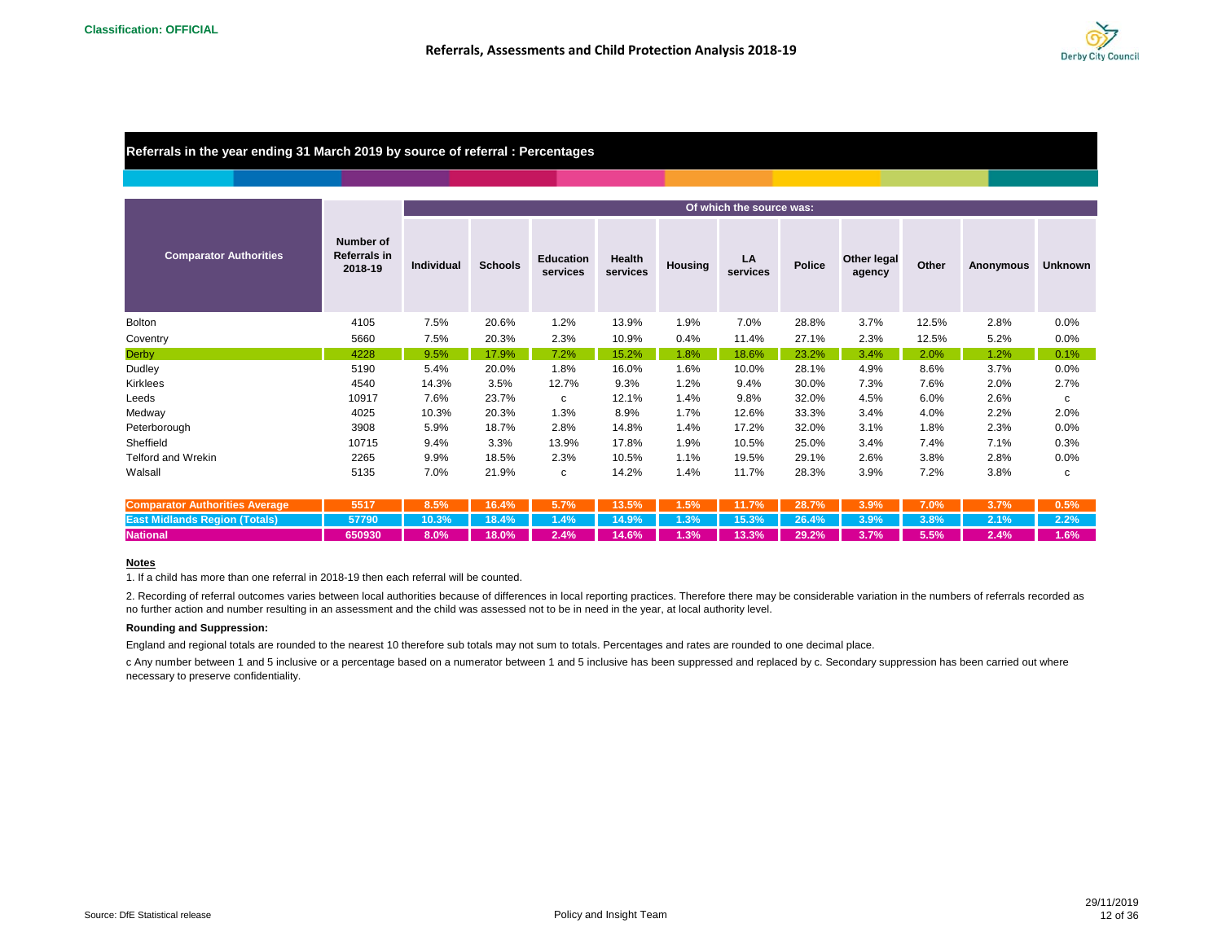Classification: OFFICIAL

## Referrals in the year ending 31 March 2019 by source of referral : Percentages

| Comparator Authorities | Number of Referrals in 2018-19 | Of which the source was: | | | | | | | | | | |
|---|---|---|---|---|---|---|---|---|---|---|---|---|
| | | Individual | Schools | Education services | Health services | Housing | LA services | Police | Other legal agency | Other | Anonymous | Unknown |
| Bolton | 4105 | 7.5% | 20.6% | 1.2% | 13.9% | 1.9% | 7.0% | 28.8% | 3.7% | 12.5% | 2.8% | 0.0% |
| Coventry | 5660 | 7.5% | 20.3% | 2.3% | 10.9% | 0.4% | 11.4% | 27.1% | 2.3% | 12.5% | 5.2% | 0.0% |
| Derby | 4228 | 9.5% | 17.9% | 7.2% | 15.2% | 1.8% | 18.6% | 23.2% | 3.4% | 2.0% | 1.2% | 0.1% |
| Dudley | 5190 | 5.4% | 20.0% | 1.8% | 16.0% | 1.6% | 10.0% | 28.1% | 4.9% | 8.6% | 3.7% | 0.0% |
| Kirklees | 4540 | 14.3% | 3.5% | 12.7% | 9.3% | 1.2% | 9.4% | 30.0% | 7.3% | 7.6% | 2.0% | 2.7% |
| Leeds | 10917 | 7.6% | 23.7% | c | 12.1% | 1.4% | 9.8% | 32.0% | 4.5% | 6.0% | 2.6% | c |
| Medway | 4025 | 10.3% | 20.3% | 1.3% | 8.9% | 1.7% | 12.6% | 33.3% | 3.4% | 4.0% | 2.2% | 2.0% |
| Peterborough | 3908 | 5.9% | 18.7% | 2.8% | 14.8% | 1.4% | 17.2% | 32.0% | 3.1% | 1.8% | 2.3% | 0.0% |
| Sheffield | 10715 | 9.4% | 3.3% | 13.9% | 17.8% | 1.9% | 10.5% | 25.0% | 3.4% | 7.4% | 7.1% | 0.3% |
| Telford and Wrekin | 2265 | 9.9% | 18.5% | 2.3% | 10.5% | 1.1% | 19.5% | 29.1% | 2.6% | 3.8% | 2.8% | 0.0% |
| Walsall | 5135 | 7.0% | 21.9% | c | 14.2% | 1.4% | 11.7% | 28.3% | 3.9% | 7.2% | 3.8% | c |
| **Comparator Authorities Average** | **5517** | **8.5%** | **16.4%** | **5.7%** | **13.5%** | **1.5%** | **11.7%** | **28.7%** | **3.9%** | **7.0%** | **3.7%** | **0.5%** |
| **East Midlands Region (Totals)** | **57790** | **10.3%** | **18.4%** | **1.4%** | **14.9%** | **1.3%** | **15.3%** | **26.4%** | **3.9%** | **3.8%** | **2.1%** | **2.2%** |
| **National** | **650930** | **8.0%** | **18.0%** | **2.4%** | **14.6%** | **1.3%** | **13.3%** | **29.2%** | **3.7%** | **5.5%** | **2.4%** | **1.6%** |

**Notes**

1. If a child has more than one referral in 2018-19 then each referral will be counted.

2. Recording of referral outcomes varies between local authorities because of differences in local reporting practices. Therefore there may be considerable variation in the numbers of referrals recorded as no further action and number resulting in an assessment and the child was assessed not to be in need in the year, at local authority level.

**Rounding and Suppression:**

England and regional totals are rounded to the nearest 10 therefore sub totals may not sum to totals. Percentages and rates are rounded to one decimal place.

c Any number between 1 and 5 inclusive or a percentage based on a numerator between 1 and 5 inclusive has been suppressed and replaced by c. Secondary suppression has been carried out where necessary to preserve confidentiality.

Source: DfE Statistical release

Policy and Insight Team

29/11/2019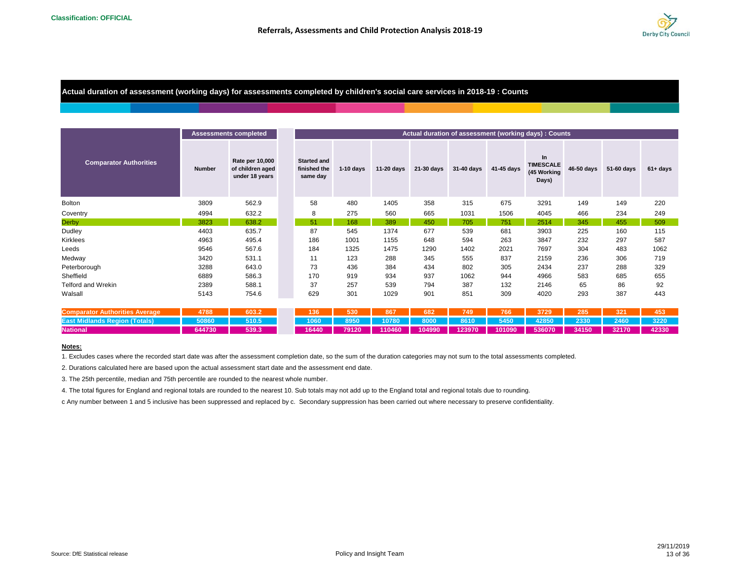Classification: OFFICIAL

# Referrals, Assessments and Child Protection Analysis 2018-19

## Actual duration of assessment (working days) for assessments completed by children's social care services in 2018-19 : Counts

| Comparator Authorities | Assessments completed | | Actual duration of assessment (working days) : Counts | | | | | | | | | |
|---|---|---|---|---|---|---|---|---|---|---|---|---|
| | Number | Rate per 10,000 of children aged under 18 years | Started and finished the same day | 1-10 days | 11-20 days | 21-30 days | 31-40 days | 41-45 days | In TIMESCALE (45 Working Days) | 46-50 days | 51-60 days | 61+ days |
| Bolton | 3809 | 562.9 | 58 | 480 | 1405 | 358 | 315 | 675 | 3291 | 149 | 149 | 220 |
| Coventry | 4994 | 632.2 | 8 | 275 | 560 | 665 | 1031 | 1506 | 4045 | 466 | 234 | 249 |
| Derby | 3823 | 638.2 | 51 | 168 | 389 | 450 | 705 | 751 | 2514 | 345 | 455 | 509 |
| Dudley | 4403 | 635.7 | 87 | 545 | 1374 | 677 | 539 | 681 | 3903 | 225 | 160 | 115 |
| Kirklees | 4963 | 495.4 | 186 | 1001 | 1155 | 648 | 594 | 263 | 3847 | 232 | 297 | 587 |
| Leeds | 9546 | 567.6 | 184 | 1325 | 1475 | 1290 | 1402 | 2021 | 7697 | 304 | 483 | 1062 |
| Medway | 3420 | 531.1 | 11 | 123 | 288 | 345 | 555 | 837 | 2159 | 236 | 306 | 719 |
| Peterborough | 3288 | 643.0 | 73 | 436 | 384 | 434 | 802 | 305 | 2434 | 237 | 288 | 329 |
| Sheffield | 6889 | 586.3 | 170 | 919 | 934 | 937 | 1062 | 944 | 4966 | 583 | 685 | 655 |
| Telford and Wrekin | 2389 | 588.1 | 37 | 257 | 539 | 794 | 387 | 132 | 2146 | 65 | 86 | 92 |
| Walsall | 5143 | 754.6 | 629 | 301 | 1029 | 901 | 851 | 309 | 4020 | 293 | 387 | 443 |
| **Comparator Authorities Average** | **4788** | **603.2** | **136** | **530** | **867** | **682** | **749** | **766** | **3729** | **285** | **321** | **453** |
| **East Midlands Region (Totals)** | **50860** | **510.5** | **1060** | **8950** | **10780** | **8000** | **8610** | **5450** | **42850** | **2330** | **2460** | **3220** |
| **National** | **644730** | **539.3** | **16440** | **79120** | **110460** | **104990** | **123970** | **101090** | **536070** | **34150** | **32170** | **42330** |

**Notes:**

1. Excludes cases where the recorded start date was after the assessment completion date, so the sum of the duration categories may not sum to the total assessments completed.

2. Durations calculated here are based upon the actual assessment start date and the assessment end date.

3. The 25th percentile, median and 75th percentile are rounded to the nearest whole number.

4. The total figures for England and regional totals are rounded to the nearest 10. Sub totals may not add up to the England total and regional totals due to rounding.

c Any number between 1 and 5 inclusive has been suppressed and replaced by c. Secondary suppression has been carried out where necessary to preserve confidentiality.

Source: DfE Statistical release

Policy and Insight Team

29/11/2019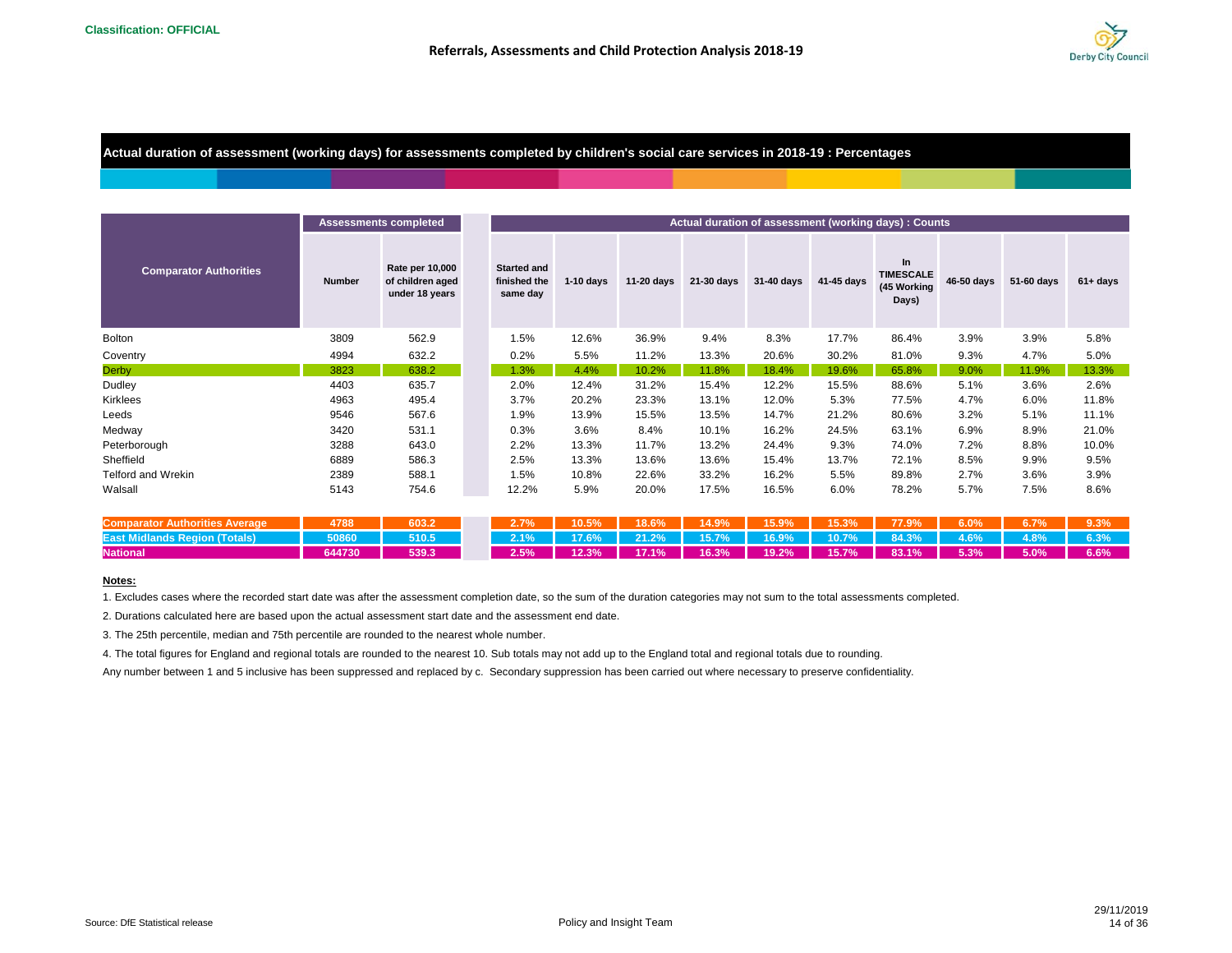Classification: OFFICIAL

## Referrals, Assessments and Child Protection Analysis 2018-19

### Actual duration of assessment (working days) for assessments completed by children's social care services in 2018-19 : Percentages

| Comparator Authorities | Assessments completed | | Actual duration of assessment (working days) : Counts | | | | | | | | | |
|---|---|---|---|---|---|---|---|---|---|---|---|---|
| | Number | Rate per 10,000 of children aged under 18 years | Started and finished the same day | 1-10 days | 11-20 days | 21-30 days | 31-40 days | 41-45 days | In TIMESCALE (45 Working Days) | 46-50 days | 51-60 days | 61+ days |
| Bolton | 3809 | 562.9 | 1.5% | 12.6% | 36.9% | 9.4% | 8.3% | 17.7% | 86.4% | 3.9% | 3.9% | 5.8% |
| Coventry | 4994 | 632.2 | 0.2% | 5.5% | 11.2% | 13.3% | 20.6% | 30.2% | 81.0% | 9.3% | 4.7% | 5.0% |
| Derby | 3823 | 638.2 | 1.3% | 4.4% | 10.2% | 11.8% | 18.4% | 19.6% | 65.8% | 9.0% | 11.9% | 13.3% |
| Dudley | 4403 | 635.7 | 2.0% | 12.4% | 31.2% | 15.4% | 12.2% | 15.5% | 88.6% | 5.1% | 3.6% | 2.6% |
| Kirklees | 4963 | 495.4 | 3.7% | 20.2% | 23.3% | 13.1% | 12.0% | 5.3% | 77.5% | 4.7% | 6.0% | 11.8% |
| Leeds | 9546 | 567.6 | 1.9% | 13.9% | 15.5% | 13.5% | 14.7% | 21.2% | 80.6% | 3.2% | 5.1% | 11.1% |
| Medway | 3420 | 531.1 | 0.3% | 3.6% | 8.4% | 10.1% | 16.2% | 24.5% | 63.1% | 6.9% | 8.9% | 21.0% |
| Peterborough | 3288 | 643.0 | 2.2% | 13.3% | 11.7% | 13.2% | 24.4% | 9.3% | 74.0% | 7.2% | 8.8% | 10.0% |
| Sheffield | 6889 | 586.3 | 2.5% | 13.3% | 13.6% | 13.6% | 15.4% | 13.7% | 72.1% | 8.5% | 9.9% | 9.5% |
| Telford and Wrekin | 2389 | 588.1 | 1.5% | 10.8% | 22.6% | 33.2% | 16.2% | 5.5% | 89.8% | 2.7% | 3.6% | 3.9% |
| Walsall | 5143 | 754.6 | 12.2% | 5.9% | 20.0% | 17.5% | 16.5% | 6.0% | 78.2% | 5.7% | 7.5% | 8.6% |
| **Comparator Authorities Average** | **4788** | **603.2** | **2.7%** | **10.5%** | **18.6%** | **14.9%** | **15.9%** | **15.3%** | **77.9%** | **6.0%** | **6.7%** | **9.3%** |
| **East Midlands Region (Totals)** | **50860** | **510.5** | **2.1%** | **17.6%** | **21.2%** | **15.7%** | **16.9%** | **10.7%** | **84.3%** | **4.6%** | **4.8%** | **6.3%** |
| **National** | **644730** | **539.3** | **2.5%** | **12.3%** | **17.1%** | **16.3%** | **19.2%** | **15.7%** | **83.1%** | **5.3%** | **5.0%** | **6.6%** |

**Notes:**

1. Excludes cases where the recorded start date was after the assessment completion date, so the sum of the duration categories may not sum to the total assessments completed.

2. Durations calculated here are based upon the actual assessment start date and the assessment end date.

3. The 25th percentile, median and 75th percentile are rounded to the nearest whole number.

4. The total figures for England and regional totals are rounded to the nearest 10. Sub totals may not add up to the England total and regional totals due to rounding.

Any number between 1 and 5 inclusive has been suppressed and replaced by c. Secondary suppression has been carried out where necessary to preserve confidentiality.

Source: DfE Statistical release

Policy and Insight Team

29/11/2019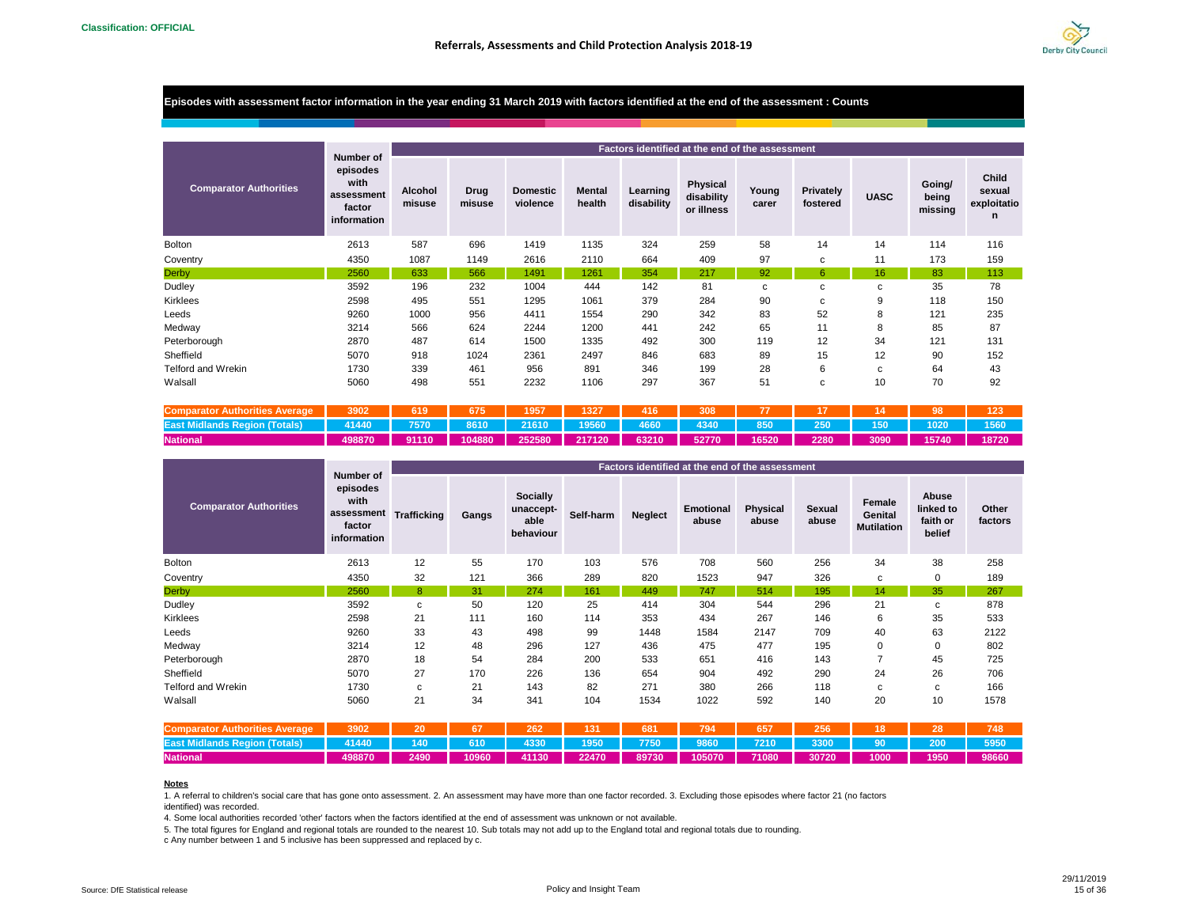**Classification: OFFICIAL**

## Referrals, Assessments and Child Protection Analysis 2018-19

### Episodes with assessment factor information in the year ending 31 March 2019 with factors identified at the end of the assessment : Counts

| Comparator Authorities | Number of episodes with assessment factor information | Factors identified at the end of the assessment | | | | | | | | | | |
|---|---|---|---|---|---|---|---|---|---|---|---|---|
| | | Alcohol misuse | Drug misuse | Domestic violence | Mental health | Learning disability | Physical disability or illness | Young carer | Privately fostered | UASC | Going/ being missing | Child sexual exploitation |
| Bolton | 2613 | 587 | 696 | 1419 | 1135 | 324 | 259 | 58 | 14 | 14 | 114 | 116 |
| Coventry | 4350 | 1087 | 1149 | 2616 | 2110 | 664 | 409 | 97 | c | 11 | 173 | 159 |
| Derby | 2560 | 633 | 566 | 1491 | 1261 | 354 | 217 | 92 | 6 | 16 | 83 | 113 |
| Dudley | 3592 | 196 | 232 | 1004 | 444 | 142 | 81 | c | c | c | 35 | 78 |
| Kirklees | 2598 | 495 | 551 | 1295 | 1061 | 379 | 284 | 90 | c | 9 | 118 | 150 |
| Leeds | 9260 | 1000 | 956 | 4411 | 1554 | 290 | 342 | 83 | 52 | 8 | 121 | 235 |
| Medway | 3214 | 566 | 624 | 2244 | 1200 | 441 | 242 | 65 | 11 | 8 | 85 | 87 |
| Peterborough | 2870 | 487 | 614 | 1500 | 1335 | 492 | 300 | 119 | 12 | 34 | 121 | 131 |
| Sheffield | 5070 | 918 | 1024 | 2361 | 2497 | 846 | 683 | 89 | 15 | 12 | 90 | 152 |
| Telford and Wrekin | 1730 | 339 | 461 | 956 | 891 | 346 | 199 | 28 | 6 | c | 64 | 43 |
| Walsall | 5060 | 498 | 551 | 2232 | 1106 | 297 | 367 | 51 | c | 10 | 70 | 92 |
| **Comparator Authorities Average** | 3902 | 619 | 675 | 1957 | 1327 | 416 | 308 | 77 | 17 | 14 | 98 | 123 |
| **East Midlands Region (Totals)** | 41440 | 7570 | 8610 | 21610 | 19560 | 4660 | 4340 | 850 | 250 | 150 | 1020 | 1560 |
| **National** | 498870 | 91110 | 104880 | 252580 | 217120 | 63210 | 52770 | 16520 | 2280 | 3090 | 15740 | 18720 |

| Comparator Authorities | Number of episodes with assessment factor information | Factors identified at the end of the assessment | | | | | | | | | | |
|---|---|---|---|---|---|---|---|---|---|---|---|---|
| | | Trafficking | Gangs | Socially unaccept-able behaviour | Self-harm | Neglect | Emotional abuse | Physical abuse | Sexual abuse | Female Genital Mutilation | Abuse linked to faith or belief | Other factors |
| Bolton | 2613 | 12 | 55 | 170 | 103 | 576 | 708 | 560 | 256 | 34 | 38 | 258 |
| Coventry | 4350 | 32 | 121 | 366 | 289 | 820 | 1523 | 947 | 326 | c | 0 | 189 |
| Derby | 2560 | 8 | 31 | 274 | 161 | 449 | 747 | 514 | 195 | 14 | 35 | 267 |
| Dudley | 3592 | c | 50 | 120 | 25 | 414 | 304 | 544 | 296 | 21 | c | 878 |
| Kirklees | 2598 | 21 | 111 | 160 | 114 | 353 | 434 | 267 | 146 | 6 | 35 | 533 |
| Leeds | 9260 | 33 | 43 | 498 | 99 | 1448 | 1584 | 2147 | 709 | 40 | 63 | 2122 |
| Medway | 3214 | 12 | 48 | 296 | 127 | 436 | 475 | 477 | 195 | 0 | 0 | 802 |
| Peterborough | 2870 | 18 | 54 | 284 | 200 | 533 | 651 | 416 | 143 | 7 | 45 | 725 |
| Sheffield | 5070 | 27 | 170 | 226 | 136 | 654 | 904 | 492 | 290 | 24 | 26 | 706 |
| Telford and Wrekin | 1730 | c | 21 | 143 | 82 | 271 | 380 | 266 | 118 | c | c | 166 |
| Walsall | 5060 | 21 | 34 | 341 | 104 | 1534 | 1022 | 592 | 140 | 20 | 10 | 1578 |
| **Comparator Authorities Average** | 3902 | 20 | 67 | 262 | 131 | 681 | 794 | 657 | 256 | 18 | 28 | 748 |
| **East Midlands Region (Totals)** | 41440 | 140 | 610 | 4330 | 1950 | 7750 | 9860 | 7210 | 3300 | 90 | 200 | 5950 |
| **National** | 498870 | 2490 | 10960 | 41130 | 22470 | 89730 | 105070 | 71080 | 30720 | 1000 | 1950 | 98660 |

**Notes**

1. A referral to children's social care that has gone onto assessment. 2. An assessment may have more than one factor recorded. 3. Excluding those episodes where factor 21 (no factors identified) was recorded.

4. Some local authorities recorded 'other' factors when the factors identified at the end of assessment was unknown or not available.

5. The total figures for England and regional totals are rounded to the nearest 10. Sub totals may not add up to the England total and regional totals due to rounding.

c Any number between 1 and 5 inclusive has been suppressed and replaced by c.

Source: DfE Statistical release

Policy and Insight Team

29/11/2019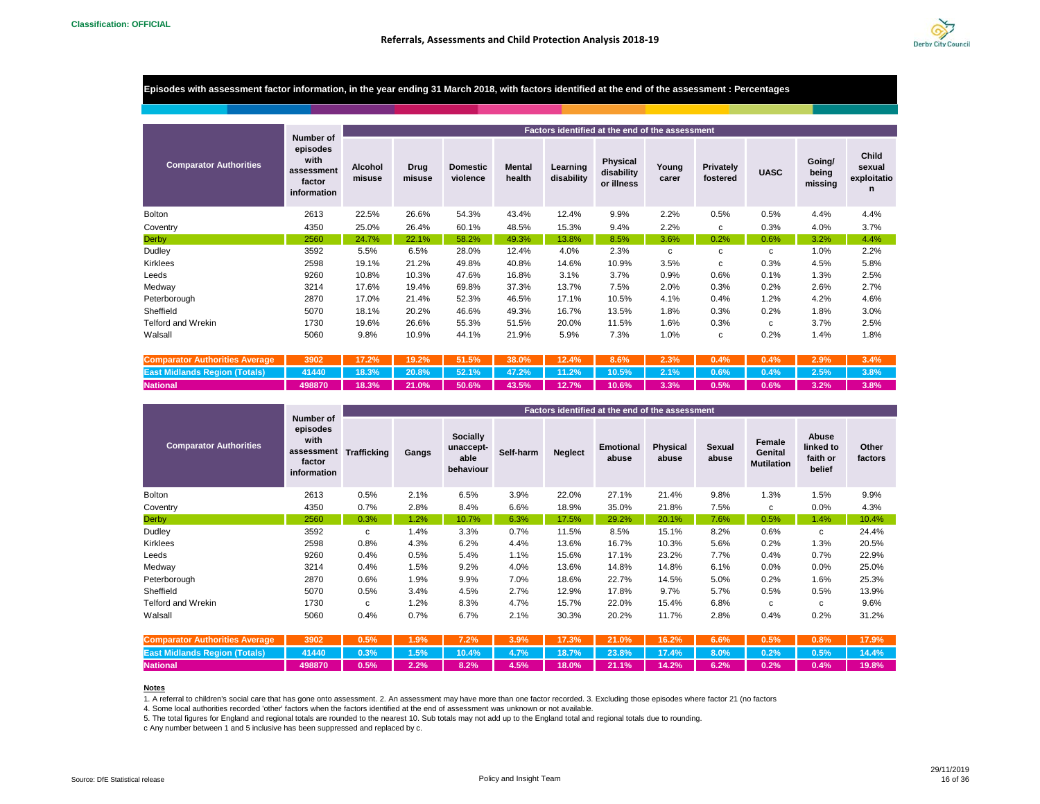Classification: OFFICIAL

## Episodes with assessment factor information, in the year ending 31 March 2018, with factors identified at the end of the assessment : Percentages

| Comparator Authorities | Number of episodes with assessment factor information | Factors identified at the end of the assessment | | | | | | | | | | |
|---|---|---|---|---|---|---|---|---|---|---|---|---|
| | | Alcohol misuse | Drug misuse | Domestic violence | Mental health | Learning disability | Physical disability or illness | Young carer | Privately fostered | UASC | Going/ being missing | Child sexual exploitation |
| Bolton | 2613 | 22.5% | 26.6% | 54.3% | 43.4% | 12.4% | 9.9% | 2.2% | 0.5% | 0.5% | 4.4% | 4.4% |
| Coventry | 4350 | 25.0% | 26.4% | 60.1% | 48.5% | 15.3% | 9.4% | 2.2% | c | 0.3% | 4.0% | 3.7% |
| Derby | 2560 | 24.7% | 22.1% | 58.2% | 49.3% | 13.8% | 8.5% | 3.6% | 0.2% | 0.6% | 3.2% | 4.4% |
| Dudley | 3592 | 5.5% | 6.5% | 28.0% | 12.4% | 4.0% | 2.3% | c | c | c | 1.0% | 2.2% |
| Kirklees | 2598 | 19.1% | 21.2% | 49.8% | 40.8% | 14.6% | 10.9% | 3.5% | c | 0.3% | 4.5% | 5.8% |
| Leeds | 9260 | 10.8% | 10.3% | 47.6% | 16.8% | 3.1% | 3.7% | 0.9% | 0.6% | 0.1% | 1.3% | 2.5% |
| Medway | 3214 | 17.6% | 19.4% | 69.8% | 37.3% | 13.7% | 7.5% | 2.0% | 0.3% | 0.2% | 2.6% | 2.7% |
| Peterborough | 2870 | 17.0% | 21.4% | 52.3% | 46.5% | 17.1% | 10.5% | 4.1% | 0.4% | 1.2% | 4.2% | 4.6% |
| Sheffield | 5070 | 18.1% | 20.2% | 46.6% | 49.3% | 16.7% | 13.5% | 1.8% | 0.3% | 0.2% | 1.8% | 3.0% |
| Telford and Wrekin | 1730 | 19.6% | 26.6% | 55.3% | 51.5% | 20.0% | 11.5% | 1.6% | 0.3% | c | 3.7% | 2.5% |
| Walsall | 5060 | 9.8% | 10.9% | 44.1% | 21.9% | 5.9% | 7.3% | 1.0% | c | 0.2% | 1.4% | 1.8% |
| Comparator Authorities Average | 3902 | 17.2% | 19.2% | 51.5% | 38.0% | 12.4% | 8.6% | 2.3% | 0.4% | 0.4% | 2.9% | 3.4% |
| East Midlands Region (Totals) | 41440 | 18.3% | 20.8% | 52.1% | 47.2% | 11.2% | 10.5% | 2.1% | 0.6% | 0.4% | 2.5% | 3.8% |
| National | 498870 | 18.3% | 21.0% | 50.6% | 43.5% | 12.7% | 10.6% | 3.3% | 0.5% | 0.6% | 3.2% | 3.8% |

| Comparator Authorities | Number of episodes with assessment factor information | Factors identified at the end of the assessment | | | | | | | | | | |
|---|---|---|---|---|---|---|---|---|---|---|---|---|
| | | Trafficking | Gangs | Socially unaccept-able behaviour | Self-harm | Neglect | Emotional abuse | Physical abuse | Sexual abuse | Female Genital Mutilation | Abuse linked to faith or belief | Other factors |
| Bolton | 2613 | 0.5% | 2.1% | 6.5% | 3.9% | 22.0% | 27.1% | 21.4% | 9.8% | 1.3% | 1.5% | 9.9% |
| Coventry | 4350 | 0.7% | 2.8% | 8.4% | 6.6% | 18.9% | 35.0% | 21.8% | 7.5% | c | 0.0% | 4.3% |
| Derby | 2560 | 0.3% | 1.2% | 10.7% | 6.3% | 17.5% | 29.2% | 20.1% | 7.6% | 0.5% | 1.4% | 10.4% |
| Dudley | 3592 | c | 1.4% | 3.3% | 0.7% | 11.5% | 8.5% | 15.1% | 8.2% | 0.6% | c | 24.4% |
| Kirklees | 2598 | 0.8% | 4.3% | 6.2% | 4.4% | 13.6% | 16.7% | 10.3% | 5.6% | 0.2% | 1.3% | 20.5% |
| Leeds | 9260 | 0.4% | 0.5% | 5.4% | 1.1% | 15.6% | 17.1% | 23.2% | 7.7% | 0.4% | 0.7% | 22.9% |
| Medway | 3214 | 0.4% | 1.5% | 9.2% | 4.0% | 13.6% | 14.8% | 14.8% | 6.1% | 0.0% | 0.0% | 25.0% |
| Peterborough | 2870 | 0.6% | 1.9% | 9.9% | 7.0% | 18.6% | 22.7% | 14.5% | 5.0% | 0.2% | 1.6% | 25.3% |
| Sheffield | 5070 | 0.5% | 3.4% | 4.5% | 2.7% | 12.9% | 17.8% | 9.7% | 5.7% | 0.5% | 0.5% | 13.9% |
| Telford and Wrekin | 1730 | c | 1.2% | 8.3% | 4.7% | 15.7% | 22.0% | 15.4% | 6.8% | c | c | 9.6% |
| Walsall | 5060 | 0.4% | 0.7% | 6.7% | 2.1% | 30.3% | 20.2% | 11.7% | 2.8% | 0.4% | 0.2% | 31.2% |
| Comparator Authorities Average | 3902 | 0.5% | 1.9% | 7.2% | 3.9% | 17.3% | 21.0% | 16.2% | 6.6% | 0.5% | 0.8% | 17.9% |
| East Midlands Region (Totals) | 41440 | 0.3% | 1.5% | 10.4% | 4.7% | 18.7% | 23.8% | 17.4% | 8.0% | 0.2% | 0.5% | 14.4% |
| National | 498870 | 0.5% | 2.2% | 8.2% | 4.5% | 18.0% | 21.1% | 14.2% | 6.2% | 0.2% | 0.4% | 19.8% |

**Notes**

1. A referral to children's social care that has gone onto assessment. 2. An assessment may have more than one factor recorded. 3. Excluding those episodes where factor 21 (no factors

4. Some local authorities recorded 'other' factors when the factors identified at the end of assessment was unknown or not available.

5. The total figures for England and regional totals are rounded to the nearest 10. Sub totals may not add up to the England total and regional totals due to rounding.

c Any number between 1 and 5 inclusive has been suppressed and replaced by c.

Source: DfE Statistical release

Policy and Insight Team

29/11/2019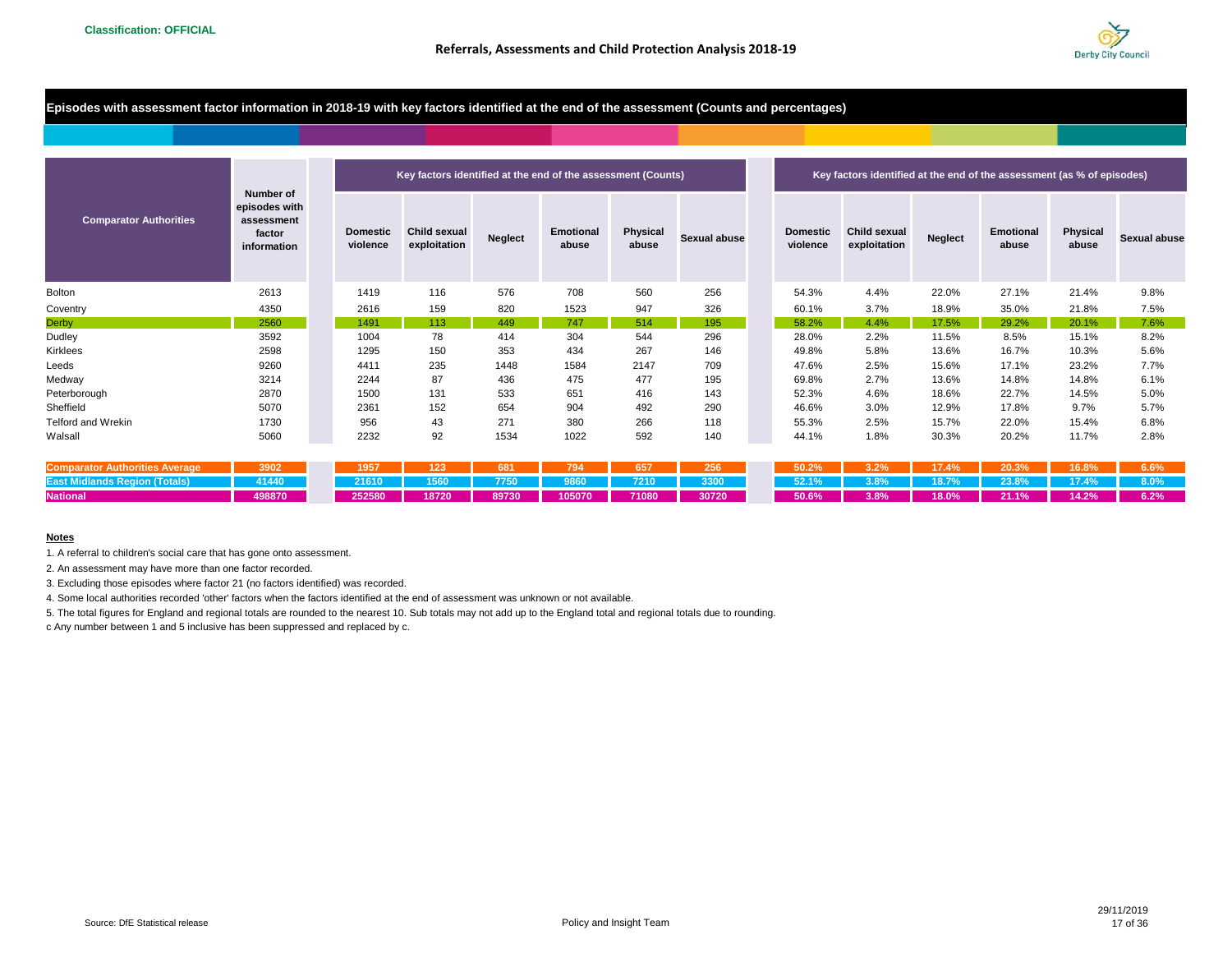Classification: OFFICIAL

## Referrals, Assessments and Child Protection Analysis 2018-19

### Episodes with assessment factor information in 2018-19 with key factors identified at the end of the assessment (Counts and percentages)

| Comparator Authorities | Number of episodes with assessment factor information | Key factors identified at the end of the assessment (Counts) | | | | | | Key factors identified at the end of the assessment (as % of episodes) | | | | | |
|---|---|---|---|---|---|---|---|---|---|---|---|---|---|
| | | Domestic violence | Child sexual exploitation | Neglect | Emotional abuse | Physical abuse | Sexual abuse | Domestic violence | Child sexual exploitation | Neglect | Emotional abuse | Physical abuse | Sexual abuse |
| Bolton | 2613 | 1419 | 116 | 576 | 708 | 560 | 256 | 54.3% | 4.4% | 22.0% | 27.1% | 21.4% | 9.8% |
| Coventry | 4350 | 2616 | 159 | 820 | 1523 | 947 | 326 | 60.1% | 3.7% | 18.9% | 35.0% | 21.8% | 7.5% |
| Derby | 2560 | 1491 | 113 | 449 | 747 | 514 | 195 | 58.2% | 4.4% | 17.5% | 29.2% | 20.1% | 7.6% |
| Dudley | 3592 | 1004 | 78 | 414 | 304 | 544 | 296 | 28.0% | 2.2% | 11.5% | 8.5% | 15.1% | 8.2% |
| Kirklees | 2598 | 1295 | 150 | 353 | 434 | 267 | 146 | 49.8% | 5.8% | 13.6% | 16.7% | 10.3% | 5.6% |
| Leeds | 9260 | 4411 | 235 | 1448 | 1584 | 2147 | 709 | 47.6% | 2.5% | 15.6% | 17.1% | 23.2% | 7.7% |
| Medway | 3214 | 2244 | 87 | 436 | 475 | 477 | 195 | 69.8% | 2.7% | 13.6% | 14.8% | 14.8% | 6.1% |
| Peterborough | 2870 | 1500 | 131 | 533 | 651 | 416 | 143 | 52.3% | 4.6% | 18.6% | 22.7% | 14.5% | 5.0% |
| Sheffield | 5070 | 2361 | 152 | 654 | 904 | 492 | 290 | 46.6% | 3.0% | 12.9% | 17.8% | 9.7% | 5.7% |
| Telford and Wrekin | 1730 | 956 | 43 | 271 | 380 | 266 | 118 | 55.3% | 2.5% | 15.7% | 22.0% | 15.4% | 6.8% |
| Walsall | 5060 | 2232 | 92 | 1534 | 1022 | 592 | 140 | 44.1% | 1.8% | 30.3% | 20.2% | 11.7% | 2.8% |
| Comparator Authorities Average | 3902 | 1957 | 123 | 681 | 794 | 657 | 256 | 50.2% | 3.2% | 17.4% | 20.3% | 16.8% | 6.6% |
| East Midlands Region (Totals) | 41440 | 21610 | 1560 | 7750 | 9860 | 7210 | 3300 | 52.1% | 3.8% | 18.7% | 23.8% | 17.4% | 8.0% |
| National | 498870 | 252580 | 18720 | 89730 | 105070 | 71080 | 30720 | 50.6% | 3.8% | 18.0% | 21.1% | 14.2% | 6.2% |

**Notes**

1. A referral to children's social care that has gone onto assessment.
2. An assessment may have more than one factor recorded.
3. Excluding those episodes where factor 21 (no factors identified) was recorded.
4. Some local authorities recorded 'other' factors when the factors identified at the end of assessment was unknown or not available.
5. The total figures for England and regional totals are rounded to the nearest 10. Sub totals may not add up to the England total and regional totals due to rounding.

c Any number between 1 and 5 inclusive has been suppressed and replaced by c.

Source: DfE Statistical release

Policy and Insight Team

29/11/2019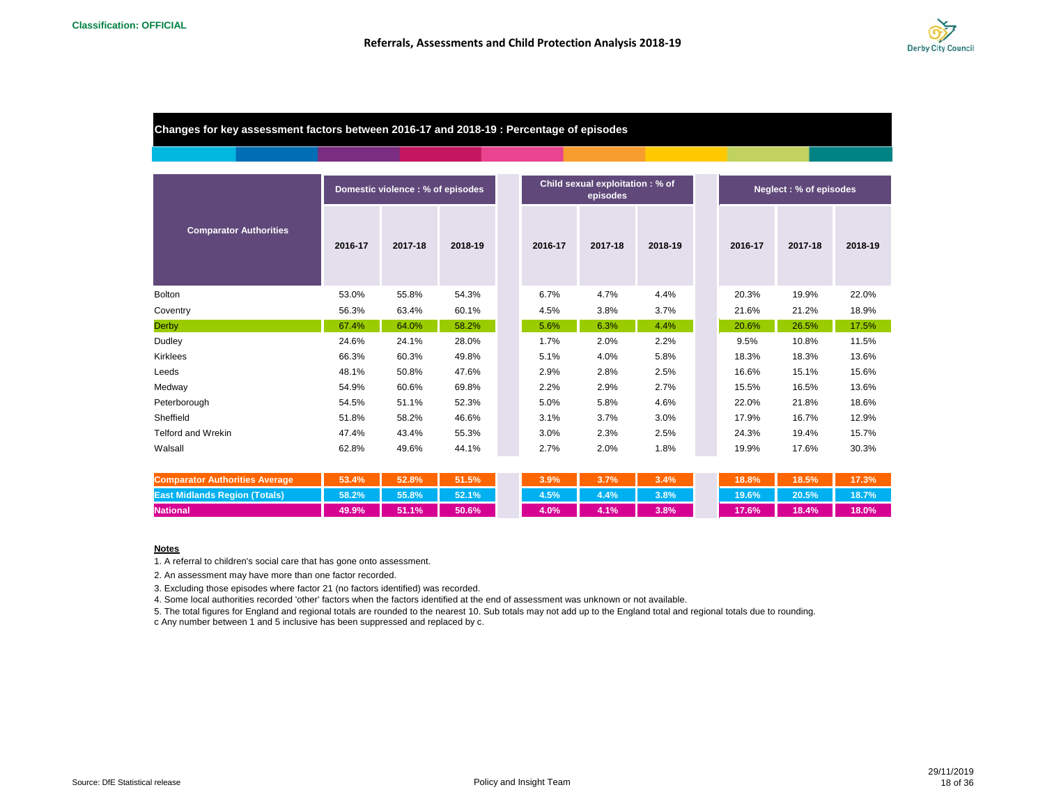**Classification: OFFICIAL**

## Changes for key assessment factors between 2016-17 and 2018-19 : Percentage of episodes

| Comparator Authorities | Domestic violence : % of episodes | | | Child sexual exploitation : % of episodes | | | Neglect : % of episodes | | |
|---|---|---|---|---|---|---|---|---|---|
| | 2016-17 | 2017-18 | 2018-19 | 2016-17 | 2017-18 | 2018-19 | 2016-17 | 2017-18 | 2018-19 |
| Bolton | 53.0% | 55.8% | 54.3% | 6.7% | 4.7% | 4.4% | 20.3% | 19.9% | 22.0% |
| Coventry | 56.3% | 63.4% | 60.1% | 4.5% | 3.8% | 3.7% | 21.6% | 21.2% | 18.9% |
| Derby | 67.4% | 64.0% | 58.2% | 5.6% | 6.3% | 4.4% | 20.6% | 26.5% | 17.5% |
| Dudley | 24.6% | 24.1% | 28.0% | 1.7% | 2.0% | 2.2% | 9.5% | 10.8% | 11.5% |
| Kirklees | 66.3% | 60.3% | 49.8% | 5.1% | 4.0% | 5.8% | 18.3% | 18.3% | 13.6% |
| Leeds | 48.1% | 50.8% | 47.6% | 2.9% | 2.8% | 2.5% | 16.6% | 15.1% | 15.6% |
| Medway | 54.9% | 60.6% | 69.8% | 2.2% | 2.9% | 2.7% | 15.5% | 16.5% | 13.6% |
| Peterborough | 54.5% | 51.1% | 52.3% | 5.0% | 5.8% | 4.6% | 22.0% | 21.8% | 18.6% |
| Sheffield | 51.8% | 58.2% | 46.6% | 3.1% | 3.7% | 3.0% | 17.9% | 16.7% | 12.9% |
| Telford and Wrekin | 47.4% | 43.4% | 55.3% | 3.0% | 2.3% | 2.5% | 24.3% | 19.4% | 15.7% |
| Walsall | 62.8% | 49.6% | 44.1% | 2.7% | 2.0% | 1.8% | 19.9% | 17.6% | 30.3% |
| **Comparator Authorities Average** | **53.4%** | **52.8%** | **51.5%** | **3.9%** | **3.7%** | **3.4%** | **18.8%** | **18.5%** | **17.3%** |
| **East Midlands Region (Totals)** | **58.2%** | **55.8%** | **52.1%** | **4.5%** | **4.4%** | **3.8%** | **19.6%** | **20.5%** | **18.7%** |
| **National** | **49.9%** | **51.1%** | **50.6%** | **4.0%** | **4.1%** | **3.8%** | **17.6%** | **18.4%** | **18.0%** |

**Notes**

1. A referral to children's social care that has gone onto assessment.
2. An assessment may have more than one factor recorded.
3. Excluding those episodes where factor 21 (no factors identified) was recorded.
4. Some local authorities recorded 'other' factors when the factors identified at the end of assessment was unknown or not available.
5. The total figures for England and regional totals are rounded to the nearest 10. Sub totals may not add up to the England total and regional totals due to rounding.

c Any number between 1 and 5 inclusive has been suppressed and replaced by c.

Source: DfE Statistical release

Policy and Insight Team

29/11/2019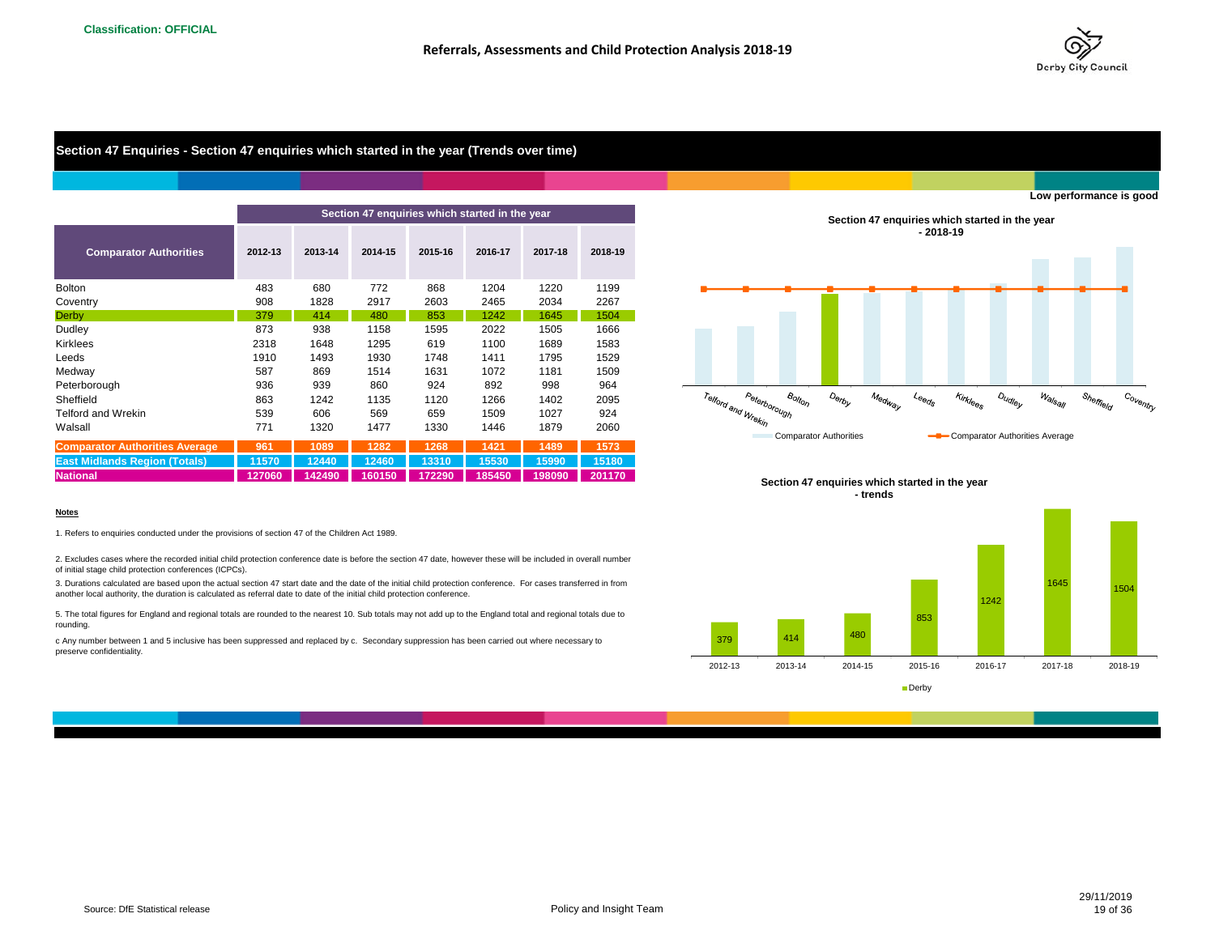Classification: OFFICIAL

## Referrals, Assessments and Child Protection Analysis 2018-19

### Section 47 Enquiries - Section 47 enquiries which started in the year (Trends over time)

**Low performance is good**

| Comparator Authorities | Section 47 enquiries which started in the year | | | | | | |
|---|---|---|---|---|---|---|---|
| | 2012-13 | 2013-14 | 2014-15 | 2015-16 | 2016-17 | 2017-18 | 2018-19 |
| Bolton | 483 | 680 | 772 | 868 | 1204 | 1220 | 1199 |
| Coventry | 908 | 1828 | 2917 | 2603 | 2465 | 2034 | 2267 |
| Derby | 379 | 414 | 480 | 853 | 1242 | 1645 | 1504 |
| Dudley | 873 | 938 | 1158 | 1595 | 2022 | 1505 | 1666 |
| Kirklees | 2318 | 1648 | 1295 | 619 | 1100 | 1689 | 1583 |
| Leeds | 1910 | 1493 | 1930 | 1748 | 1411 | 1795 | 1529 |
| Medway | 587 | 869 | 1514 | 1631 | 1072 | 1181 | 1509 |
| Peterborough | 936 | 939 | 860 | 924 | 892 | 998 | 964 |
| Sheffield | 863 | 1242 | 1135 | 1120 | 1266 | 1402 | 2095 |
| Telford and Wrekin | 539 | 606 | 569 | 659 | 1509 | 1027 | 924 |
| Walsall | 771 | 1320 | 1477 | 1330 | 1446 | 1879 | 2060 |
| **Comparator Authorities Average** | **961** | **1089** | **1282** | **1268** | **1421** | **1489** | **1573** |
| **East Midlands Region (Totals)** | **11570** | **12440** | **12460** | **13310** | **15530** | **15990** | **15180** |
| **National** | **127060** | **142490** | **160150** | **172290** | **185450** | **198090** | **201170** |

**Section 47 enquiries which started in the year - 2018-19**

(Chart: Comparator Authorities; Comparator Authorities Average — Telford and Wrekin, Peterborough, Bolton, Derby, Medway, Leeds, Kirklees, Dudley, Walsall, Sheffield, Coventry)

**Section 47 enquiries which started in the year - trends**

(Chart: Derby — 2012-13: 379; 2013-14: 414; 2014-15: 480; 2015-16: 853; 2016-17: 1242; 2017-18: 1645; 2018-19: 1504)

**Notes**

1. Refers to enquiries conducted under the provisions of section 47 of the Children Act 1989.

2. Excludes cases where the recorded initial child protection conference date is before the section 47 date, however these will be included in overall number of initial stage child protection conferences (ICPCs).

3. Durations calculated are based upon the actual section 47 start date and the date of the initial child protection conference. For cases transferred in from another local authority, the duration is calculated as referral date to date of the initial child protection conference.

5. The total figures for England and regional totals are rounded to the nearest 10. Sub totals may not add up to the England total and regional totals due to rounding.

c Any number between 1 and 5 inclusive has been suppressed and replaced by c. Secondary suppression has been carried out where necessary to preserve confidentiality.

Source: DfE Statistical release

Policy and Insight Team

29/11/2019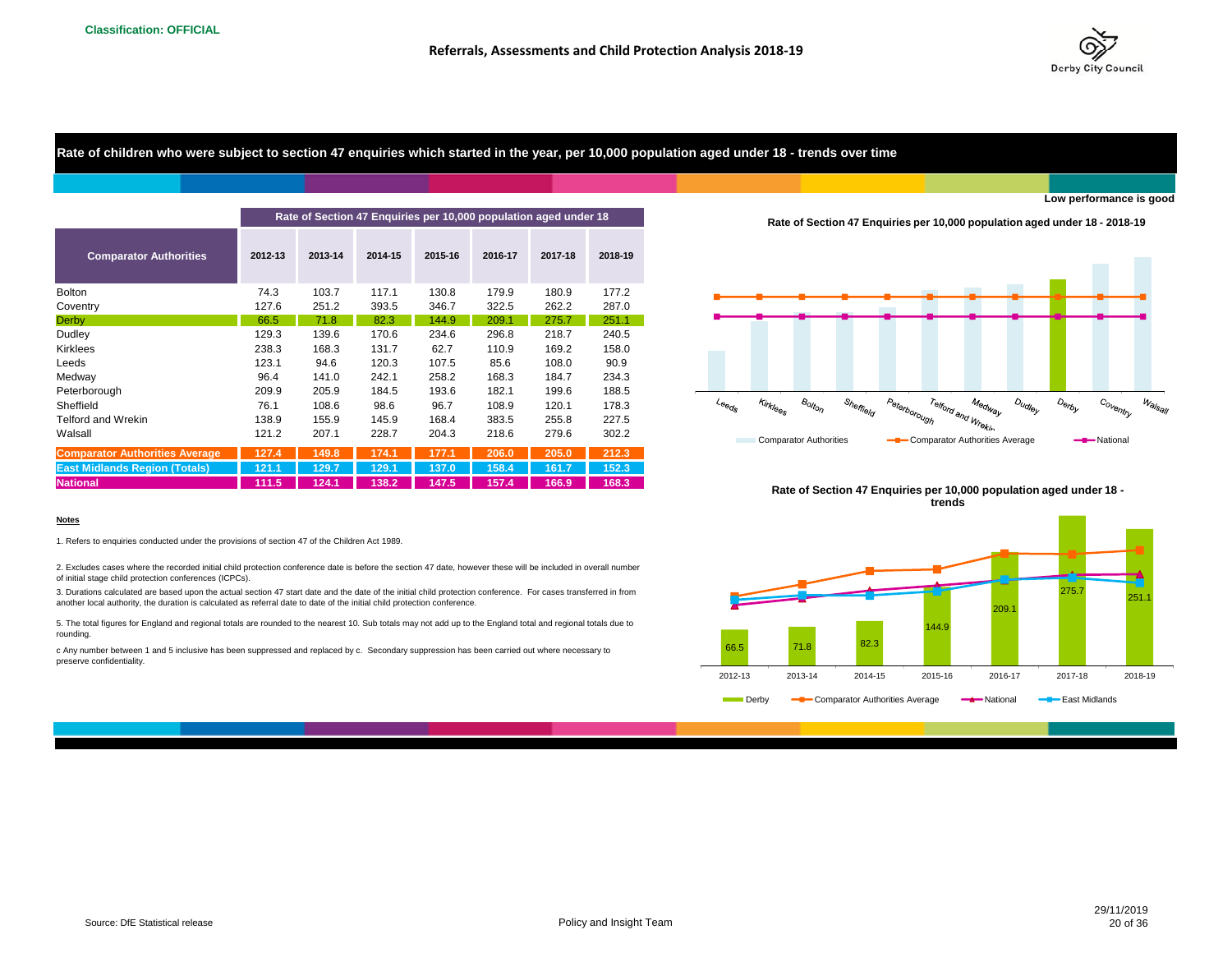Classification: OFFICIAL

## Rate of children who were subject to section 47 enquiries which started in the year, per 10,000 population aged under 18 - trends over time

**Low performance is good**

| Comparator Authorities | Rate of Section 47 Enquiries per 10,000 population aged under 18 | | | | | | |
|---|---|---|---|---|---|---|---|
| | 2012-13 | 2013-14 | 2014-15 | 2015-16 | 2016-17 | 2017-18 | 2018-19 |
| Bolton | 74.3 | 103.7 | 117.1 | 130.8 | 179.9 | 180.9 | 177.2 |
| Coventry | 127.6 | 251.2 | 393.5 | 346.7 | 322.5 | 262.2 | 287.0 |
| Derby | 66.5 | 71.8 | 82.3 | 144.9 | 209.1 | 275.7 | 251.1 |
| Dudley | 129.3 | 139.6 | 170.6 | 234.6 | 296.8 | 218.7 | 240.5 |
| Kirklees | 238.3 | 168.3 | 131.7 | 62.7 | 110.9 | 169.2 | 158.0 |
| Leeds | 123.1 | 94.6 | 120.3 | 107.5 | 85.6 | 108.0 | 90.9 |
| Medway | 96.4 | 141.0 | 242.1 | 258.2 | 168.3 | 184.7 | 234.3 |
| Peterborough | 209.9 | 205.9 | 184.5 | 193.6 | 182.1 | 199.6 | 188.5 |
| Sheffield | 76.1 | 108.6 | 98.6 | 96.7 | 108.9 | 120.1 | 178.3 |
| Telford and Wrekin | 138.9 | 155.9 | 145.9 | 168.4 | 383.5 | 255.8 | 227.5 |
| Walsall | 121.2 | 207.1 | 228.7 | 204.3 | 218.6 | 279.6 | 302.2 |
| **Comparator Authorities Average** | **127.4** | **149.8** | **174.1** | **177.1** | **206.0** | **205.0** | **212.3** |
| **East Midlands Region (Totals)** | **121.1** | **129.7** | **129.1** | **137.0** | **158.4** | **161.7** | **152.3** |
| **National** | **111.5** | **124.1** | **138.2** | **147.5** | **157.4** | **166.9** | **168.3** |

**Rate of Section 47 Enquiries per 10,000 population aged under 18 - 2018-19**

Leeds, Kirklees, Bolton, Sheffield, Peterborough, Telford and Wrekin, Medway, Dudley, Derby, Coventry, Walsall

Comparator Authorities — Comparator Authorities Average — National

**Rate of Section 47 Enquiries per 10,000 population aged under 18 - trends**

| | 2012-13 | 2013-14 | 2014-15 | 2015-16 | 2016-17 | 2017-18 | 2018-19 |
|---|---|---|---|---|---|---|---|
| Derby | 66.5 | 71.8 | 82.3 | 144.9 | 209.1 | 275.7 | 251.1 |

Derby — Comparator Authorities Average — National — East Midlands

**Notes**

1. Refers to enquiries conducted under the provisions of section 47 of the Children Act 1989.

2. Excludes cases where the recorded initial child protection conference date is before the section 47 date, however these will be included in overall number of initial stage child protection conferences (ICPCs).

3. Durations calculated are based upon the actual section 47 start date and the date of the initial child protection conference. For cases transferred in from another local authority, the duration is calculated as referral date to date of the initial child protection conference.

5. The total figures for England and regional totals are rounded to the nearest 10. Sub totals may not add up to the England total and regional totals due to rounding.

c Any number between 1 and 5 inclusive has been suppressed and replaced by c. Secondary suppression has been carried out where necessary to preserve confidentiality.

Source: DfE Statistical release

Policy and Insight Team

29/11/2019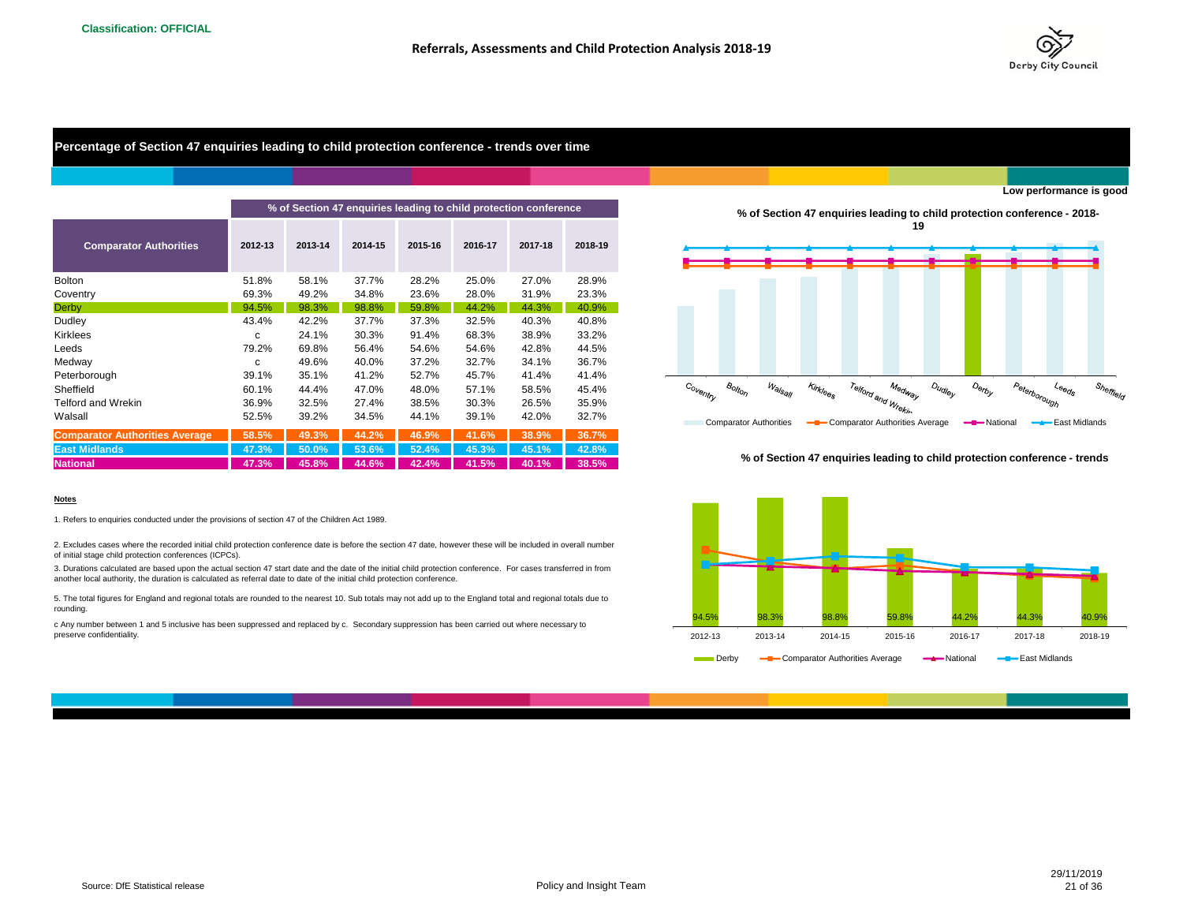Classification: OFFICIAL

# Percentage of Section 47 enquiries leading to child protection conference - trends over time

Low performance is good

| Comparator Authorities | % of Section 47 enquiries leading to child protection conference | | | | | | |
|---|---|---|---|---|---|---|---|
| | 2012-13 | 2013-14 | 2014-15 | 2015-16 | 2016-17 | 2017-18 | 2018-19 |
| Bolton | 51.8% | 58.1% | 37.7% | 28.2% | 25.0% | 27.0% | 28.9% |
| Coventry | 69.3% | 49.2% | 34.8% | 23.6% | 28.0% | 31.9% | 23.3% |
| Derby | 94.5% | 98.3% | 98.8% | 59.8% | 44.2% | 44.3% | 40.9% |
| Dudley | 43.4% | 42.2% | 37.7% | 37.3% | 32.5% | 40.3% | 40.8% |
| Kirklees | c | 24.1% | 30.3% | 91.4% | 68.3% | 38.9% | 33.2% |
| Leeds | 79.2% | 69.8% | 56.4% | 54.6% | 54.6% | 42.8% | 44.5% |
| Medway | c | 49.6% | 40.0% | 37.2% | 32.7% | 34.1% | 36.7% |
| Peterborough | 39.1% | 35.1% | 41.2% | 52.7% | 45.7% | 41.4% | 41.4% |
| Sheffield | 60.1% | 44.4% | 47.0% | 48.0% | 57.1% | 58.5% | 45.4% |
| Telford and Wrekin | 36.9% | 32.5% | 27.4% | 38.5% | 30.3% | 26.5% | 35.9% |
| Walsall | 52.5% | 39.2% | 34.5% | 44.1% | 39.1% | 42.0% | 32.7% |
| **Comparator Authorities Average** | **58.5%** | **49.3%** | **44.2%** | **46.9%** | **41.6%** | **38.9%** | **36.7%** |
| **East Midlands** | **47.3%** | **50.0%** | **53.6%** | **52.4%** | **45.3%** | **45.1%** | **42.8%** |
| **National** | **47.3%** | **45.8%** | **44.6%** | **42.4%** | **41.5%** | **40.1%** | **38.5%** |

**% of Section 47 enquiries leading to child protection conference - 2018-19**

Coventry, Bolton, Walsall, Kirklees, Telford and Wrekin, Medway, Dudley, Derby, Peterborough, Leeds, Sheffield

Comparator Authorities — Comparator Authorities Average — National — East Midlands

**% of Section 47 enquiries leading to child protection conference - trends**

| | 2012-13 | 2013-14 | 2014-15 | 2015-16 | 2016-17 | 2017-18 | 2018-19 |
|---|---|---|---|---|---|---|---|
| Derby | 94.5% | 98.3% | 98.8% | 59.8% | 44.2% | 44.3% | 40.9% |

Derby — Comparator Authorities Average — National — East Midlands

**Notes**

1. Refers to enquiries conducted under the provisions of section 47 of the Children Act 1989.

2. Excludes cases where the recorded initial child protection conference date is before the section 47 date, however these will be included in overall number of initial stage child protection conferences (ICPCs).

3. Durations calculated are based upon the actual section 47 start date and the date of the initial child protection conference. For cases transferred in from another local authority, the duration is calculated as referral date to date of the initial child protection conference.

5. The total figures for England and regional totals are rounded to the nearest 10. Sub totals may not add up to the England total and regional totals due to rounding.

c Any number between 1 and 5 inclusive has been suppressed and replaced by c. Secondary suppression has been carried out where necessary to preserve confidentiality.

Source: DfE Statistical release

Policy and Insight Team

29/11/2019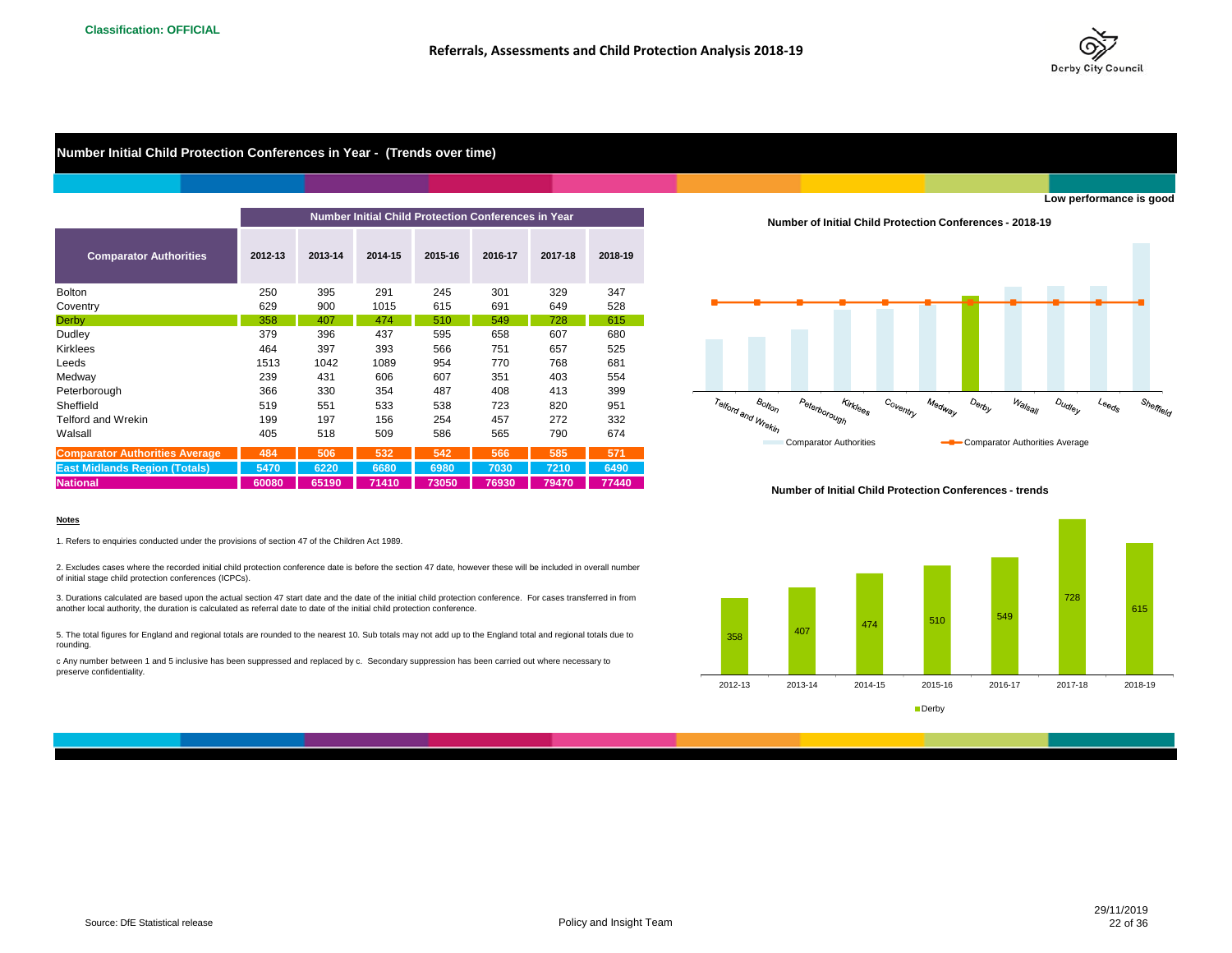Classification: OFFICIAL

## Referrals, Assessments and Child Protection Analysis 2018-19

### Number Initial Child Protection Conferences in Year - (Trends over time)

**Low performance is good**

| Comparator Authorities | Number Initial Child Protection Conferences in Year | | | | | | |
|---|---|---|---|---|---|---|---|
| | 2012-13 | 2013-14 | 2014-15 | 2015-16 | 2016-17 | 2017-18 | 2018-19 |
| Bolton | 250 | 395 | 291 | 245 | 301 | 329 | 347 |
| Coventry | 629 | 900 | 1015 | 615 | 691 | 649 | 528 |
| Derby | 358 | 407 | 474 | 510 | 549 | 728 | 615 |
| Dudley | 379 | 396 | 437 | 595 | 658 | 607 | 680 |
| Kirklees | 464 | 397 | 393 | 566 | 751 | 657 | 525 |
| Leeds | 1513 | 1042 | 1089 | 954 | 770 | 768 | 681 |
| Medway | 239 | 431 | 606 | 607 | 351 | 403 | 554 |
| Peterborough | 366 | 330 | 354 | 487 | 408 | 413 | 399 |
| Sheffield | 519 | 551 | 533 | 538 | 723 | 820 | 951 |
| Telford and Wrekin | 199 | 197 | 156 | 254 | 457 | 272 | 332 |
| Walsall | 405 | 518 | 509 | 586 | 565 | 790 | 674 |
| **Comparator Authorities Average** | **484** | **506** | **532** | **542** | **566** | **585** | **571** |
| **East Midlands Region (Totals)** | **5470** | **6220** | **6680** | **6980** | **7030** | **7210** | **6490** |
| **National** | **60080** | **65190** | **71410** | **73050** | **76930** | **79470** | **77440** |

**Number of Initial Child Protection Conferences - 2018-19**

(Chart: Telford and Wrekin, Bolton, Peterborough, Kirklees, Coventry, Medway, Derby, Walsall, Dudley, Leeds, Sheffield — Comparator Authorities; Comparator Authorities Average)

**Number of Initial Child Protection Conferences - trends**

| | 2012-13 | 2013-14 | 2014-15 | 2015-16 | 2016-17 | 2017-18 | 2018-19 |
|---|---|---|---|---|---|---|---|
| Derby | 358 | 407 | 474 | 510 | 549 | 728 | 615 |

**Notes**

1. Refers to enquiries conducted under the provisions of section 47 of the Children Act 1989.

2. Excludes cases where the recorded initial child protection conference date is before the section 47 date, however these will be included in overall number of initial stage child protection conferences (ICPCs).

3. Durations calculated are based upon the actual section 47 start date and the date of the initial child protection conference. For cases transferred in from another local authority, the duration is calculated as referral date to date of the initial child protection conference.

5. The total figures for England and regional totals are rounded to the nearest 10. Sub totals may not add up to the England total and regional totals due to rounding.

c Any number between 1 and 5 inclusive has been suppressed and replaced by c. Secondary suppression has been carried out where necessary to preserve confidentiality.

Source: DfE Statistical release

Policy and Insight Team

29/11/2019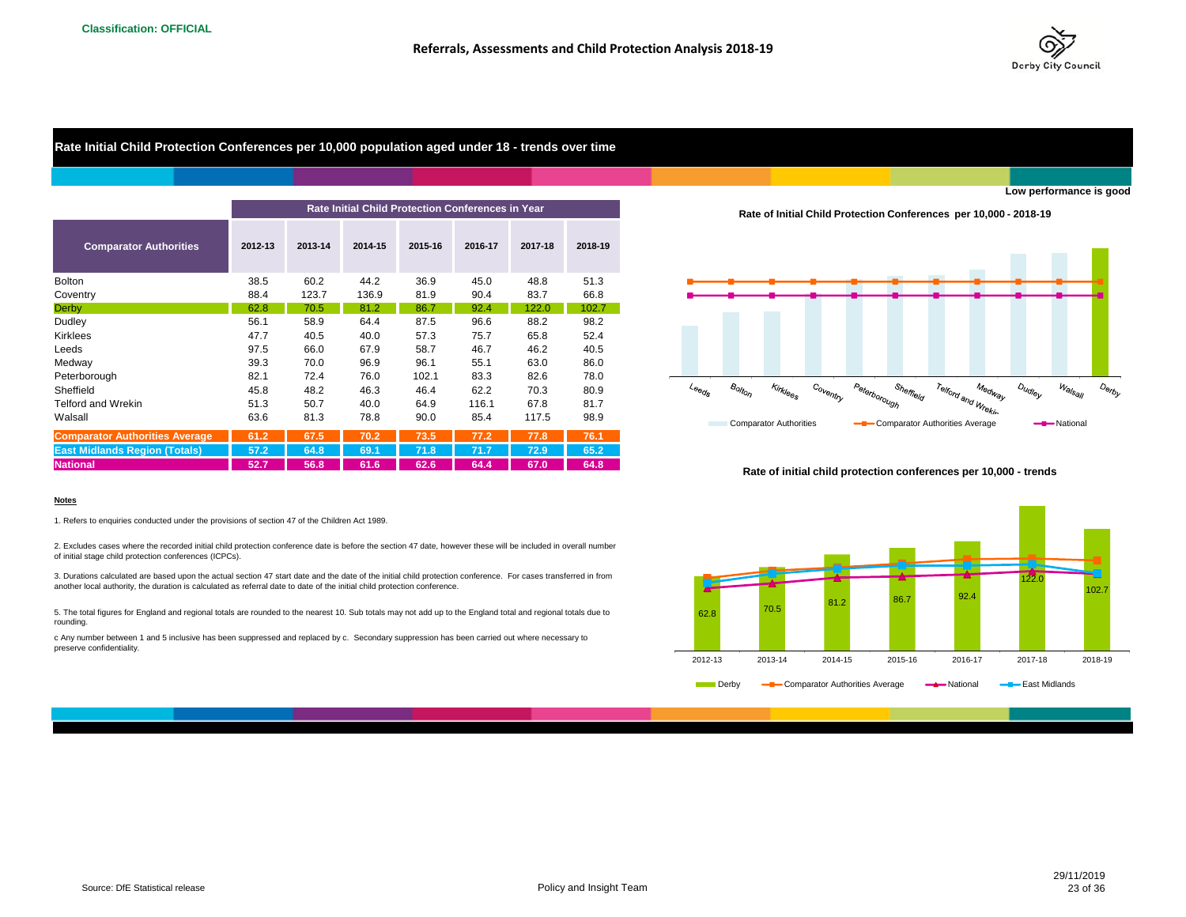Classification: OFFICIAL

# Referrals, Assessments and Child Protection Analysis 2018-19

## Rate Initial Child Protection Conferences per 10,000 population aged under 18 - trends over time

**Low performance is good**

| Comparator Authorities | Rate Initial Child Protection Conferences in Year | | | | | | |
|---|---|---|---|---|---|---|---|
| | 2012-13 | 2013-14 | 2014-15 | 2015-16 | 2016-17 | 2017-18 | 2018-19 |
| Bolton | 38.5 | 60.2 | 44.2 | 36.9 | 45.0 | 48.8 | 51.3 |
| Coventry | 88.4 | 123.7 | 136.9 | 81.9 | 90.4 | 83.7 | 66.8 |
| Derby | 62.8 | 70.5 | 81.2 | 86.7 | 92.4 | 122.0 | 102.7 |
| Dudley | 56.1 | 58.9 | 64.4 | 87.5 | 96.6 | 88.2 | 98.2 |
| Kirklees | 47.7 | 40.5 | 40.0 | 57.3 | 75.7 | 65.8 | 52.4 |
| Leeds | 97.5 | 66.0 | 67.9 | 58.7 | 46.7 | 46.2 | 40.5 |
| Medway | 39.3 | 70.0 | 96.9 | 96.1 | 55.1 | 63.0 | 86.0 |
| Peterborough | 82.1 | 72.4 | 76.0 | 102.1 | 83.3 | 82.6 | 78.0 |
| Sheffield | 45.8 | 48.2 | 46.3 | 46.4 | 62.2 | 70.3 | 80.9 |
| Telford and Wrekin | 51.3 | 50.7 | 40.0 | 64.9 | 116.1 | 67.8 | 81.7 |
| Walsall | 63.6 | 81.3 | 78.8 | 90.0 | 85.4 | 117.5 | 98.9 |
| **Comparator Authorities Average** | **61.2** | **67.5** | **70.2** | **73.5** | **77.2** | **77.8** | **76.1** |
| **East Midlands Region (Totals)** | **57.2** | **64.8** | **69.1** | **71.8** | **71.7** | **72.9** | **65.2** |
| **National** | **52.7** | **56.8** | **61.6** | **62.6** | **64.4** | **67.0** | **64.8** |

**Rate of Initial Child Protection Conferences per 10,000 - 2018-19**

**Rate of initial child protection conferences per 10,000 - trends**

**Notes**

1. Refers to enquiries conducted under the provisions of section 47 of the Children Act 1989.

2. Excludes cases where the recorded initial child protection conference date is before the section 47 date, however these will be included in overall number of initial stage child protection conferences (ICPCs).

3. Durations calculated are based upon the actual section 47 start date and the date of the initial child protection conference. For cases transferred in from another local authority, the duration is calculated as referral date to date of the initial child protection conference.

5. The total figures for England and regional totals are rounded to the nearest 10. Sub totals may not add up to the England total and regional totals due to rounding.

c Any number between 1 and 5 inclusive has been suppressed and replaced by c. Secondary suppression has been carried out where necessary to preserve confidentiality.

Source: DfE Statistical release

Policy and Insight Team

29/11/2019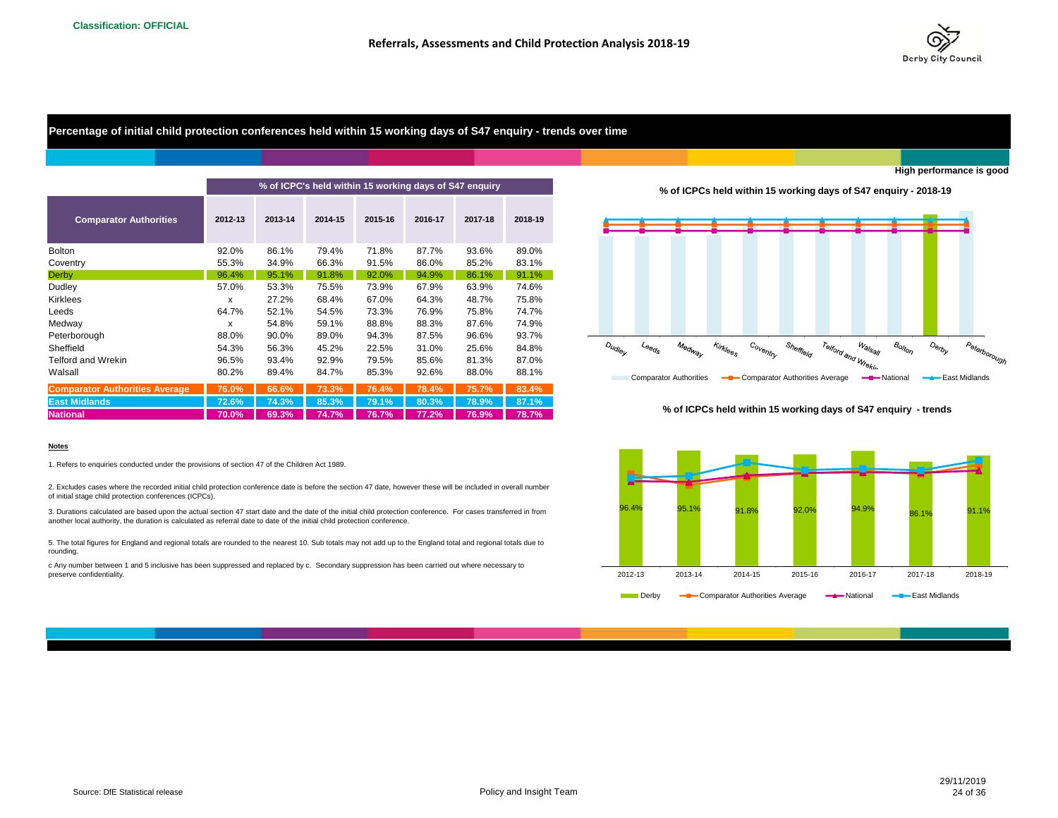Classification: OFFICIAL

# Referrals, Assessments and Child Protection Analysis 2018-19

## Percentage of initial child protection conferences held within 15 working days of S47 enquiry - trends over time

High performance is good

| Comparator Authorities | % of ICPC's held within 15 working days of S47 enquiry | | | | | | |
|---|---|---|---|---|---|---|---|
| | 2012-13 | 2013-14 | 2014-15 | 2015-16 | 2016-17 | 2017-18 | 2018-19 |
| Bolton | 92.0% | 86.1% | 79.4% | 71.8% | 87.7% | 93.6% | 89.0% |
| Coventry | 55.3% | 34.9% | 66.3% | 91.5% | 86.0% | 85.2% | 83.1% |
| Derby | 96.4% | 95.1% | 91.8% | 92.0% | 94.9% | 86.1% | 91.1% |
| Dudley | 57.0% | 53.3% | 75.5% | 73.9% | 67.9% | 63.9% | 74.6% |
| Kirklees | x | 27.2% | 68.4% | 67.0% | 64.3% | 48.7% | 75.8% |
| Leeds | 64.7% | 52.1% | 54.5% | 73.3% | 76.9% | 75.8% | 74.7% |
| Medway | x | 54.8% | 59.1% | 88.8% | 88.3% | 87.6% | 74.9% |
| Peterborough | 88.0% | 90.0% | 89.0% | 94.3% | 87.5% | 96.6% | 93.7% |
| Sheffield | 54.3% | 56.3% | 45.2% | 22.5% | 31.0% | 25.6% | 84.8% |
| Telford and Wrekin | 96.5% | 93.4% | 92.9% | 79.5% | 85.6% | 81.3% | 87.0% |
| Walsall | 80.2% | 89.4% | 84.7% | 85.3% | 92.6% | 88.0% | 88.1% |
| Comparator Authorities Average | 76.0% | 66.6% | 73.3% | 76.4% | 78.4% | 75.7% | 83.4% |
| East Midlands | 72.6% | 74.3% | 85.3% | 79.1% | 80.3% | 78.9% | 87.1% |
| National | 70.0% | 69.3% | 74.7% | 76.7% | 77.2% | 76.9% | 78.7% |

% of ICPCs held within 15 working days of S47 enquiry - 2018-19

% of ICPCs held within 15 working days of S47 enquiry - trends

**Notes**

1. Refers to enquiries conducted under the provisions of section 47 of the Children Act 1989.

2. Excludes cases where the recorded initial child protection conference date is before the section 47 date, however these will be included in overall number of initial stage child protection conferences (ICPCs).

3. Durations calculated are based upon the actual section 47 start date and the date of the initial child protection conference. For cases transferred in from another local authority, the duration is calculated as referral date to date of the initial child protection conference.

5. The total figures for England and regional totals are rounded to the nearest 10. Sub totals may not add up to the England total and regional totals due to rounding.

c Any number between 1 and 5 inclusive has been suppressed and replaced by c. Secondary suppression has been carried out where necessary to preserve confidentiality.

Source: DfE Statistical release

Policy and Insight Team

29/11/2019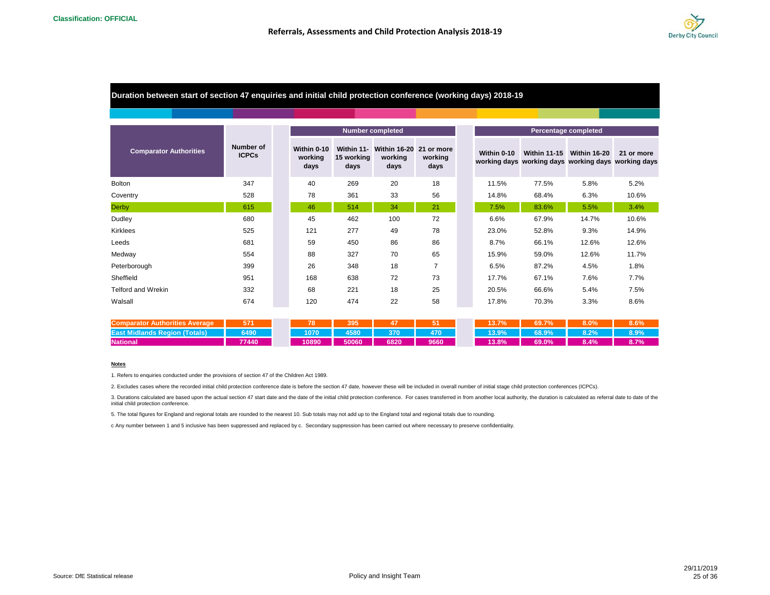Classification: OFFICIAL

# Referrals, Assessments and Child Protection Analysis 2018-19

## Duration between start of section 47 enquiries and initial child protection conference (working days) 2018-19

| Comparator Authorities | Number of ICPCs | Number completed | | | | Percentage completed | | | |
|---|---|---|---|---|---|---|---|---|---|
| | | Within 0-10 working days | Within 11-15 working days | Within 16-20 working days | 21 or more working days | Within 0-10 working days | Within 11-15 working days | Within 16-20 working days | 21 or more working days |
| Bolton | 347 | 40 | 269 | 20 | 18 | 11.5% | 77.5% | 5.8% | 5.2% |
| Coventry | 528 | 78 | 361 | 33 | 56 | 14.8% | 68.4% | 6.3% | 10.6% |
| Derby | 615 | 46 | 514 | 34 | 21 | 7.5% | 83.6% | 5.5% | 3.4% |
| Dudley | 680 | 45 | 462 | 100 | 72 | 6.6% | 67.9% | 14.7% | 10.6% |
| Kirklees | 525 | 121 | 277 | 49 | 78 | 23.0% | 52.8% | 9.3% | 14.9% |
| Leeds | 681 | 59 | 450 | 86 | 86 | 8.7% | 66.1% | 12.6% | 12.6% |
| Medway | 554 | 88 | 327 | 70 | 65 | 15.9% | 59.0% | 12.6% | 11.7% |
| Peterborough | 399 | 26 | 348 | 18 | 7 | 6.5% | 87.2% | 4.5% | 1.8% |
| Sheffield | 951 | 168 | 638 | 72 | 73 | 17.7% | 67.1% | 7.6% | 7.7% |
| Telford and Wrekin | 332 | 68 | 221 | 18 | 25 | 20.5% | 66.6% | 5.4% | 7.5% |
| Walsall | 674 | 120 | 474 | 22 | 58 | 17.8% | 70.3% | 3.3% | 8.6% |
| **Comparator Authorities Average** | **571** | **78** | **395** | **47** | **51** | **13.7%** | **69.7%** | **8.0%** | **8.6%** |
| **East Midlands Region (Totals)** | **6490** | **1070** | **4580** | **370** | **470** | **13.9%** | **68.9%** | **8.2%** | **8.9%** |
| **National** | **77440** | **10890** | **50060** | **6820** | **9660** | **13.8%** | **69.0%** | **8.4%** | **8.7%** |

**Notes**

1. Refers to enquiries conducted under the provisions of section 47 of the Children Act 1989.

2. Excludes cases where the recorded initial child protection conference date is before the section 47 date, however these will be included in overall number of initial stage child protection conferences (ICPCs).

3. Durations calculated are based upon the actual section 47 start date and the date of the initial child protection conference. For cases transferred in from another local authority, the duration is calculated as referral date to date of the initial child protection conference.

5. The total figures for England and regional totals are rounded to the nearest 10. Sub totals may not add up to the England total and regional totals due to rounding.

c Any number between 1 and 5 inclusive has been suppressed and replaced by c. Secondary suppression has been carried out where necessary to preserve confidentiality.

Source: DfE Statistical release

Policy and Insight Team

29/11/2019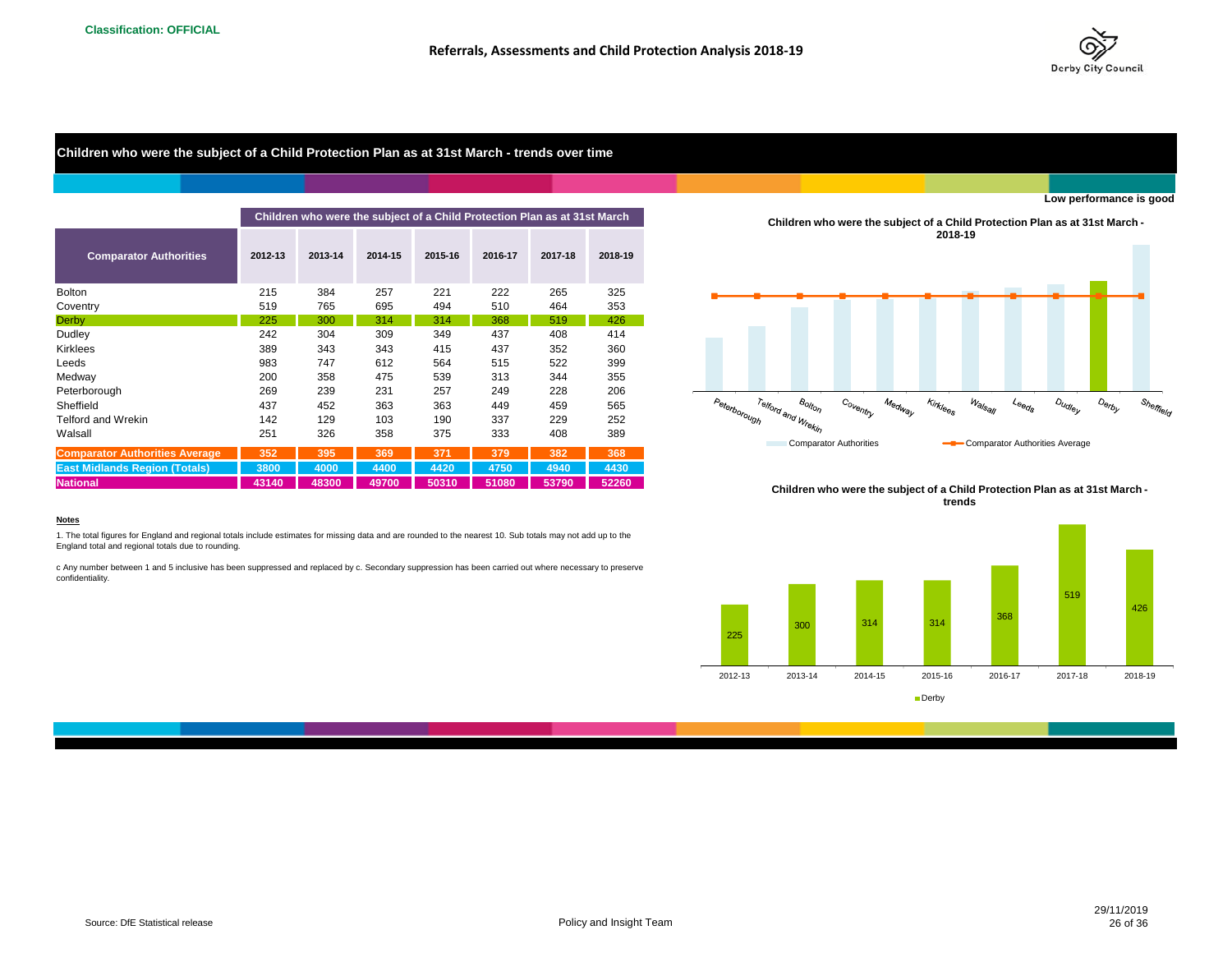Classification: OFFICIAL

## Referrals, Assessments and Child Protection Analysis 2018-19

### Children who were the subject of a Child Protection Plan as at 31st March - trends over time

**Low performance is good**

| Comparator Authorities | Children who were the subject of a Child Protection Plan as at 31st March | | | | | | |
|---|---|---|---|---|---|---|---|
| | 2012-13 | 2013-14 | 2014-15 | 2015-16 | 2016-17 | 2017-18 | 2018-19 |
| Bolton | 215 | 384 | 257 | 221 | 222 | 265 | 325 |
| Coventry | 519 | 765 | 695 | 494 | 510 | 464 | 353 |
| Derby | 225 | 300 | 314 | 314 | 368 | 519 | 426 |
| Dudley | 242 | 304 | 309 | 349 | 437 | 408 | 414 |
| Kirklees | 389 | 343 | 343 | 415 | 437 | 352 | 360 |
| Leeds | 983 | 747 | 612 | 564 | 515 | 522 | 399 |
| Medway | 200 | 358 | 475 | 539 | 313 | 344 | 355 |
| Peterborough | 269 | 239 | 231 | 257 | 249 | 228 | 206 |
| Sheffield | 437 | 452 | 363 | 363 | 449 | 459 | 565 |
| Telford and Wrekin | 142 | 129 | 103 | 190 | 337 | 229 | 252 |
| Walsall | 251 | 326 | 358 | 375 | 333 | 408 | 389 |
| **Comparator Authorities Average** | **352** | **395** | **369** | **371** | **379** | **382** | **368** |
| **East Midlands Region (Totals)** | **3800** | **4000** | **4400** | **4420** | **4750** | **4940** | **4430** |
| **National** | **43140** | **48300** | **49700** | **50310** | **51080** | **53790** | **52260** |

**Notes**

1. The total figures for England and regional totals include estimates for missing data and are rounded to the nearest 10. Sub totals may not add up to the England total and regional totals due to rounding.

c Any number between 1 and 5 inclusive has been suppressed and replaced by c. Secondary suppression has been carried out where necessary to preserve confidentiality.

**Children who were the subject of a Child Protection Plan as at 31st March - 2018-19**

Peterborough, Telford and Wrekin, Bolton, Coventry, Medway, Kirklees, Walsall, Leeds, Dudley, Derby, Sheffield

Comparator Authorities — Comparator Authorities Average

**Children who were the subject of a Child Protection Plan as at 31st March - trends**

| | 2012-13 | 2013-14 | 2014-15 | 2015-16 | 2016-17 | 2017-18 | 2018-19 |
|---|---|---|---|---|---|---|---|
| Derby | 225 | 300 | 314 | 314 | 368 | 519 | 426 |

Source: DfE Statistical release

Policy and Insight Team

29/11/2019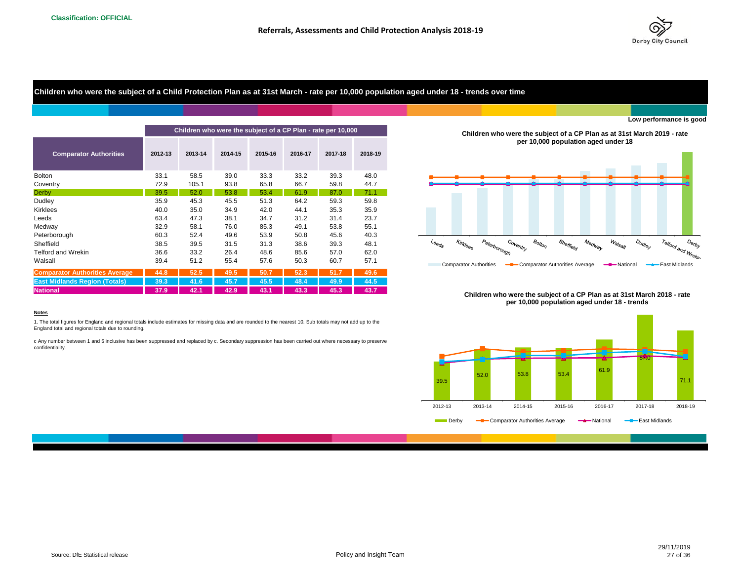Classification: OFFICIAL

## Referrals, Assessments and Child Protection Analysis 2018-19

### Children who were the subject of a Child Protection Plan as at 31st March - rate per 10,000 population aged under 18 - trends over time

Low performance is good

| Comparator Authorities | Children who were the subject of a CP Plan - rate per 10,000 | | | | | | |
|---|---|---|---|---|---|---|---|
| | 2012-13 | 2013-14 | 2014-15 | 2015-16 | 2016-17 | 2017-18 | 2018-19 |
| Bolton | 33.1 | 58.5 | 39.0 | 33.3 | 33.2 | 39.3 | 48.0 |
| Coventry | 72.9 | 105.1 | 93.8 | 65.8 | 66.7 | 59.8 | 44.7 |
| Derby | 39.5 | 52.0 | 53.8 | 53.4 | 61.9 | 87.0 | 71.1 |
| Dudley | 35.9 | 45.3 | 45.5 | 51.3 | 64.2 | 59.3 | 59.8 |
| Kirklees | 40.0 | 35.0 | 34.9 | 42.0 | 44.1 | 35.3 | 35.9 |
| Leeds | 63.4 | 47.3 | 38.1 | 34.7 | 31.2 | 31.4 | 23.7 |
| Medway | 32.9 | 58.1 | 76.0 | 85.3 | 49.1 | 53.8 | 55.1 |
| Peterborough | 60.3 | 52.4 | 49.6 | 53.9 | 50.8 | 45.6 | 40.3 |
| Sheffield | 38.5 | 39.5 | 31.5 | 31.3 | 38.6 | 39.3 | 48.1 |
| Telford and Wrekin | 36.6 | 33.2 | 26.4 | 48.6 | 85.6 | 57.0 | 62.0 |
| Walsall | 39.4 | 51.2 | 55.4 | 57.6 | 50.3 | 60.7 | 57.1 |
| Comparator Authorities Average | 44.8 | 52.5 | 49.5 | 50.7 | 52.3 | 51.7 | 49.6 |
| East Midlands Region (Totals) | 39.3 | 41.6 | 45.7 | 45.5 | 48.4 | 49.9 | 44.5 |
| National | 37.9 | 42.1 | 42.9 | 43.1 | 43.3 | 45.3 | 43.7 |

**Children who were the subject of a CP Plan as at 31st March 2019 - rate per 10,000 population aged under 18**

Leeds, Kirklees, Peterborough, Coventry, Bolton, Sheffield, Medway, Walsall, Dudley, Telford and Wrekin, Derby

Comparator Authorities — Comparator Authorities Average — National — East Midlands

**Children who were the subject of a CP Plan as at 31st March 2018 - rate per 10,000 population aged under 18 - trends**

| | 2012-13 | 2013-14 | 2014-15 | 2015-16 | 2016-17 | 2017-18 | 2018-19 |
|---|---|---|---|---|---|---|---|
| Derby | 39.5 | 52.0 | 53.8 | 53.4 | 61.9 | 87.0 | 71.1 |

Derby — Comparator Authorities Average — National — East Midlands

**Notes**

1. The total figures for England and regional totals include estimates for missing data and are rounded to the nearest 10. Sub totals may not add up to the England total and regional totals due to rounding.

c Any number between 1 and 5 inclusive has been suppressed and replaced by c. Secondary suppression has been carried out where necessary to preserve confidentiality.

Source: DfE Statistical release

Policy and Insight Team

29/11/2019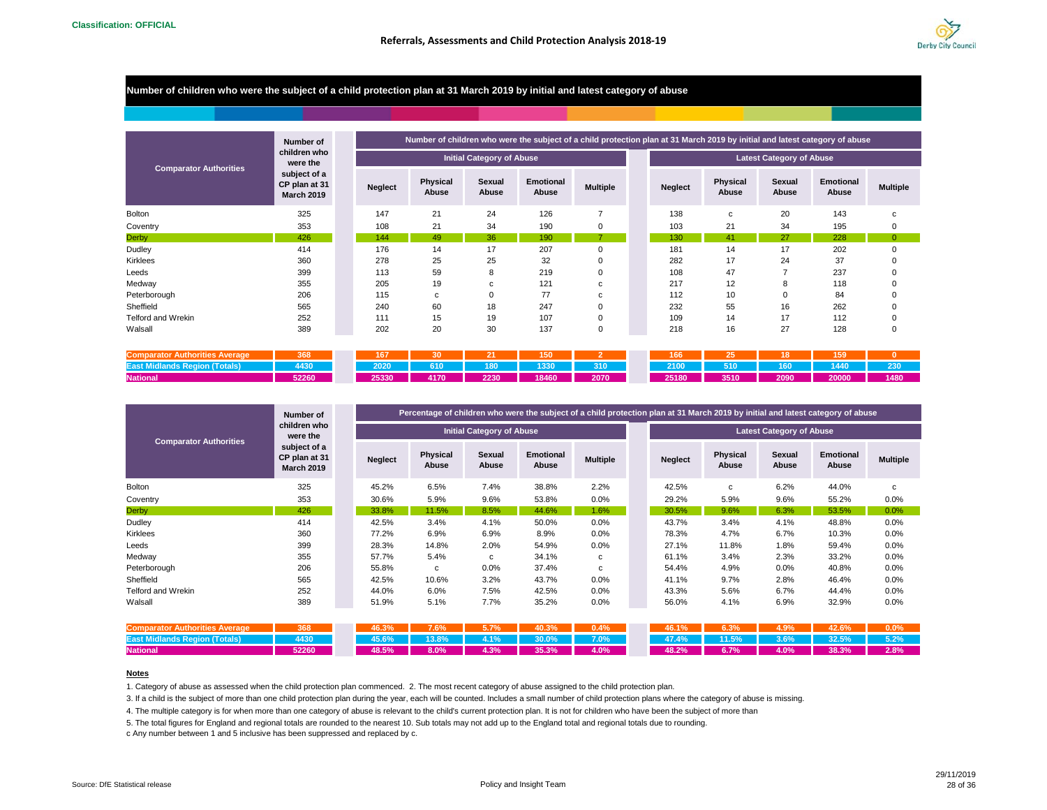Classification: OFFICIAL

## Referrals, Assessments and Child Protection Analysis 2018-19

### Number of children who were the subject of a child protection plan at 31 March 2019 by initial and latest category of abuse

| Comparator Authorities | Number of children who were the subject of a CP plan at 31 March 2019 | Initial Category of Abuse: Neglect | Physical Abuse | Sexual Abuse | Emotional Abuse | Multiple | Latest Category of Abuse: Neglect | Physical Abuse | Sexual Abuse | Emotional Abuse | Multiple |
|---|---|---|---|---|---|---|---|---|---|---|---|
| Bolton | 325 | 147 | 21 | 24 | 126 | 7 | 138 | c | 20 | 143 | c |
| Coventry | 353 | 108 | 21 | 34 | 190 | 0 | 103 | 21 | 34 | 195 | 0 |
| Derby | 426 | 144 | 49 | 36 | 190 | 7 | 130 | 41 | 27 | 228 | 0 |
| Dudley | 414 | 176 | 14 | 17 | 207 | 0 | 181 | 14 | 17 | 202 | 0 |
| Kirklees | 360 | 278 | 25 | 25 | 32 | 0 | 282 | 17 | 24 | 37 | 0 |
| Leeds | 399 | 113 | 59 | 8 | 219 | 0 | 108 | 47 | 7 | 237 | 0 |
| Medway | 355 | 205 | 19 | c | 121 | c | 217 | 12 | 8 | 118 | 0 |
| Peterborough | 206 | 115 | c | 0 | 77 | c | 112 | 10 | 0 | 84 | 0 |
| Sheffield | 565 | 240 | 60 | 18 | 247 | 0 | 232 | 55 | 16 | 262 | 0 |
| Telford and Wrekin | 252 | 111 | 15 | 19 | 107 | 0 | 109 | 14 | 17 | 112 | 0 |
| Walsall | 389 | 202 | 20 | 30 | 137 | 0 | 218 | 16 | 27 | 128 | 0 |
| Comparator Authorities Average | 368 | 167 | 30 | 21 | 150 | 2 | 166 | 25 | 18 | 159 | 0 |
| East Midlands Region (Totals) | 4430 | 2020 | 610 | 180 | 1330 | 310 | 2100 | 510 | 160 | 1440 | 230 |
| National | 52260 | 25330 | 4170 | 2230 | 18460 | 2070 | 25180 | 3510 | 2090 | 20000 | 1480 |

### Percentage of children who were the subject of a child protection plan at 31 March 2019 by initial and latest category of abuse

| Comparator Authorities | Number of children who were the subject of a CP plan at 31 March 2019 | Initial Category of Abuse: Neglect | Physical Abuse | Sexual Abuse | Emotional Abuse | Multiple | Latest Category of Abuse: Neglect | Physical Abuse | Sexual Abuse | Emotional Abuse | Multiple |
|---|---|---|---|---|---|---|---|---|---|---|---|
| Bolton | 325 | 45.2% | 6.5% | 7.4% | 38.8% | 2.2% | 42.5% | c | 6.2% | 44.0% | c |
| Coventry | 353 | 30.6% | 5.9% | 9.6% | 53.8% | 0.0% | 29.2% | 5.9% | 9.6% | 55.2% | 0.0% |
| Derby | 426 | 33.8% | 11.5% | 8.5% | 44.6% | 1.6% | 30.5% | 9.6% | 6.3% | 53.5% | 0.0% |
| Dudley | 414 | 42.5% | 3.4% | 4.1% | 50.0% | 0.0% | 43.7% | 3.4% | 4.1% | 48.8% | 0.0% |
| Kirklees | 360 | 77.2% | 6.9% | 6.9% | 8.9% | 0.0% | 78.3% | 4.7% | 6.7% | 10.3% | 0.0% |
| Leeds | 399 | 28.3% | 14.8% | 2.0% | 54.9% | 0.0% | 27.1% | 11.8% | 1.8% | 59.4% | 0.0% |
| Medway | 355 | 57.7% | 5.4% | c | 34.1% | c | 61.1% | 3.4% | 2.3% | 33.2% | 0.0% |
| Peterborough | 206 | 55.8% | c | 0.0% | 37.4% | c | 54.4% | 4.9% | 0.0% | 40.8% | 0.0% |
| Sheffield | 565 | 42.5% | 10.6% | 3.2% | 43.7% | 0.0% | 41.1% | 9.7% | 2.8% | 46.4% | 0.0% |
| Telford and Wrekin | 252 | 44.0% | 6.0% | 7.5% | 42.5% | 0.0% | 43.3% | 5.6% | 6.7% | 44.4% | 0.0% |
| Walsall | 389 | 51.9% | 5.1% | 7.7% | 35.2% | 0.0% | 56.0% | 4.1% | 6.9% | 32.9% | 0.0% |
| Comparator Authorities Average | 368 | 46.3% | 7.6% | 5.7% | 40.3% | 0.4% | 46.1% | 6.3% | 4.9% | 42.6% | 0.0% |
| East Midlands Region (Totals) | 4430 | 45.6% | 13.8% | 4.1% | 30.0% | 7.0% | 47.4% | 11.5% | 3.6% | 32.5% | 5.2% |
| National | 52260 | 48.5% | 8.0% | 4.3% | 35.3% | 4.0% | 48.2% | 6.7% | 4.0% | 38.3% | 2.8% |

**Notes**

1. Category of abuse as assessed when the child protection plan commenced. 2. The most recent category of abuse assigned to the child protection plan.

3. If a child is the subject of more than one child protection plan during the year, each will be counted. Includes a small number of child protection plans where the category of abuse is missing.

4. The multiple category is for when more than one category of abuse is relevant to the child's current protection plan. It is not for children who have been the subject of more than

5. The total figures for England and regional totals are rounded to the nearest 10. Sub totals may not add up to the England total and regional totals due to rounding.

c Any number between 1 and 5 inclusive has been suppressed and replaced by c.

Source: DfE Statistical release

Policy and Insight Team

29/11/2019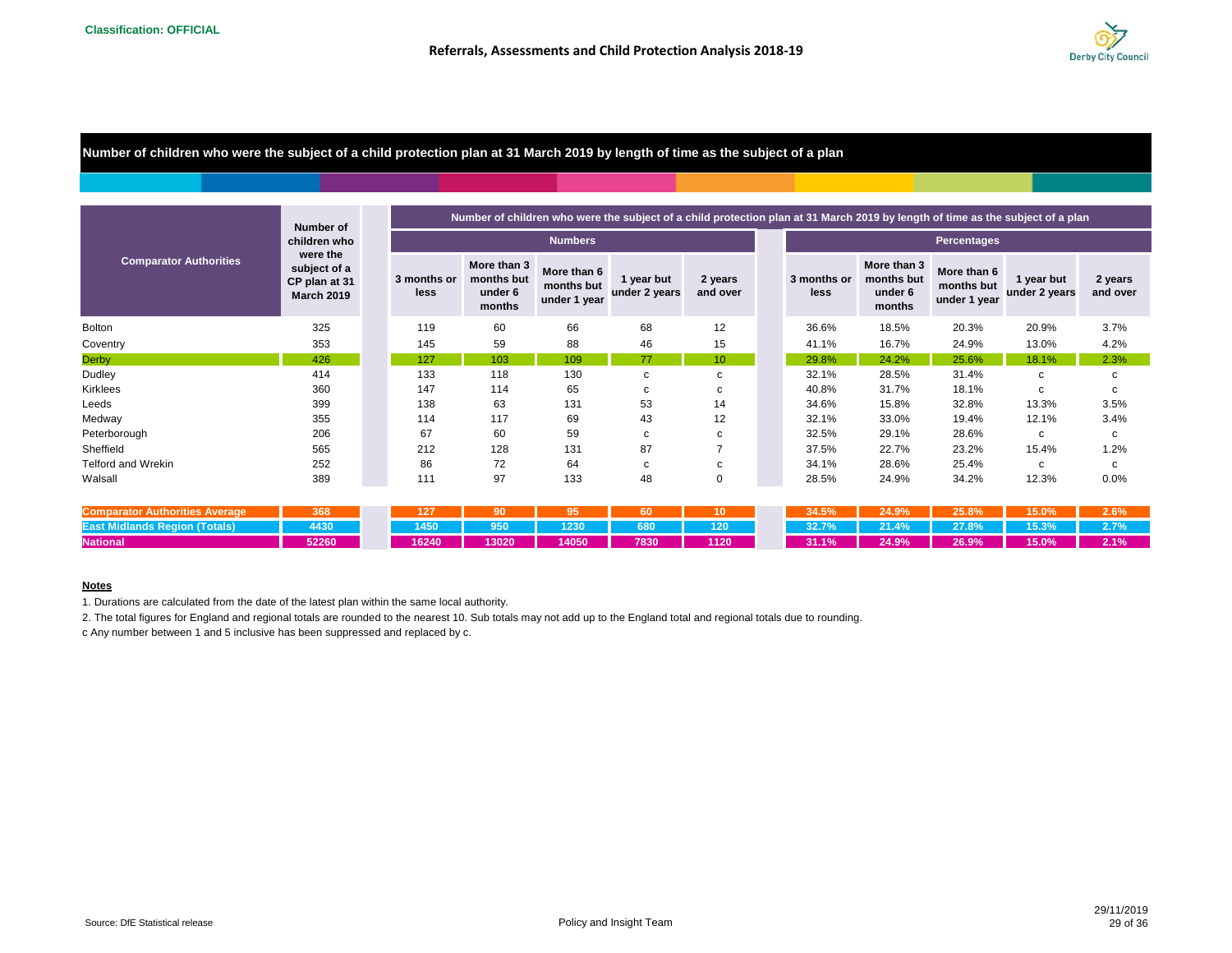Classification: OFFICIAL

## Number of children who were the subject of a child protection plan at 31 March 2019 by length of time as the subject of a plan

| Comparator Authorities | Number of children who were the subject of a CP plan at 31 March 2019 | Number of children who were the subject of a child protection plan at 31 March 2019 by length of time as the subject of a plan | | | | | | | | | |
|---|---|---|---|---|---|---|---|---|---|---|---|
| | | Numbers | | | | | Percentages | | | | |
| | | 3 months or less | More than 3 months but under 6 months | More than 6 months but under 1 year | 1 year but under 2 years | 2 years and over | 3 months or less | More than 3 months but under 6 months | More than 6 months but under 1 year | 1 year but under 2 years | 2 years and over |
| Bolton | 325 | 119 | 60 | 66 | 68 | 12 | 36.6% | 18.5% | 20.3% | 20.9% | 3.7% |
| Coventry | 353 | 145 | 59 | 88 | 46 | 15 | 41.1% | 16.7% | 24.9% | 13.0% | 4.2% |
| Derby | 426 | 127 | 103 | 109 | 77 | 10 | 29.8% | 24.2% | 25.6% | 18.1% | 2.3% |
| Dudley | 414 | 133 | 118 | 130 | c | c | 32.1% | 28.5% | 31.4% | c | c |
| Kirklees | 360 | 147 | 114 | 65 | c | c | 40.8% | 31.7% | 18.1% | c | c |
| Leeds | 399 | 138 | 63 | 131 | 53 | 14 | 34.6% | 15.8% | 32.8% | 13.3% | 3.5% |
| Medway | 355 | 114 | 117 | 69 | 43 | 12 | 32.1% | 33.0% | 19.4% | 12.1% | 3.4% |
| Peterborough | 206 | 67 | 60 | 59 | c | c | 32.5% | 29.1% | 28.6% | c | c |
| Sheffield | 565 | 212 | 128 | 131 | 87 | 7 | 37.5% | 22.7% | 23.2% | 15.4% | 1.2% |
| Telford and Wrekin | 252 | 86 | 72 | 64 | c | c | 34.1% | 28.6% | 25.4% | c | c |
| Walsall | 389 | 111 | 97 | 133 | 48 | 0 | 28.5% | 24.9% | 34.2% | 12.3% | 0.0% |
| **Comparator Authorities Average** | **368** | **127** | **90** | **95** | **60** | **10** | **34.5%** | **24.9%** | **25.8%** | **15.0%** | **2.6%** |
| **East Midlands Region (Totals)** | **4430** | **1450** | **950** | **1230** | **680** | **120** | **32.7%** | **21.4%** | **27.8%** | **15.3%** | **2.7%** |
| **National** | **52260** | **16240** | **13020** | **14050** | **7830** | **1120** | **31.1%** | **24.9%** | **26.9%** | **15.0%** | **2.1%** |

**Notes**

1. Durations are calculated from the date of the latest plan within the same local authority.

2. The total figures for England and regional totals are rounded to the nearest 10. Sub totals may not add up to the England total and regional totals due to rounding.

c Any number between 1 and 5 inclusive has been suppressed and replaced by c.

Source: DfE Statistical release

Policy and Insight Team

29/11/2019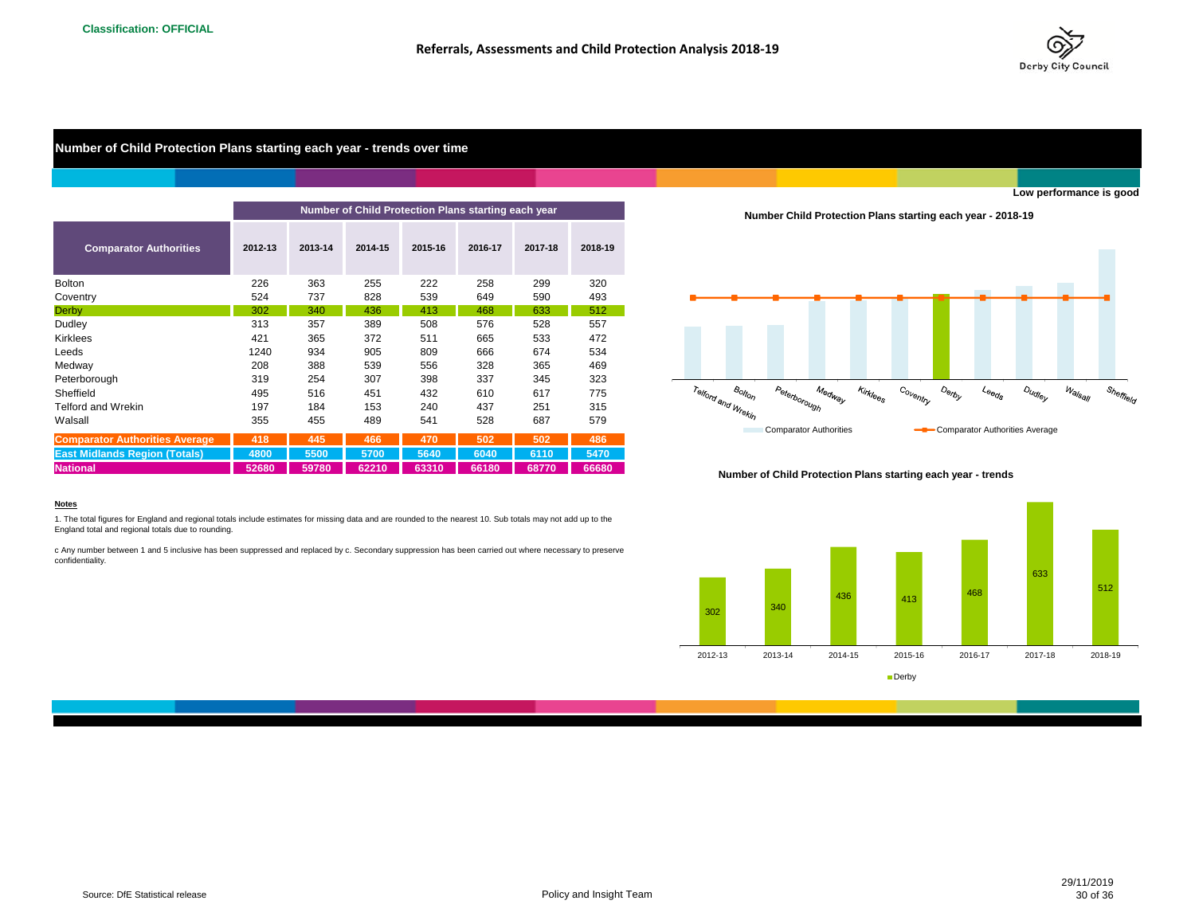Classification: OFFICIAL

# Number of Child Protection Plans starting each year - trends over time

**Low performance is good**

| Comparator Authorities | Number of Child Protection Plans starting each year | | | | | | |
|---|---|---|---|---|---|---|---|
| | 2012-13 | 2013-14 | 2014-15 | 2015-16 | 2016-17 | 2017-18 | 2018-19 |
| Bolton | 226 | 363 | 255 | 222 | 258 | 299 | 320 |
| Coventry | 524 | 737 | 828 | 539 | 649 | 590 | 493 |
| Derby | 302 | 340 | 436 | 413 | 468 | 633 | 512 |
| Dudley | 313 | 357 | 389 | 508 | 576 | 528 | 557 |
| Kirklees | 421 | 365 | 372 | 511 | 665 | 533 | 472 |
| Leeds | 1240 | 934 | 905 | 809 | 666 | 674 | 534 |
| Medway | 208 | 388 | 539 | 556 | 328 | 365 | 469 |
| Peterborough | 319 | 254 | 307 | 398 | 337 | 345 | 323 |
| Sheffield | 495 | 516 | 451 | 432 | 610 | 617 | 775 |
| Telford and Wrekin | 197 | 184 | 153 | 240 | 437 | 251 | 315 |
| Walsall | 355 | 455 | 489 | 541 | 528 | 687 | 579 |
| **Comparator Authorities Average** | **418** | **445** | **466** | **470** | **502** | **502** | **486** |
| **East Midlands Region (Totals)** | **4800** | **5500** | **5700** | **5640** | **6040** | **6110** | **5470** |
| **National** | **52680** | **59780** | **62210** | **63310** | **66180** | **68770** | **66680** |

**Notes**

1. The total figures for England and regional totals include estimates for missing data and are rounded to the nearest 10. Sub totals may not add up to the England total and regional totals due to rounding.

c Any number between 1 and 5 inclusive has been suppressed and replaced by c. Secondary suppression has been carried out where necessary to preserve confidentiality.

**Number Child Protection Plans starting each year - 2018-19**

Telford and Wrekin, Bolton, Peterborough, Medway, Kirklees, Coventry, Derby, Leeds, Dudley, Walsall, Sheffield

Comparator Authorities — Comparator Authorities Average

**Number of Child Protection Plans starting each year - trends**

| | 2012-13 | 2013-14 | 2014-15 | 2015-16 | 2016-17 | 2017-18 | 2018-19 |
|---|---|---|---|---|---|---|---|
| Derby | 302 | 340 | 436 | 413 | 468 | 633 | 512 |

Source: DfE Statistical release

Policy and Insight Team

29/11/2019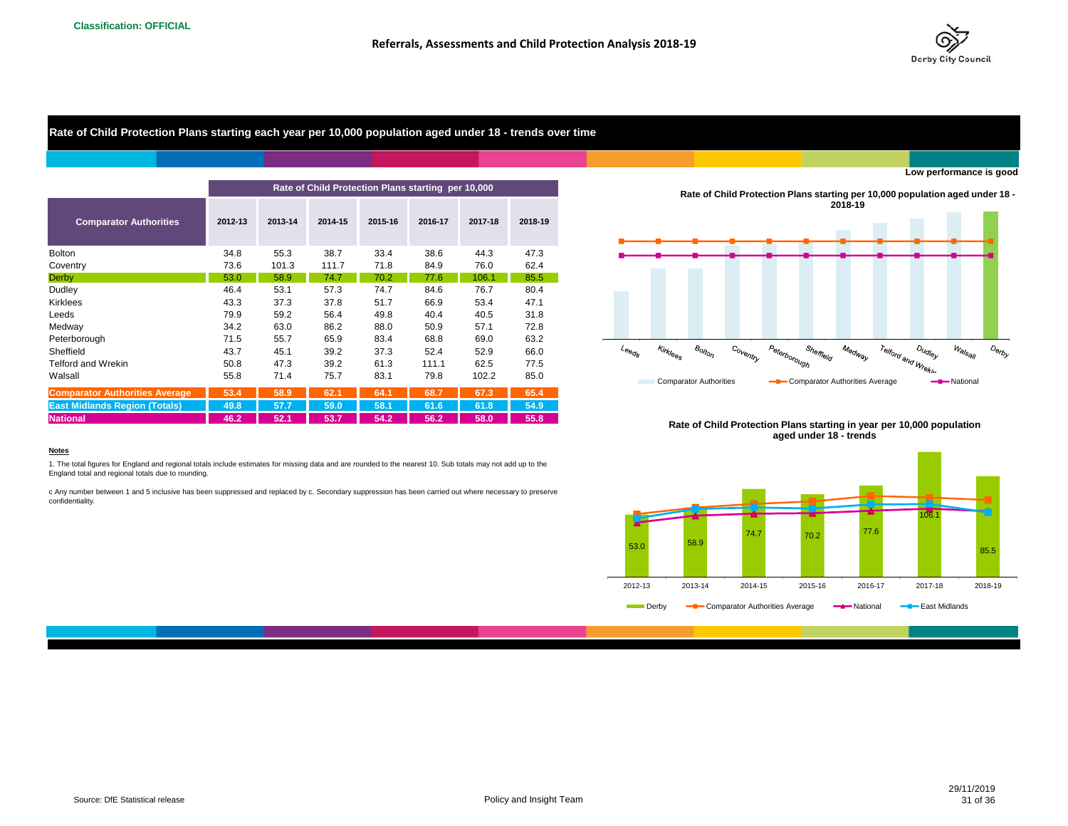Classification: OFFICIAL

## Rate of Child Protection Plans starting each year per 10,000 population aged under 18 - trends over time

**Low performance is good**

| Comparator Authorities | Rate of Child Protection Plans starting per 10,000 | | | | | | |
|---|---|---|---|---|---|---|---|
| | 2012-13 | 2013-14 | 2014-15 | 2015-16 | 2016-17 | 2017-18 | 2018-19 |
| Bolton | 34.8 | 55.3 | 38.7 | 33.4 | 38.6 | 44.3 | 47.3 |
| Coventry | 73.6 | 101.3 | 111.7 | 71.8 | 84.9 | 76.0 | 62.4 |
| Derby | 53.0 | 58.9 | 74.7 | 70.2 | 77.6 | 106.1 | 85.5 |
| Dudley | 46.4 | 53.1 | 57.3 | 74.7 | 84.6 | 76.7 | 80.4 |
| Kirklees | 43.3 | 37.3 | 37.8 | 51.7 | 66.9 | 53.4 | 47.1 |
| Leeds | 79.9 | 59.2 | 56.4 | 49.8 | 40.4 | 40.5 | 31.8 |
| Medway | 34.2 | 63.0 | 86.2 | 88.0 | 50.9 | 57.1 | 72.8 |
| Peterborough | 71.5 | 55.7 | 65.9 | 83.4 | 68.8 | 69.0 | 63.2 |
| Sheffield | 43.7 | 45.1 | 39.2 | 37.3 | 52.4 | 52.9 | 66.0 |
| Telford and Wrekin | 50.8 | 47.3 | 39.2 | 61.3 | 111.1 | 62.5 | 77.5 |
| Walsall | 55.8 | 71.4 | 75.7 | 83.1 | 79.8 | 102.2 | 85.0 |
| **Comparator Authorities Average** | 53.4 | 58.9 | 62.1 | 64.1 | 68.7 | 67.3 | 65.4 |
| **East Midlands Region (Totals)** | 49.8 | 57.7 | 59.0 | 58.1 | 61.6 | 61.8 | 54.9 |
| **National** | 46.2 | 52.1 | 53.7 | 54.2 | 56.2 | 58.0 | 55.8 |

**Notes**

1. The total figures for England and regional totals include estimates for missing data and are rounded to the nearest 10. Sub totals may not add up to the England total and regional totals due to rounding.

c Any number between 1 and 5 inclusive has been suppressed and replaced by c. Secondary suppression has been carried out where necessary to preserve confidentiality.

**Rate of Child Protection Plans starting per 10,000 population aged under 18 - 2018-19**

Leeds, Kirklees, Bolton, Coventry, Peterborough, Sheffield, Medway, Telford and Wrekin, Dudley, Walsall, Derby

Comparator Authorities — Comparator Authorities Average — National

**Rate of Child Protection Plans starting in year per 10,000 population aged under 18 - trends**

2012-13: 53.0; 2013-14: 58.9; 2014-15: 74.7; 2015-16: 70.2; 2016-17: 77.6; 2017-18: 106.1; 2018-19: 85.5

Derby — Comparator Authorities Average — National — East Midlands

Source: DfE Statistical release

Policy and Insight Team

29/11/2019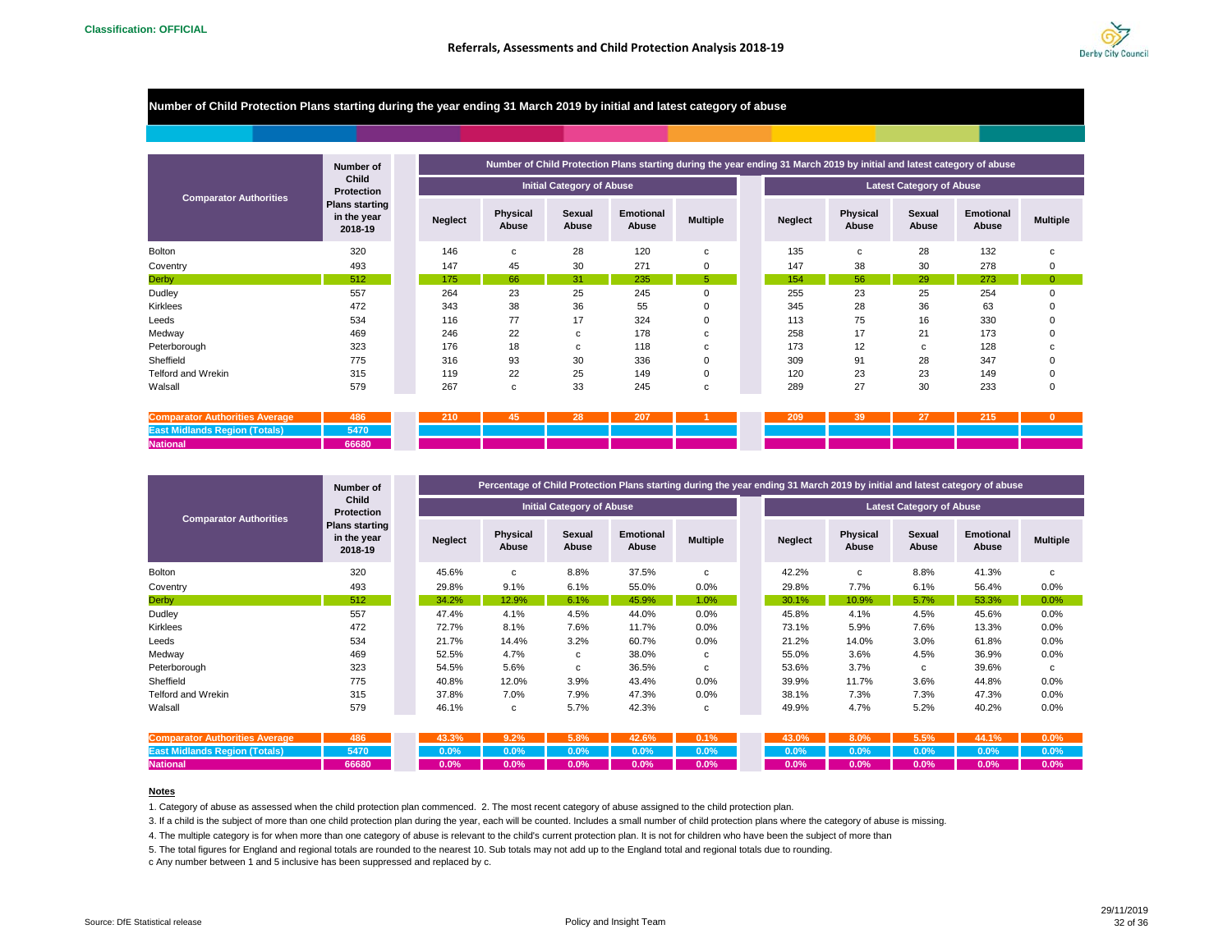**Classification: OFFICIAL**

## Referrals, Assessments and Child Protection Analysis 2018-19

### Number of Child Protection Plans starting during the year ending 31 March 2019 by initial and latest category of abuse

| Comparator Authorities | Number of Child Protection Plans starting in the year 2018-19 | Number of Child Protection Plans starting during the year ending 31 March 2019 by initial and latest category of abuse | | | | | | | | | |
|---|---|---|---|---|---|---|---|---|---|---|---|
| | | Initial Category of Abuse | | | | | Latest Category of Abuse | | | | |
| | | Neglect | Physical Abuse | Sexual Abuse | Emotional Abuse | Multiple | Neglect | Physical Abuse | Sexual Abuse | Emotional Abuse | Multiple |
| Bolton | 320 | 146 | c | 28 | 120 | c | 135 | c | 28 | 132 | c |
| Coventry | 493 | 147 | 45 | 30 | 271 | 0 | 147 | 38 | 30 | 278 | 0 |
| Derby | 512 | 175 | 66 | 31 | 235 | 5 | 154 | 56 | 29 | 273 | 0 |
| Dudley | 557 | 264 | 23 | 25 | 245 | 0 | 255 | 23 | 25 | 254 | 0 |
| Kirklees | 472 | 343 | 38 | 36 | 55 | 0 | 345 | 28 | 36 | 63 | 0 |
| Leeds | 534 | 116 | 77 | 17 | 324 | 0 | 113 | 75 | 16 | 330 | 0 |
| Medway | 469 | 246 | 22 | c | 178 | c | 258 | 17 | 21 | 173 | 0 |
| Peterborough | 323 | 176 | 18 | c | 118 | c | 173 | 12 | c | 128 | c |
| Sheffield | 775 | 316 | 93 | 30 | 336 | 0 | 309 | 91 | 28 | 347 | 0 |
| Telford and Wrekin | 315 | 119 | 22 | 25 | 149 | 0 | 120 | 23 | 23 | 149 | 0 |
| Walsall | 579 | 267 | c | 33 | 245 | c | 289 | 27 | 30 | 233 | 0 |
| **Comparator Authorities Average** | **486** | **210** | **45** | **28** | **207** | **1** | **209** | **39** | **27** | **215** | **0** |
| **East Midlands Region (Totals)** | **5470** | | | | | | | | | | |
| **National** | **66680** | | | | | | | | | | |

| Comparator Authorities | Number of Child Protection Plans starting in the year 2018-19 | Percentage of Child Protection Plans starting during the year ending 31 March 2019 by initial and latest category of abuse | | | | | | | | | |
|---|---|---|---|---|---|---|---|---|---|---|---|
| | | Initial Category of Abuse | | | | | Latest Category of Abuse | | | | |
| | | Neglect | Physical Abuse | Sexual Abuse | Emotional Abuse | Multiple | Neglect | Physical Abuse | Sexual Abuse | Emotional Abuse | Multiple |
| Bolton | 320 | 45.6% | c | 8.8% | 37.5% | c | 42.2% | c | 8.8% | 41.3% | c |
| Coventry | 493 | 29.8% | 9.1% | 6.1% | 55.0% | 0.0% | 29.8% | 7.7% | 6.1% | 56.4% | 0.0% |
| Derby | 512 | 34.2% | 12.9% | 6.1% | 45.9% | 1.0% | 30.1% | 10.9% | 5.7% | 53.3% | 0.0% |
| Dudley | 557 | 47.4% | 4.1% | 4.5% | 44.0% | 0.0% | 45.8% | 4.1% | 4.5% | 45.6% | 0.0% |
| Kirklees | 472 | 72.7% | 8.1% | 7.6% | 11.7% | 0.0% | 73.1% | 5.9% | 7.6% | 13.3% | 0.0% |
| Leeds | 534 | 21.7% | 14.4% | 3.2% | 60.7% | 0.0% | 21.2% | 14.0% | 3.0% | 61.8% | 0.0% |
| Medway | 469 | 52.5% | 4.7% | c | 38.0% | c | 55.0% | 3.6% | 4.5% | 36.9% | 0.0% |
| Peterborough | 323 | 54.5% | 5.6% | c | 36.5% | c | 53.6% | 3.7% | c | 39.6% | c |
| Sheffield | 775 | 40.8% | 12.0% | 3.9% | 43.4% | 0.0% | 39.9% | 11.7% | 3.6% | 44.8% | 0.0% |
| Telford and Wrekin | 315 | 37.8% | 7.0% | 7.9% | 47.3% | 0.0% | 38.1% | 7.3% | 7.3% | 47.3% | 0.0% |
| Walsall | 579 | 46.1% | c | 5.7% | 42.3% | c | 49.9% | 4.7% | 5.2% | 40.2% | 0.0% |
| **Comparator Authorities Average** | **486** | **43.3%** | **9.2%** | **5.8%** | **42.6%** | **0.1%** | **43.0%** | **8.0%** | **5.5%** | **44.1%** | **0.0%** |
| **East Midlands Region (Totals)** | **5470** | **0.0%** | **0.0%** | **0.0%** | **0.0%** | **0.0%** | **0.0%** | **0.0%** | **0.0%** | **0.0%** | **0.0%** |
| **National** | **66680** | **0.0%** | **0.0%** | **0.0%** | **0.0%** | **0.0%** | **0.0%** | **0.0%** | **0.0%** | **0.0%** | **0.0%** |

**Notes**

1. Category of abuse as assessed when the child protection plan commenced. 2. The most recent category of abuse assigned to the child protection plan.

3. If a child is the subject of more than one child protection plan during the year, each will be counted. Includes a small number of child protection plans where the category of abuse is missing.

4. The multiple category is for when more than one category of abuse is relevant to the child's current protection plan. It is not for children who have been the subject of more than

5. The total figures for England and regional totals are rounded to the nearest 10. Sub totals may not add up to the England total and regional totals due to rounding.

c Any number between 1 and 5 inclusive has been suppressed and replaced by c.

Source: DfE Statistical release

Policy and Insight Team

29/11/2019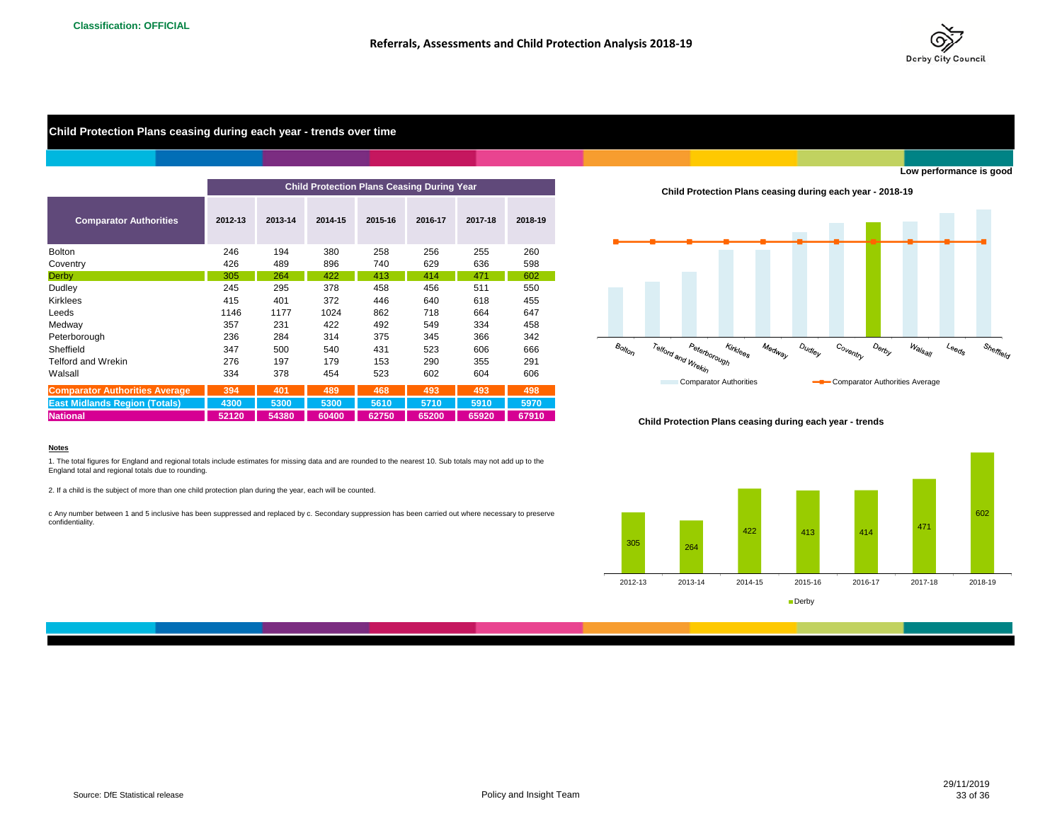Classification: OFFICIAL

# Referrals, Assessments and Child Protection Analysis 2018-19

## Child Protection Plans ceasing during each year - trends over time

Low performance is good

| Comparator Authorities | Child Protection Plans Ceasing During Year | | | | | | |
|---|---|---|---|---|---|---|---|
| | 2012-13 | 2013-14 | 2014-15 | 2015-16 | 2016-17 | 2017-18 | 2018-19 |
| Bolton | 246 | 194 | 380 | 258 | 256 | 255 | 260 |
| Coventry | 426 | 489 | 896 | 740 | 629 | 636 | 598 |
| Derby | 305 | 264 | 422 | 413 | 414 | 471 | 602 |
| Dudley | 245 | 295 | 378 | 458 | 456 | 511 | 550 |
| Kirklees | 415 | 401 | 372 | 446 | 640 | 618 | 455 |
| Leeds | 1146 | 1177 | 1024 | 862 | 718 | 664 | 647 |
| Medway | 357 | 231 | 422 | 492 | 549 | 334 | 458 |
| Peterborough | 236 | 284 | 314 | 375 | 345 | 366 | 342 |
| Sheffield | 347 | 500 | 540 | 431 | 523 | 606 | 666 |
| Telford and Wrekin | 276 | 197 | 179 | 153 | 290 | 355 | 291 |
| Walsall | 334 | 378 | 454 | 523 | 602 | 604 | 606 |
| **Comparator Authorities Average** | **394** | **401** | **489** | **468** | **493** | **493** | **498** |
| **East Midlands Region (Totals)** | **4300** | **5300** | **5300** | **5610** | **5710** | **5910** | **5970** |
| **National** | **52120** | **54380** | **60400** | **62750** | **65200** | **65920** | **67910** |

**Notes**

1. The total figures for England and regional totals include estimates for missing data and are rounded to the nearest 10. Sub totals may not add up to the England total and regional totals due to rounding.

2. If a child is the subject of more than one child protection plan during the year, each will be counted.

c Any number between 1 and 5 inclusive has been suppressed and replaced by c. Secondary suppression has been carried out where necessary to preserve confidentiality.

**Child Protection Plans ceasing during each year - 2018-19**

Bolton, Telford and Wrekin, Peterborough, Kirklees, Medway, Dudley, Coventry, Derby, Walsall, Leeds, Sheffield

Comparator Authorities — Comparator Authorities Average

**Child Protection Plans ceasing during each year - trends**

| | 2012-13 | 2013-14 | 2014-15 | 2015-16 | 2016-17 | 2017-18 | 2018-19 |
|---|---|---|---|---|---|---|---|
| Derby | 305 | 264 | 422 | 413 | 414 | 471 | 602 |

Source: DfE Statistical release

Policy and Insight Team

29/11/2019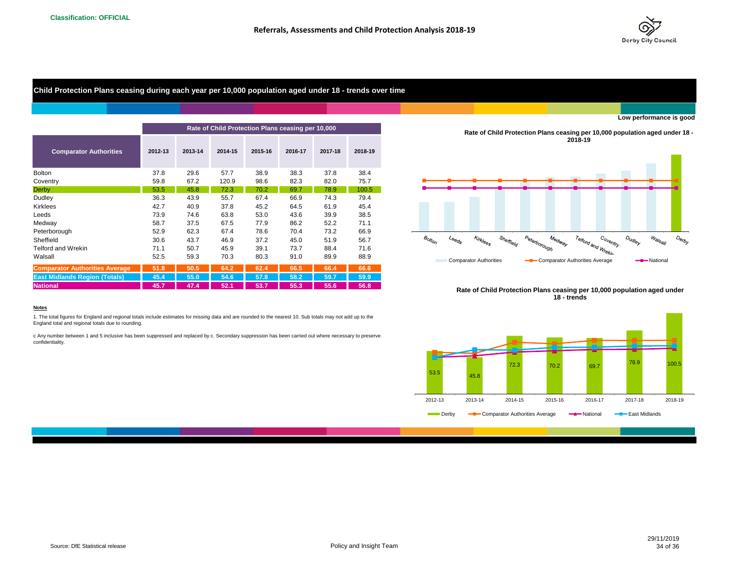Classification: OFFICIAL

Referrals, Assessments and Child Protection Analysis 2018-19

## Child Protection Plans ceasing during each year per 10,000 population aged under 18 - trends over time

**Low performance is good**

| Comparator Authorities | Rate of Child Protection Plans ceasing per 10,000 | | | | | | |
|---|---|---|---|---|---|---|---|
| | 2012-13 | 2013-14 | 2014-15 | 2015-16 | 2016-17 | 2017-18 | 2018-19 |
| Bolton | 37.8 | 29.6 | 57.7 | 38.9 | 38.3 | 37.8 | 38.4 |
| Coventry | 59.8 | 67.2 | 120.9 | 98.6 | 82.3 | 82.0 | 75.7 |
| Derby | 53.5 | 45.8 | 72.3 | 70.2 | 69.7 | 78.9 | 100.5 |
| Dudley | 36.3 | 43.9 | 55.7 | 67.4 | 66.9 | 74.3 | 79.4 |
| Kirklees | 42.7 | 40.9 | 37.8 | 45.2 | 64.5 | 61.9 | 45.4 |
| Leeds | 73.9 | 74.6 | 63.8 | 53.0 | 43.6 | 39.9 | 38.5 |
| Medway | 58.7 | 37.5 | 67.5 | 77.9 | 86.2 | 52.2 | 71.1 |
| Peterborough | 52.9 | 62.3 | 67.4 | 78.6 | 70.4 | 73.2 | 66.9 |
| Sheffield | 30.6 | 43.7 | 46.9 | 37.2 | 45.0 | 51.9 | 56.7 |
| Telford and Wrekin | 71.1 | 50.7 | 45.9 | 39.1 | 73.7 | 88.4 | 71.6 |
| Walsall | 52.5 | 59.3 | 70.3 | 80.3 | 91.0 | 89.9 | 88.9 |
| **Comparator Authorities Average** | **51.8** | **50.5** | **64.2** | **62.4** | **66.5** | **66.4** | **66.6** |
| **East Midlands Region (Totals)** | **45.4** | **55.0** | **54.6** | **57.8** | **58.2** | **59.7** | **59.9** |
| **National** | **45.7** | **47.4** | **52.1** | **53.7** | **55.3** | **55.6** | **56.8** |

**Notes**

1. The total figures for England and regional totals include estimates for missing data and are rounded to the nearest 10. Sub totals may not add up to the England total and regional totals due to rounding.

c Any number between 1 and 5 inclusive has been suppressed and replaced by c. Secondary suppression has been carried out where necessary to preserve confidentiality.

**Rate of Child Protection Plans ceasing per 10,000 population aged under 18 - 2018-19**

Bolton, Leeds, Kirklees, Sheffield, Peterborough, Medway, Telford and Wrekin, Coventry, Dudley, Walsall, Derby

Comparator Authorities — Comparator Authorities Average — National

**Rate of Child Protection Plans ceasing per 10,000 population aged under 18 - trends**

| | 2012-13 | 2013-14 | 2014-15 | 2015-16 | 2016-17 | 2017-18 | 2018-19 |
|---|---|---|---|---|---|---|---|
| Derby | 53.5 | 45.8 | 72.3 | 70.2 | 69.7 | 78.9 | 100.5 |

Derby — Comparator Authorities Average — National — East Midlands

Source: DfE Statistical release

Policy and Insight Team

29/11/2019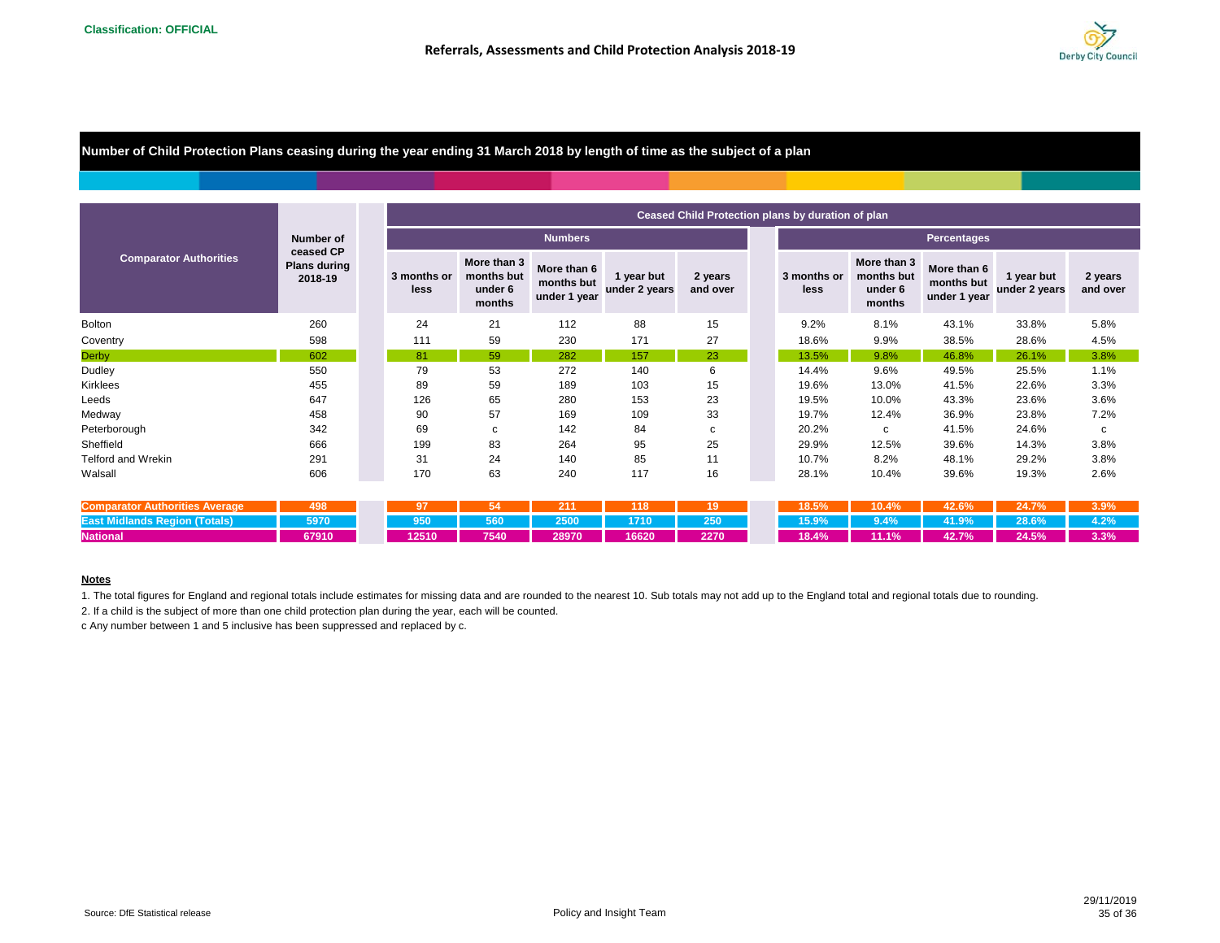Classification: OFFICIAL

## Referrals, Assessments and Child Protection Analysis 2018-19

### Number of Child Protection Plans ceasing during the year ending 31 March 2018 by length of time as the subject of a plan

| Comparator Authorities | Number of ceased CP Plans during 2018-19 | Ceased Child Protection plans by duration of plan – Numbers | | | | | Percentages | | | | |
|---|---|---|---|---|---|---|---|---|---|---|---|
| | | 3 months or less | More than 3 months but under 6 months | More than 6 months but under 1 year | 1 year but under 2 years | 2 years and over | 3 months or less | More than 3 months but under 6 months | More than 6 months but under 1 year | 1 year but under 2 years | 2 years and over |
| Bolton | 260 | 24 | 21 | 112 | 88 | 15 | 9.2% | 8.1% | 43.1% | 33.8% | 5.8% |
| Coventry | 598 | 111 | 59 | 230 | 171 | 27 | 18.6% | 9.9% | 38.5% | 28.6% | 4.5% |
| Derby | 602 | 81 | 59 | 282 | 157 | 23 | 13.5% | 9.8% | 46.8% | 26.1% | 3.8% |
| Dudley | 550 | 79 | 53 | 272 | 140 | 6 | 14.4% | 9.6% | 49.5% | 25.5% | 1.1% |
| Kirklees | 455 | 89 | 59 | 189 | 103 | 15 | 19.6% | 13.0% | 41.5% | 22.6% | 3.3% |
| Leeds | 647 | 126 | 65 | 280 | 153 | 23 | 19.5% | 10.0% | 43.3% | 23.6% | 3.6% |
| Medway | 458 | 90 | 57 | 169 | 109 | 33 | 19.7% | 12.4% | 36.9% | 23.8% | 7.2% |
| Peterborough | 342 | 69 | c | 142 | 84 | c | 20.2% | c | 41.5% | 24.6% | c |
| Sheffield | 666 | 199 | 83 | 264 | 95 | 25 | 29.9% | 12.5% | 39.6% | 14.3% | 3.8% |
| Telford and Wrekin | 291 | 31 | 24 | 140 | 85 | 11 | 10.7% | 8.2% | 48.1% | 29.2% | 3.8% |
| Walsall | 606 | 170 | 63 | 240 | 117 | 16 | 28.1% | 10.4% | 39.6% | 19.3% | 2.6% |
| **Comparator Authorities Average** | **498** | **97** | **54** | **211** | **118** | **19** | **18.5%** | **10.4%** | **42.6%** | **24.7%** | **3.9%** |
| **East Midlands Region (Totals)** | **5970** | **950** | **560** | **2500** | **1710** | **250** | **15.9%** | **9.4%** | **41.9%** | **28.6%** | **4.2%** |
| **National** | **67910** | **12510** | **7540** | **28970** | **16620** | **2270** | **18.4%** | **11.1%** | **42.7%** | **24.5%** | **3.3%** |

**Notes**

1. The total figures for England and regional totals include estimates for missing data and are rounded to the nearest 10. Sub totals may not add up to the England total and regional totals due to rounding.
2. If a child is the subject of more than one child protection plan during the year, each will be counted.

c Any number between 1 and 5 inclusive has been suppressed and replaced by c.

Source: DfE Statistical release

Policy and Insight Team

29/11/2019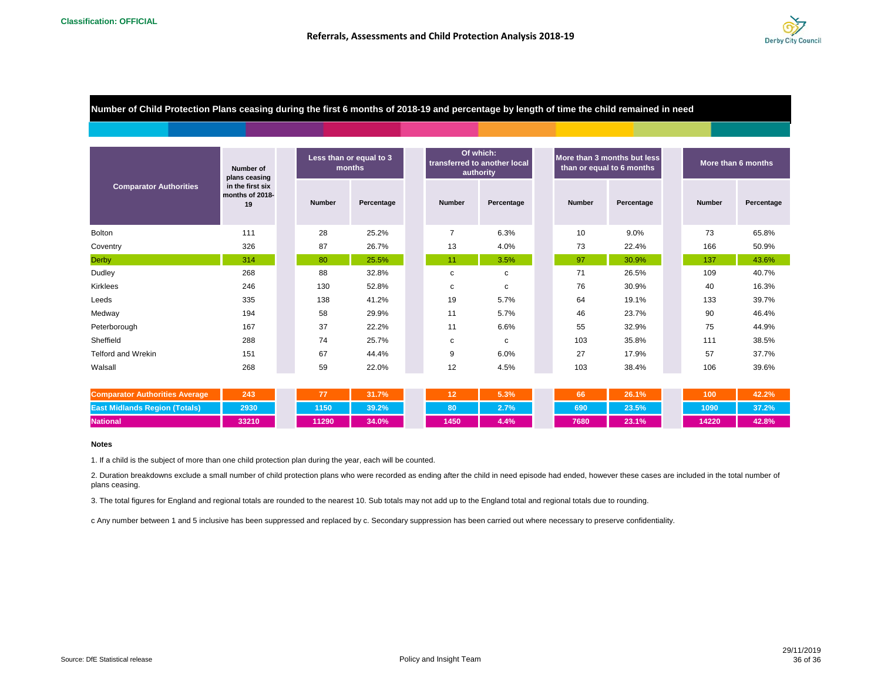Classification: OFFICIAL

## Referrals, Assessments and Child Protection Analysis 2018-19

### Number of Child Protection Plans ceasing during the first 6 months of 2018-19 and percentage by length of time the child remained in need

| Comparator Authorities | Number of plans ceasing in the first six months of 2018-19 | Less than or equal to 3 months | | Of which: transferred to another local authority | | More than 3 months but less than or equal to 6 months | | More than 6 months | |
|---|---|---|---|---|---|---|---|---|---|
| | | Number | Percentage | Number | Percentage | Number | Percentage | Number | Percentage |
| Bolton | 111 | 28 | 25.2% | 7 | 6.3% | 10 | 9.0% | 73 | 65.8% |
| Coventry | 326 | 87 | 26.7% | 13 | 4.0% | 73 | 22.4% | 166 | 50.9% |
| Derby | 314 | 80 | 25.5% | 11 | 3.5% | 97 | 30.9% | 137 | 43.6% |
| Dudley | 268 | 88 | 32.8% | c | c | 71 | 26.5% | 109 | 40.7% |
| Kirklees | 246 | 130 | 52.8% | c | c | 76 | 30.9% | 40 | 16.3% |
| Leeds | 335 | 138 | 41.2% | 19 | 5.7% | 64 | 19.1% | 133 | 39.7% |
| Medway | 194 | 58 | 29.9% | 11 | 5.7% | 46 | 23.7% | 90 | 46.4% |
| Peterborough | 167 | 37 | 22.2% | 11 | 6.6% | 55 | 32.9% | 75 | 44.9% |
| Sheffield | 288 | 74 | 25.7% | c | c | 103 | 35.8% | 111 | 38.5% |
| Telford and Wrekin | 151 | 67 | 44.4% | 9 | 6.0% | 27 | 17.9% | 57 | 37.7% |
| Walsall | 268 | 59 | 22.0% | 12 | 4.5% | 103 | 38.4% | 106 | 39.6% |
| **Comparator Authorities Average** | **243** | **77** | **31.7%** | **12** | **5.3%** | **66** | **26.1%** | **100** | **42.2%** |
| **East Midlands Region (Totals)** | **2930** | **1150** | **39.2%** | **80** | **2.7%** | **690** | **23.5%** | **1090** | **37.2%** |
| **National** | **33210** | **11290** | **34.0%** | **1450** | **4.4%** | **7680** | **23.1%** | **14220** | **42.8%** |

**Notes**

1. If a child is the subject of more than one child protection plan during the year, each will be counted.

2. Duration breakdowns exclude a small number of child protection plans who were recorded as ending after the child in need episode had ended, however these cases are included in the total number of plans ceasing.

3. The total figures for England and regional totals are rounded to the nearest 10. Sub totals may not add up to the England total and regional totals due to rounding.

c Any number between 1 and 5 inclusive has been suppressed and replaced by c. Secondary suppression has been carried out where necessary to preserve confidentiality.

Source: DfE Statistical release

Policy and Insight Team

29/11/2019